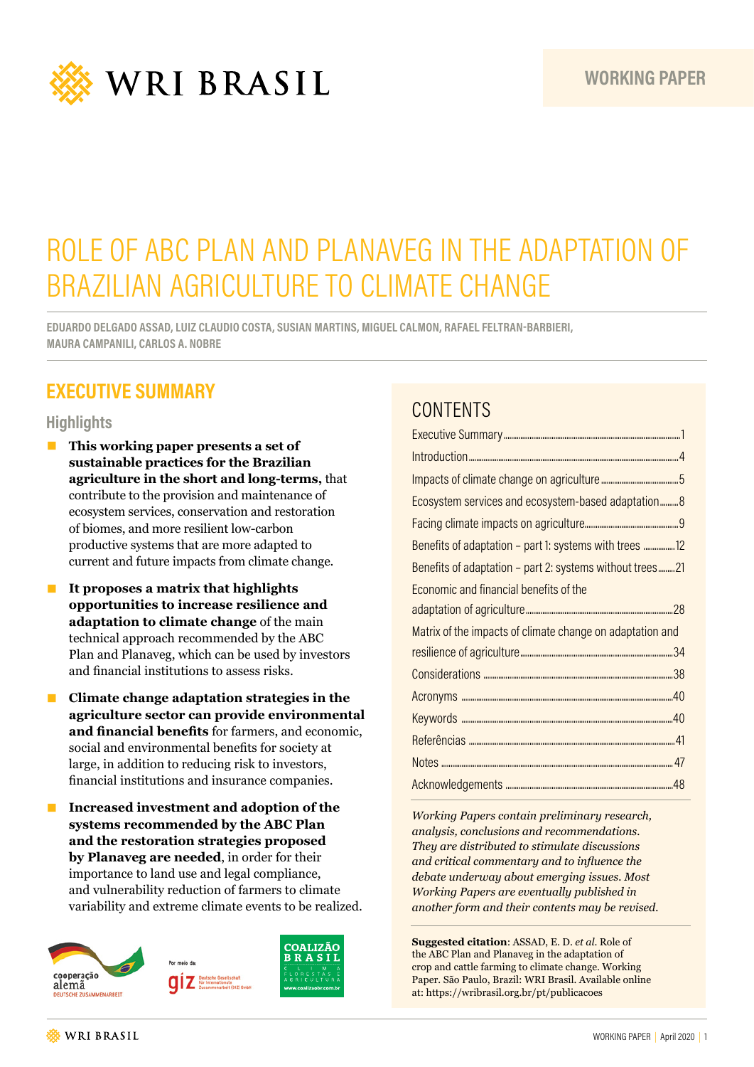WORKING PAPER

# ROLE OF ABC PLAN AND PLANAVEG IN THE ADAPTATION OF BRAZILIAN AGRICULTURE TO CLIMATE CHANGE

EDUARDO DELGADO ASSAD, LUIZ CLAUDIO COSTA, SUSIAN MARTINS, MIGUEL CALMON, RAFAEL FELTRAN-BARBIERI, MAURA CAMPANILI, CARLOS A. NOBRE

## EXECUTIVE SUMMARY

### Highlights

- **This working paper presents a set of sustainable practices for the Brazilian agriculture in the short and long-terms,** that contribute to the provision and maintenance of ecosystem services, conservation and restoration of biomes, and more resilient low-carbon productive systems that are more adapted to current and future impacts from climate change.
- **It proposes a matrix that highlights opportunities to increase resilience and adaptation to climate change** of the main technical approach recommended by the ABC Plan and Planaveg, which can be used by investors and financial institutions to assess risks.
- **Climate change adaptation strategies in the agriculture sector can provide environmental and financial benefits** for farmers, and economic, social and environmental benefits for society at large, in addition to reducing risk to investors, financial institutions and insurance companies.
- **Increased investment and adoption of the systems recommended by the ABC Plan and the restoration strategies proposed by Planaveg are needed**, in order for their importance to land use and legal compliance, and vulnerability reduction of farmers to climate variability and extreme climate events to be realized.

## CONTENTS

| | |
|---|---|
| Executive Summary | 1 |
| Introduction | 4 |
| Impacts of climate change on agriculture | 5 |
| Ecosystem services and ecosystem-based adaptation | 8 |
| Facing climate impacts on agriculture | 9 |
| Benefits of adaptation – part 1: systems with trees | 12 |
| Benefits of adaptation – part 2: systems without trees | 21 |
| Economic and financial benefits of the adaptation of agriculture | 28 |
| Matrix of the impacts of climate change on adaptation and resilience of agriculture | 34 |
| Considerations | 38 |
| Acronyms | 40 |
| Keywords | 40 |
| Referências | 41 |
| Notes | 47 |
| Acknowledgements | 48 |

*Working Papers contain preliminary research, analysis, conclusions and recommendations. They are distributed to stimulate discussions and critical commentary and to influence the debate underway about emerging issues. Most Working Papers are eventually published in another form and their contents may be revised.*

**Suggested citation**: ASSAD, E. D. *et al.* Role of the ABC Plan and Planaveg in the adaptation of crop and cattle farming to climate change. Working Paper. São Paulo, Brazil: WRI Brasil. Available online at: https://wribrasil.org.br/pt/publicacoes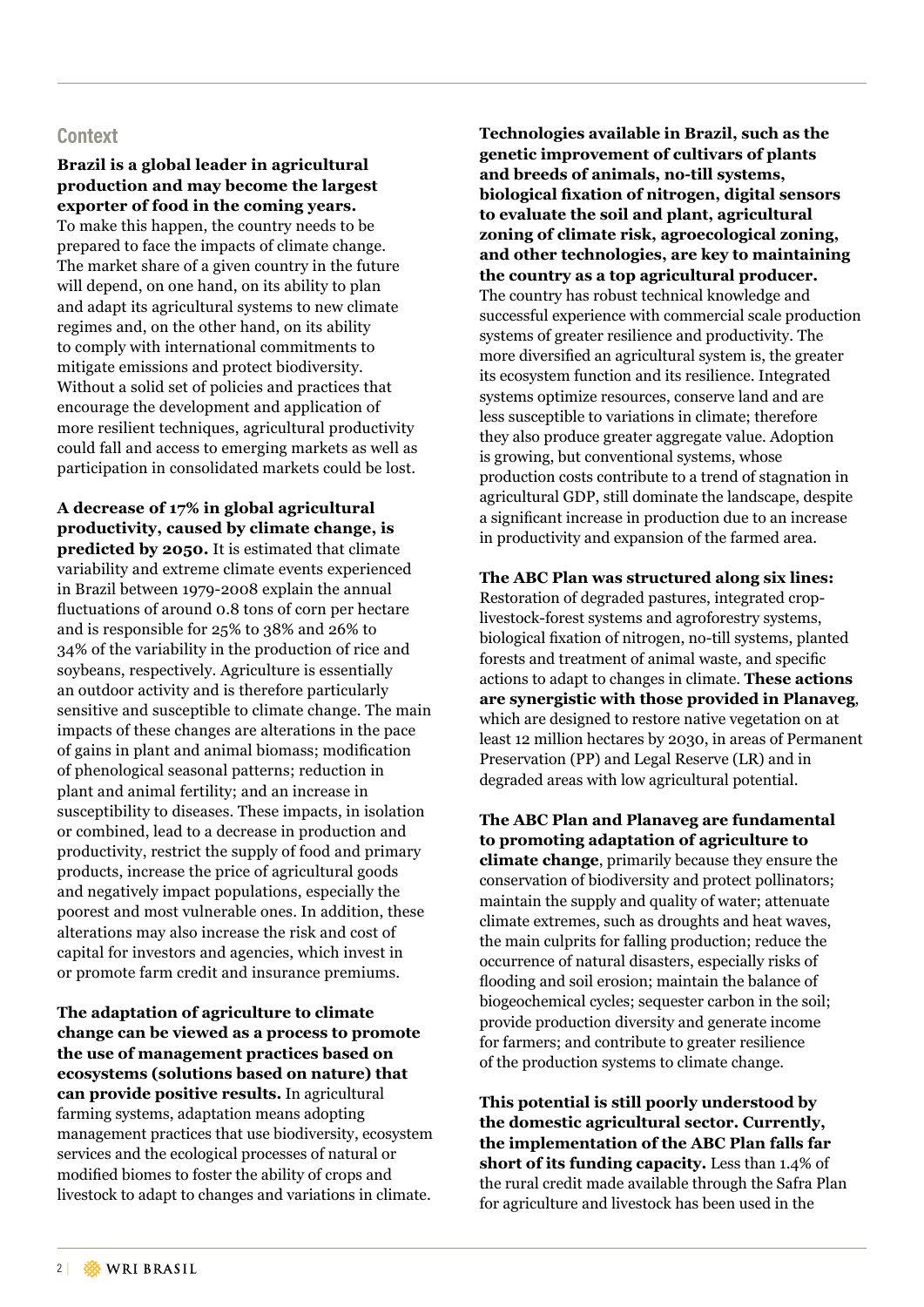## Context

**Brazil is a global leader in agricultural production and may become the largest exporter of food in the coming years.** To make this happen, the country needs to be prepared to face the impacts of climate change. The market share of a given country in the future will depend, on one hand, on its ability to plan and adapt its agricultural systems to new climate regimes and, on the other hand, on its ability to comply with international commitments to mitigate emissions and protect biodiversity. Without a solid set of policies and practices that encourage the development and application of more resilient techniques, agricultural productivity could fall and access to emerging markets as well as participation in consolidated markets could be lost.

**A decrease of 17% in global agricultural productivity, caused by climate change, is predicted by 2050.** It is estimated that climate variability and extreme climate events experienced in Brazil between 1979-2008 explain the annual fluctuations of around 0.8 tons of corn per hectare and is responsible for 25% to 38% and 26% to 34% of the variability in the production of rice and soybeans, respectively. Agriculture is essentially an outdoor activity and is therefore particularly sensitive and susceptible to climate change. The main impacts of these changes are alterations in the pace of gains in plant and animal biomass; modification of phenological seasonal patterns; reduction in plant and animal fertility; and an increase in susceptibility to diseases. These impacts, in isolation or combined, lead to a decrease in production and productivity, restrict the supply of food and primary products, increase the price of agricultural goods and negatively impact populations, especially the poorest and most vulnerable ones. In addition, these alterations may also increase the risk and cost of capital for investors and agencies, which invest in or promote farm credit and insurance premiums.

**The adaptation of agriculture to climate change can be viewed as a process to promote the use of management practices based on ecosystems (solutions based on nature) that can provide positive results.** In agricultural farming systems, adaptation means adopting management practices that use biodiversity, ecosystem services and the ecological processes of natural or modified biomes to foster the ability of crops and livestock to adapt to changes and variations in climate.

**Technologies available in Brazil, such as the genetic improvement of cultivars of plants and breeds of animals, no-till systems, biological fixation of nitrogen, digital sensors to evaluate the soil and plant, agricultural zoning of climate risk, agroecological zoning, and other technologies, are key to maintaining the country as a top agricultural producer.** The country has robust technical knowledge and successful experience with commercial scale production systems of greater resilience and productivity. The more diversified an agricultural system is, the greater its ecosystem function and its resilience. Integrated systems optimize resources, conserve land and are less susceptible to variations in climate; therefore they also produce greater aggregate value. Adoption is growing, but conventional systems, whose production costs contribute to a trend of stagnation in agricultural GDP, still dominate the landscape, despite a significant increase in production due to an increase in productivity and expansion of the farmed area.

**The ABC Plan was structured along six lines:** Restoration of degraded pastures, integrated crop-livestock-forest systems and agroforestry systems, biological fixation of nitrogen, no-till systems, planted forests and treatment of animal waste, and specific actions to adapt to changes in climate. **These actions are synergistic with those provided in Planaveg**, which are designed to restore native vegetation on at least 12 million hectares by 2030, in areas of Permanent Preservation (PP) and Legal Reserve (LR) and in degraded areas with low agricultural potential.

**The ABC Plan and Planaveg are fundamental to promoting adaptation of agriculture to climate change**, primarily because they ensure the conservation of biodiversity and protect pollinators; maintain the supply and quality of water; attenuate climate extremes, such as droughts and heat waves, the main culprits for falling production; reduce the occurrence of natural disasters, especially risks of flooding and soil erosion; maintain the balance of biogeochemical cycles; sequester carbon in the soil; provide production diversity and generate income for farmers; and contribute to greater resilience of the production systems to climate change.

**This potential is still poorly understood by the domestic agricultural sector. Currently, the implementation of the ABC Plan falls far short of its funding capacity.** Less than 1.4% of the rural credit made available through the Safra Plan for agriculture and livestock has been used in the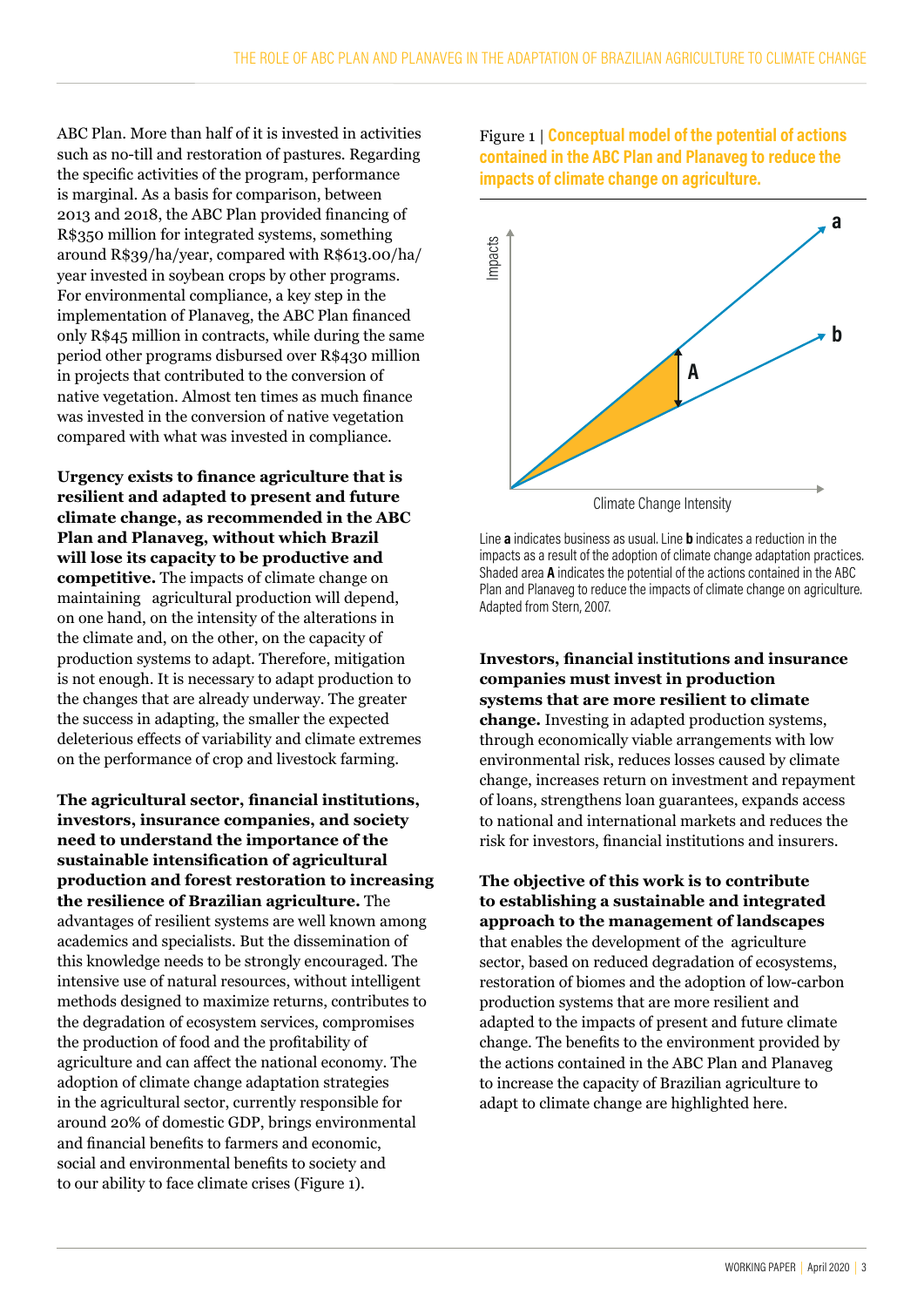ABC Plan. More than half of it is invested in activities such as no-till and restoration of pastures. Regarding the specific activities of the program, performance is marginal. As a basis for comparison, between 2013 and 2018, the ABC Plan provided financing of R$350 million for integrated systems, something around R$39/ha/year, compared with R$613.00/ha/year invested in soybean crops by other programs. For environmental compliance, a key step in the implementation of Planaveg, the ABC Plan financed only R$45 million in contracts, while during the same period other programs disbursed over R$430 million in projects that contributed to the conversion of native vegetation. Almost ten times as much finance was invested in the conversion of native vegetation compared with what was invested in compliance.

**Urgency exists to finance agriculture that is resilient and adapted to present and future climate change, as recommended in the ABC Plan and Planaveg, without which Brazil will lose its capacity to be productive and competitive.** The impacts of climate change on maintaining agricultural production will depend, on one hand, on the intensity of the alterations in the climate and, on the other, on the capacity of production systems to adapt. Therefore, mitigation is not enough. It is necessary to adapt production to the changes that are already underway. The greater the success in adapting, the smaller the expected deleterious effects of variability and climate extremes on the performance of crop and livestock farming.

**The agricultural sector, financial institutions, investors, insurance companies, and society need to understand the importance of the sustainable intensification of agricultural production and forest restoration to increasing the resilience of Brazilian agriculture.** The advantages of resilient systems are well known among academics and specialists. But the dissemination of this knowledge needs to be strongly encouraged. The intensive use of natural resources, without intelligent methods designed to maximize returns, contributes to the degradation of ecosystem services, compromises the production of food and the profitability of agriculture and can affect the national economy. The adoption of climate change adaptation strategies in the agricultural sector, currently responsible for around 20% of domestic GDP, brings environmental and financial benefits to farmers and economic, social and environmental benefits to society and to our ability to face climate crises (Figure 1).

Figure 1 | **Conceptual model of the potential of actions contained in the ABC Plan and Planaveg to reduce the impacts of climate change on agriculture.**

Line **a** indicates business as usual. Line **b** indicates a reduction in the impacts as a result of the adoption of climate change adaptation practices. Shaded area **A** indicates the potential of the actions contained in the ABC Plan and Planaveg to reduce the impacts of climate change on agriculture. Adapted from Stern, 2007.

**Investors, financial institutions and insurance companies must invest in production systems that are more resilient to climate change.** Investing in adapted production systems, through economically viable arrangements with low environmental risk, reduces losses caused by climate change, increases return on investment and repayment of loans, strengthens loan guarantees, expands access to national and international markets and reduces the risk for investors, financial institutions and insurers.

**The objective of this work is to contribute to establishing a sustainable and integrated approach to the management of landscapes** that enables the development of the agriculture sector, based on reduced degradation of ecosystems, restoration of biomes and the adoption of low-carbon production systems that are more resilient and adapted to the impacts of present and future climate change. The benefits to the environment provided by the actions contained in the ABC Plan and Planaveg to increase the capacity of Brazilian agriculture to adapt to climate change are highlighted here.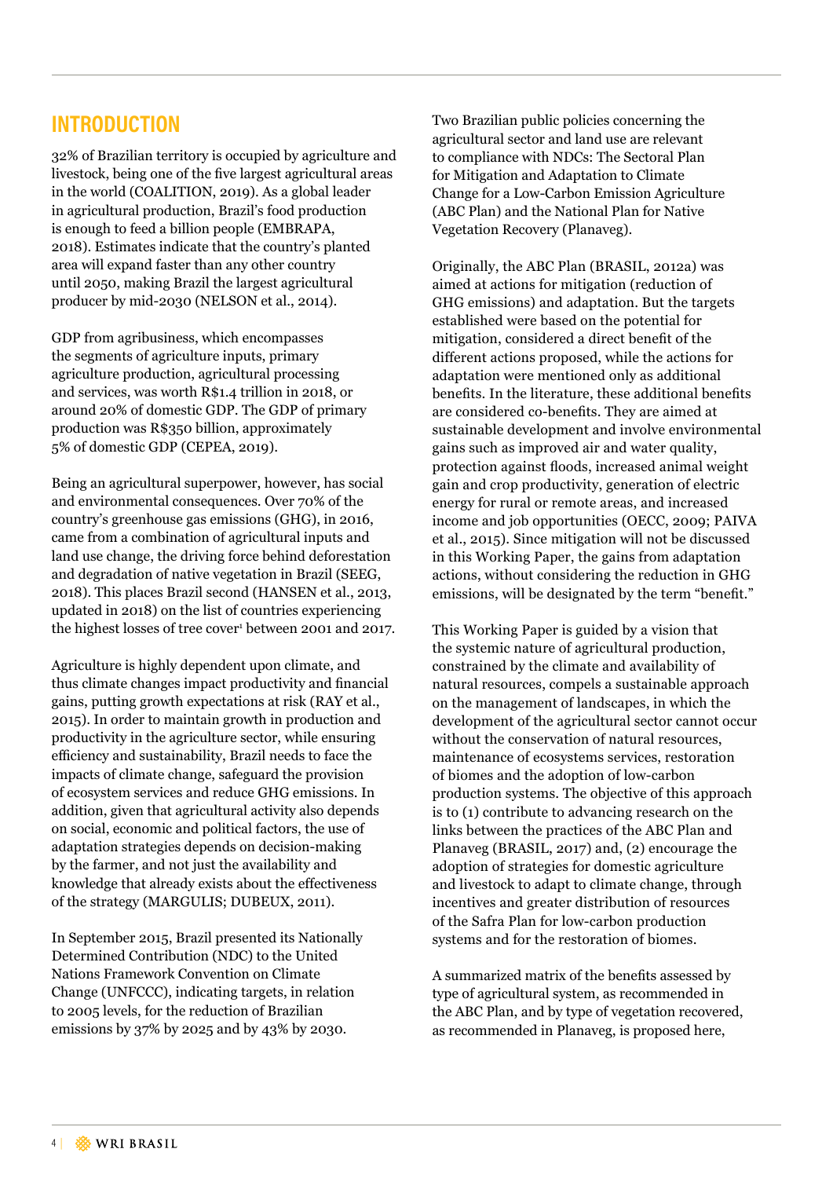## INTRODUCTION

32% of Brazilian territory is occupied by agriculture and livestock, being one of the five largest agricultural areas in the world (COALITION, 2019). As a global leader in agricultural production, Brazil's food production is enough to feed a billion people (EMBRAPA, 2018). Estimates indicate that the country's planted area will expand faster than any other country until 2050, making Brazil the largest agricultural producer by mid-2030 (NELSON et al., 2014).

GDP from agribusiness, which encompasses the segments of agriculture inputs, primary agriculture production, agricultural processing and services, was worth R$1.4 trillion in 2018, or around 20% of domestic GDP. The GDP of primary production was R$350 billion, approximately 5% of domestic GDP (CEPEA, 2019).

Being an agricultural superpower, however, has social and environmental consequences. Over 70% of the country's greenhouse gas emissions (GHG), in 2016, came from a combination of agricultural inputs and land use change, the driving force behind deforestation and degradation of native vegetation in Brazil (SEEG, 2018). This places Brazil second (HANSEN et al., 2013, updated in 2018) on the list of countries experiencing the highest losses of tree cover[1] between 2001 and 2017.

Agriculture is highly dependent upon climate, and thus climate changes impact productivity and financial gains, putting growth expectations at risk (RAY et al., 2015). In order to maintain growth in production and productivity in the agriculture sector, while ensuring efficiency and sustainability, Brazil needs to face the impacts of climate change, safeguard the provision of ecosystem services and reduce GHG emissions. In addition, given that agricultural activity also depends on social, economic and political factors, the use of adaptation strategies depends on decision-making by the farmer, and not just the availability and knowledge that already exists about the effectiveness of the strategy (MARGULIS; DUBEUX, 2011).

In September 2015, Brazil presented its Nationally Determined Contribution (NDC) to the United Nations Framework Convention on Climate Change (UNFCCC), indicating targets, in relation to 2005 levels, for the reduction of Brazilian emissions by 37% by 2025 and by 43% by 2030.

Two Brazilian public policies concerning the agricultural sector and land use are relevant to compliance with NDCs: The Sectoral Plan for Mitigation and Adaptation to Climate Change for a Low-Carbon Emission Agriculture (ABC Plan) and the National Plan for Native Vegetation Recovery (Planaveg).

Originally, the ABC Plan (BRASIL, 2012a) was aimed at actions for mitigation (reduction of GHG emissions) and adaptation. But the targets established were based on the potential for mitigation, considered a direct benefit of the different actions proposed, while the actions for adaptation were mentioned only as additional benefits. In the literature, these additional benefits are considered co-benefits. They are aimed at sustainable development and involve environmental gains such as improved air and water quality, protection against floods, increased animal weight gain and crop productivity, generation of electric energy for rural or remote areas, and increased income and job opportunities (OECC, 2009; PAIVA et al., 2015). Since mitigation will not be discussed in this Working Paper, the gains from adaptation actions, without considering the reduction in GHG emissions, will be designated by the term "benefit."

This Working Paper is guided by a vision that the systemic nature of agricultural production, constrained by the climate and availability of natural resources, compels a sustainable approach on the management of landscapes, in which the development of the agricultural sector cannot occur without the conservation of natural resources, maintenance of ecosystems services, restoration of biomes and the adoption of low-carbon production systems. The objective of this approach is to (1) contribute to advancing research on the links between the practices of the ABC Plan and Planaveg (BRASIL, 2017) and, (2) encourage the adoption of strategies for domestic agriculture and livestock to adapt to climate change, through incentives and greater distribution of resources of the Safra Plan for low-carbon production systems and for the restoration of biomes.

A summarized matrix of the benefits assessed by type of agricultural system, as recommended in the ABC Plan, and by type of vegetation recovered, as recommended in Planaveg, is proposed here,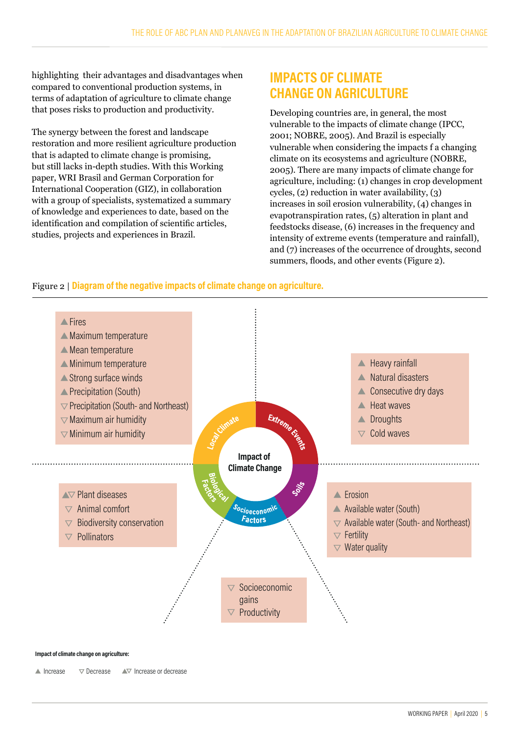highlighting their advantages and disadvantages when compared to conventional production systems, in terms of adaptation of agriculture to climate change that poses risks to production and productivity.

The synergy between the forest and landscape restoration and more resilient agriculture production that is adapted to climate change is promising, but still lacks in-depth studies. With this Working paper, WRI Brasil and German Corporation for International Cooperation (GIZ), in collaboration with a group of specialists, systematized a summary of knowledge and experiences to date, based on the identification and compilation of scientific articles, studies, projects and experiences in Brazil.

## IMPACTS OF CLIMATE CHANGE ON AGRICULTURE

Developing countries are, in general, the most vulnerable to the impacts of climate change (IPCC, 2001; NOBRE, 2005). And Brazil is especially vulnerable when considering the impacts f a changing climate on its ecosystems and agriculture (NOBRE, 2005). There are many impacts of climate change for agriculture, including: (1) changes in crop development cycles, (2) reduction in water availability, (3) increases in soil erosion vulnerability, (4) changes in evapotranspiration rates, (5) alteration in plant and feedstocks disease, (6) increases in the frequency and intensity of extreme events (temperature and rainfall), and (7) increases of the occurrence of droughts, second summers, floods, and other events (Figure 2).

Figure 2 | **Diagram of the negative impacts of climate change on agriculture.**

**Impact of Climate Change**

**Local Climate**
- ▲ Fires
- ▲ Maximum temperature
- ▲ Mean temperature
- ▲ Minimum temperature
- ▲ Strong surface winds
- ▲ Precipitation (South)
- ▽ Precipitation (South- and Northeast)
- ▽ Maximum air humidity
- ▽ Minimum air humidity

**Extreme Events**
- ▲ Heavy rainfall
- ▲ Natural disasters
- ▲ Consecutive dry days
- ▲ Heat waves
- ▲ Droughts
- ▽ Cold waves

**Biological Factors**
- ▲▽ Plant diseases
- ▽ Animal comfort
- ▽ Biodiversity conservation
- ▽ Pollinators

**Soils**
- ▲ Erosion
- ▲ Available water (South)
- ▽ Available water (South- and Northeast)
- ▽ Fertility
- ▽ Water quality

**Socioeconomic Factors**
- ▽ Socioeconomic gains
- ▽ Productivity

Impact of climate change on agriculture:

▲ Increase ▽ Decrease ▲▽ Increase or decrease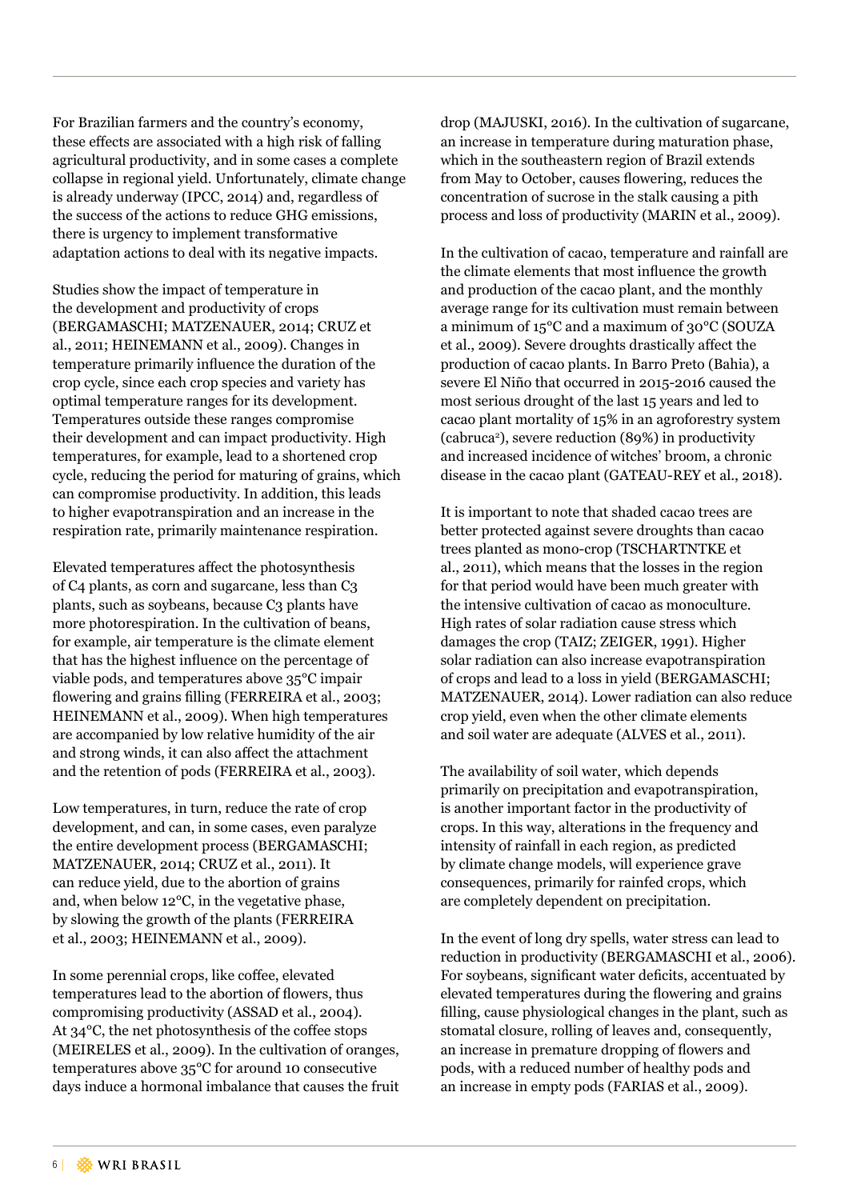For Brazilian farmers and the country's economy, these effects are associated with a high risk of falling agricultural productivity, and in some cases a complete collapse in regional yield. Unfortunately, climate change is already underway (IPCC, 2014) and, regardless of the success of the actions to reduce GHG emissions, there is urgency to implement transformative adaptation actions to deal with its negative impacts.

Studies show the impact of temperature in the development and productivity of crops (BERGAMASCHI; MATZENAUER, 2014; CRUZ et al., 2011; HEINEMANN et al., 2009). Changes in temperature primarily influence the duration of the crop cycle, since each crop species and variety has optimal temperature ranges for its development. Temperatures outside these ranges compromise their development and can impact productivity. High temperatures, for example, lead to a shortened crop cycle, reducing the period for maturing of grains, which can compromise productivity. In addition, this leads to higher evapotranspiration and an increase in the respiration rate, primarily maintenance respiration.

Elevated temperatures affect the photosynthesis of C4 plants, as corn and sugarcane, less than C3 plants, such as soybeans, because C3 plants have more photorespiration. In the cultivation of beans, for example, air temperature is the climate element that has the highest influence on the percentage of viable pods, and temperatures above 35°C impair flowering and grains filling (FERREIRA et al., 2003; HEINEMANN et al., 2009). When high temperatures are accompanied by low relative humidity of the air and strong winds, it can also affect the attachment and the retention of pods (FERREIRA et al., 2003).

Low temperatures, in turn, reduce the rate of crop development, and can, in some cases, even paralyze the entire development process (BERGAMASCHI; MATZENAUER, 2014; CRUZ et al., 2011). It can reduce yield, due to the abortion of grains and, when below 12°C, in the vegetative phase, by slowing the growth of the plants (FERREIRA et al., 2003; HEINEMANN et al., 2009).

In some perennial crops, like coffee, elevated temperatures lead to the abortion of flowers, thus compromising productivity (ASSAD et al., 2004). At 34°C, the net photosynthesis of the coffee stops (MEIRELES et al., 2009). In the cultivation of oranges, temperatures above 35°C for around 10 consecutive days induce a hormonal imbalance that causes the fruit drop (MAJUSKI, 2016). In the cultivation of sugarcane, an increase in temperature during maturation phase, which in the southeastern region of Brazil extends from May to October, causes flowering, reduces the concentration of sucrose in the stalk causing a pith process and loss of productivity (MARIN et al., 2009).

In the cultivation of cacao, temperature and rainfall are the climate elements that most influence the growth and production of the cacao plant, and the monthly average range for its cultivation must remain between a minimum of 15°C and a maximum of 30°C (SOUZA et al., 2009). Severe droughts drastically affect the production of cacao plants. In Barro Preto (Bahia), a severe El Niño that occurred in 2015-2016 caused the most serious drought of the last 15 years and led to cacao plant mortality of 15% in an agroforestry system (cabruca[2]), severe reduction (89%) in productivity and increased incidence of witches' broom, a chronic disease in the cacao plant (GATEAU-REY et al., 2018).

It is important to note that shaded cacao trees are better protected against severe droughts than cacao trees planted as mono-crop (TSCHARTNTKE et al., 2011), which means that the losses in the region for that period would have been much greater with the intensive cultivation of cacao as monoculture. High rates of solar radiation cause stress which damages the crop (TAIZ; ZEIGER, 1991). Higher solar radiation can also increase evapotranspiration of crops and lead to a loss in yield (BERGAMASCHI; MATZENAUER, 2014). Lower radiation can also reduce crop yield, even when the other climate elements and soil water are adequate (ALVES et al., 2011).

The availability of soil water, which depends primarily on precipitation and evapotranspiration, is another important factor in the productivity of crops. In this way, alterations in the frequency and intensity of rainfall in each region, as predicted by climate change models, will experience grave consequences, primarily for rainfed crops, which are completely dependent on precipitation.

In the event of long dry spells, water stress can lead to reduction in productivity (BERGAMASCHI et al., 2006). For soybeans, significant water deficits, accentuated by elevated temperatures during the flowering and grains filling, cause physiological changes in the plant, such as stomatal closure, rolling of leaves and, consequently, an increase in premature dropping of flowers and pods, with a reduced number of healthy pods and an increase in empty pods (FARIAS et al., 2009).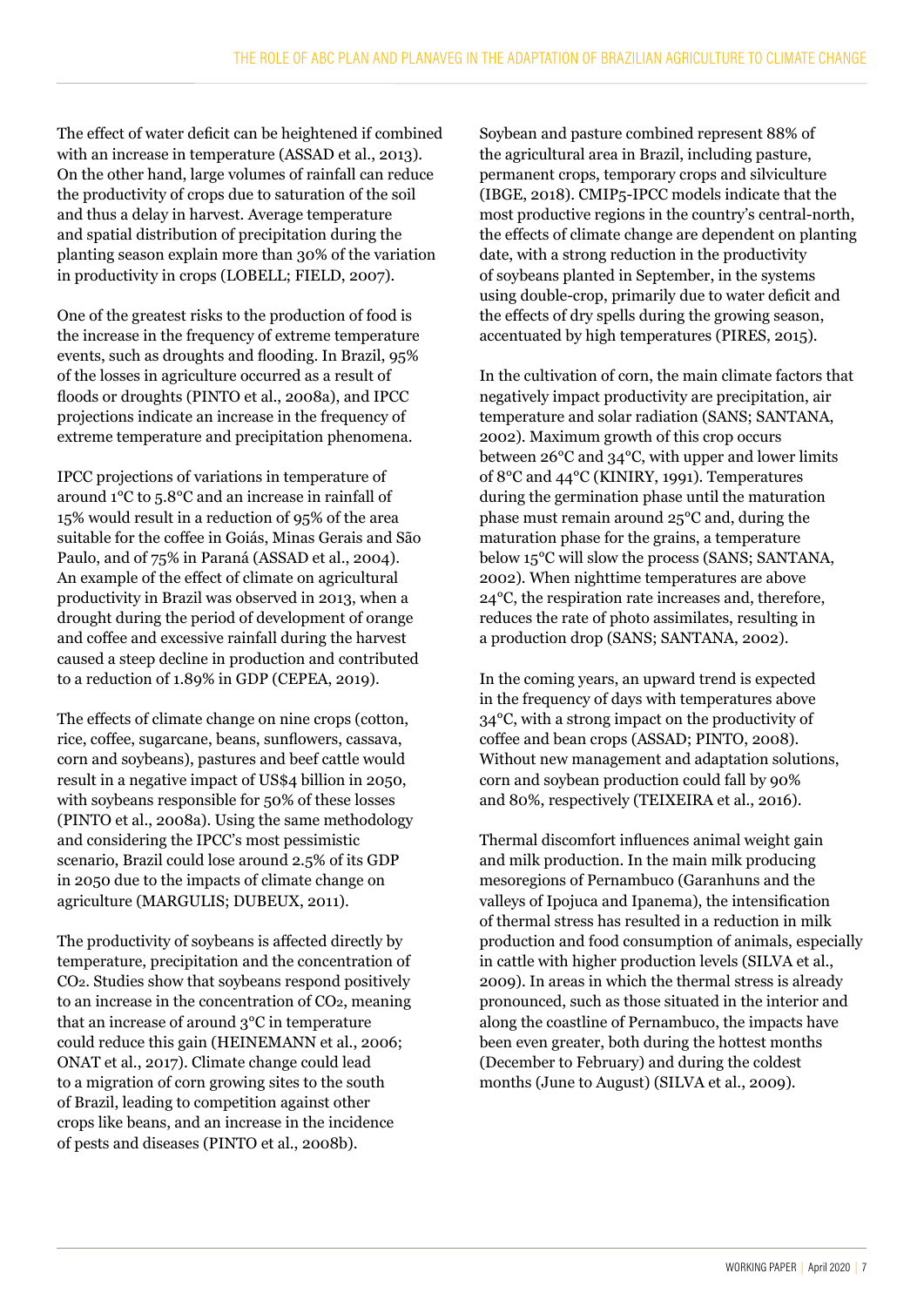The effect of water deficit can be heightened if combined with an increase in temperature (ASSAD et al., 2013). On the other hand, large volumes of rainfall can reduce the productivity of crops due to saturation of the soil and thus a delay in harvest. Average temperature and spatial distribution of precipitation during the planting season explain more than 30% of the variation in productivity in crops (LOBELL; FIELD, 2007).

One of the greatest risks to the production of food is the increase in the frequency of extreme temperature events, such as droughts and flooding. In Brazil, 95% of the losses in agriculture occurred as a result of floods or droughts (PINTO et al., 2008a), and IPCC projections indicate an increase in the frequency of extreme temperature and precipitation phenomena.

IPCC projections of variations in temperature of around 1°C to 5.8°C and an increase in rainfall of 15% would result in a reduction of 95% of the area suitable for the coffee in Goiás, Minas Gerais and São Paulo, and of 75% in Paraná (ASSAD et al., 2004). An example of the effect of climate on agricultural productivity in Brazil was observed in 2013, when a drought during the period of development of orange and coffee and excessive rainfall during the harvest caused a steep decline in production and contributed to a reduction of 1.89% in GDP (CEPEA, 2019).

The effects of climate change on nine crops (cotton, rice, coffee, sugarcane, beans, sunflowers, cassava, corn and soybeans), pastures and beef cattle would result in a negative impact of US$4 billion in 2050, with soybeans responsible for 50% of these losses (PINTO et al., 2008a). Using the same methodology and considering the IPCC's most pessimistic scenario, Brazil could lose around 2.5% of its GDP in 2050 due to the impacts of climate change on agriculture (MARGULIS; DUBEUX, 2011).

The productivity of soybeans is affected directly by temperature, precipitation and the concentration of $CO_2$. Studies show that soybeans respond positively to an increase in the concentration of $CO_2$, meaning that an increase of around 3°C in temperature could reduce this gain (HEINEMANN et al., 2006; ONAT et al., 2017). Climate change could lead to a migration of corn growing sites to the south of Brazil, leading to competition against other crops like beans, and an increase in the incidence of pests and diseases (PINTO et al., 2008b).

Soybean and pasture combined represent 88% of the agricultural area in Brazil, including pasture, permanent crops, temporary crops and silviculture (IBGE, 2018). CMIP5-IPCC models indicate that the most productive regions in the country's central-north, the effects of climate change are dependent on planting date, with a strong reduction in the productivity of soybeans planted in September, in the systems using double-crop, primarily due to water deficit and the effects of dry spells during the growing season, accentuated by high temperatures (PIRES, 2015).

In the cultivation of corn, the main climate factors that negatively impact productivity are precipitation, air temperature and solar radiation (SANS; SANTANA, 2002). Maximum growth of this crop occurs between 26°C and 34°C, with upper and lower limits of 8°C and 44°C (KINIRY, 1991). Temperatures during the germination phase until the maturation phase must remain around 25°C and, during the maturation phase for the grains, a temperature below 15°C will slow the process (SANS; SANTANA, 2002). When nighttime temperatures are above 24°C, the respiration rate increases and, therefore, reduces the rate of photo assimilates, resulting in a production drop (SANS; SANTANA, 2002).

In the coming years, an upward trend is expected in the frequency of days with temperatures above 34°C, with a strong impact on the productivity of coffee and bean crops (ASSAD; PINTO, 2008). Without new management and adaptation solutions, corn and soybean production could fall by 90% and 80%, respectively (TEIXEIRA et al., 2016).

Thermal discomfort influences animal weight gain and milk production. In the main milk producing mesoregions of Pernambuco (Garanhuns and the valleys of Ipojuca and Ipanema), the intensification of thermal stress has resulted in a reduction in milk production and food consumption of animals, especially in cattle with higher production levels (SILVA et al., 2009). In areas in which the thermal stress is already pronounced, such as those situated in the interior and along the coastline of Pernambuco, the impacts have been even greater, both during the hottest months (December to February) and during the coldest months (June to August) (SILVA et al., 2009).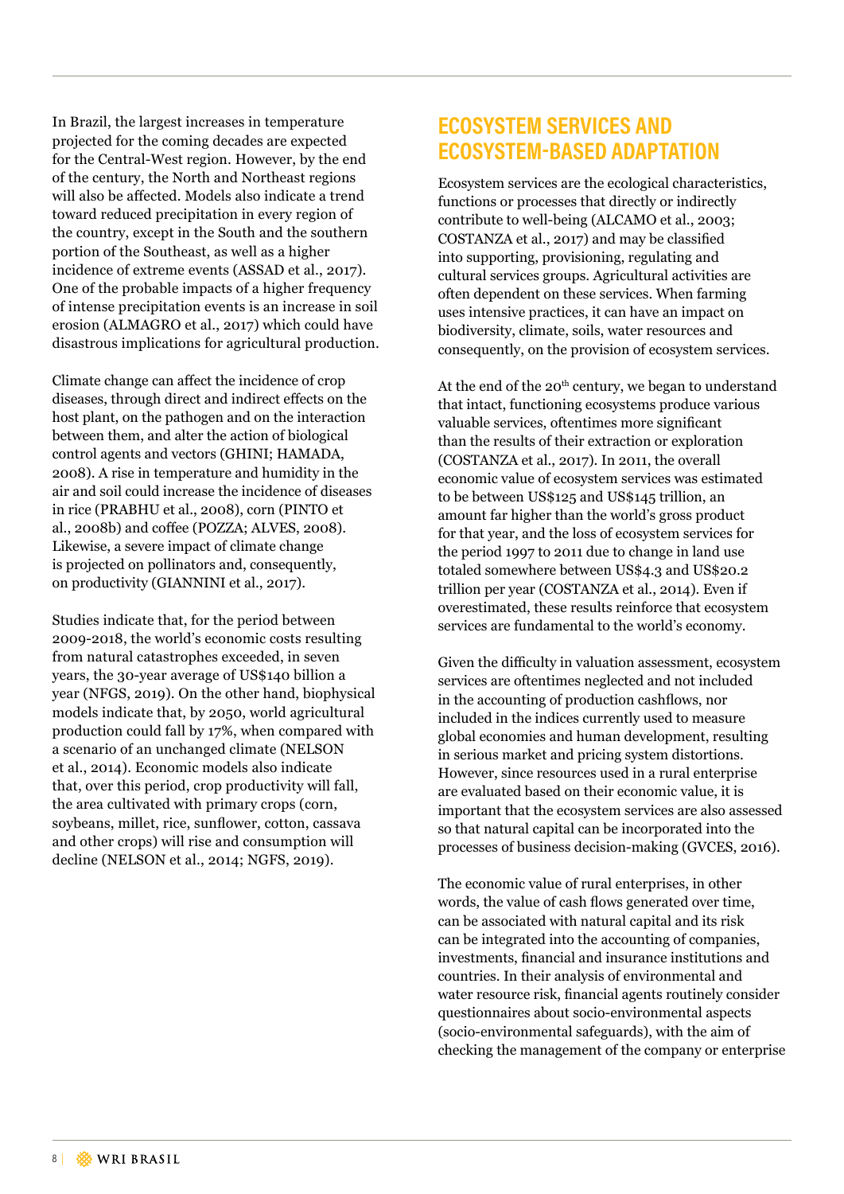In Brazil, the largest increases in temperature projected for the coming decades are expected for the Central-West region. However, by the end of the century, the North and Northeast regions will also be affected. Models also indicate a trend toward reduced precipitation in every region of the country, except in the South and the southern portion of the Southeast, as well as a higher incidence of extreme events (ASSAD et al., 2017). One of the probable impacts of a higher frequency of intense precipitation events is an increase in soil erosion (ALMAGRO et al., 2017) which could have disastrous implications for agricultural production.

Climate change can affect the incidence of crop diseases, through direct and indirect effects on the host plant, on the pathogen and on the interaction between them, and alter the action of biological control agents and vectors (GHINI; HAMADA, 2008). A rise in temperature and humidity in the air and soil could increase the incidence of diseases in rice (PRABHU et al., 2008), corn (PINTO et al., 2008b) and coffee (POZZA; ALVES, 2008). Likewise, a severe impact of climate change is projected on pollinators and, consequently, on productivity (GIANNINI et al., 2017).

Studies indicate that, for the period between 2009-2018, the world's economic costs resulting from natural catastrophes exceeded, in seven years, the 30-year average of US$140 billion a year (NFGS, 2019). On the other hand, biophysical models indicate that, by 2050, world agricultural production could fall by 17%, when compared with a scenario of an unchanged climate (NELSON et al., 2014). Economic models also indicate that, over this period, crop productivity will fall, the area cultivated with primary crops (corn, soybeans, millet, rice, sunflower, cotton, cassava and other crops) will rise and consumption will decline (NELSON et al., 2014; NGFS, 2019).

## ECOSYSTEM SERVICES AND ECOSYSTEM-BASED ADAPTATION

Ecosystem services are the ecological characteristics, functions or processes that directly or indirectly contribute to well-being (ALCAMO et al., 2003; COSTANZA et al., 2017) and may be classified into supporting, provisioning, regulating and cultural services groups. Agricultural activities are often dependent on these services. When farming uses intensive practices, it can have an impact on biodiversity, climate, soils, water resources and consequently, on the provision of ecosystem services.

At the end of the 20th century, we began to understand that intact, functioning ecosystems produce various valuable services, oftentimes more significant than the results of their extraction or exploration (COSTANZA et al., 2017). In 2011, the overall economic value of ecosystem services was estimated to be between US$125 and US$145 trillion, an amount far higher than the world's gross product for that year, and the loss of ecosystem services for the period 1997 to 2011 due to change in land use totaled somewhere between US$4.3 and US$20.2 trillion per year (COSTANZA et al., 2014). Even if overestimated, these results reinforce that ecosystem services are fundamental to the world's economy.

Given the difficulty in valuation assessment, ecosystem services are oftentimes neglected and not included in the accounting of production cashflows, nor included in the indices currently used to measure global economies and human development, resulting in serious market and pricing system distortions. However, since resources used in a rural enterprise are evaluated based on their economic value, it is important that the ecosystem services are also assessed so that natural capital can be incorporated into the processes of business decision-making (GVCES, 2016).

The economic value of rural enterprises, in other words, the value of cash flows generated over time, can be associated with natural capital and its risk can be integrated into the accounting of companies, investments, financial and insurance institutions and countries. In their analysis of environmental and water resource risk, financial agents routinely consider questionnaires about socio-environmental aspects (socio-environmental safeguards), with the aim of checking the management of the company or enterprise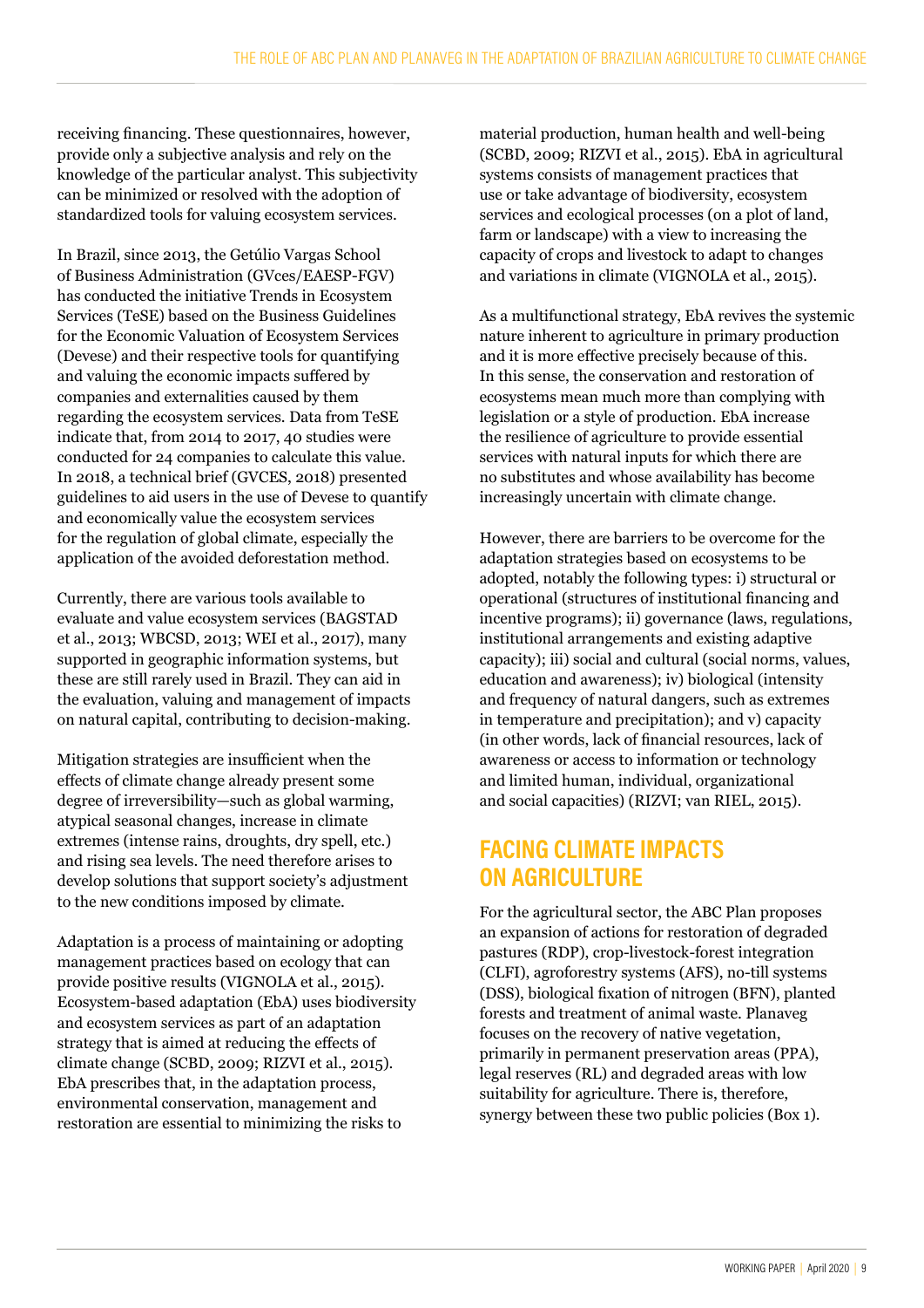receiving financing. These questionnaires, however, provide only a subjective analysis and rely on the knowledge of the particular analyst. This subjectivity can be minimized or resolved with the adoption of standardized tools for valuing ecosystem services.

In Brazil, since 2013, the Getúlio Vargas School of Business Administration (GVces/EAESP-FGV) has conducted the initiative Trends in Ecosystem Services (TeSE) based on the Business Guidelines for the Economic Valuation of Ecosystem Services (Devese) and their respective tools for quantifying and valuing the economic impacts suffered by companies and externalities caused by them regarding the ecosystem services. Data from TeSE indicate that, from 2014 to 2017, 40 studies were conducted for 24 companies to calculate this value. In 2018, a technical brief (GVCES, 2018) presented guidelines to aid users in the use of Devese to quantify and economically value the ecosystem services for the regulation of global climate, especially the application of the avoided deforestation method.

Currently, there are various tools available to evaluate and value ecosystem services (BAGSTAD et al., 2013; WBCSD, 2013; WEI et al., 2017), many supported in geographic information systems, but these are still rarely used in Brazil. They can aid in the evaluation, valuing and management of impacts on natural capital, contributing to decision-making.

Mitigation strategies are insufficient when the effects of climate change already present some degree of irreversibility—such as global warming, atypical seasonal changes, increase in climate extremes (intense rains, droughts, dry spell, etc.) and rising sea levels. The need therefore arises to develop solutions that support society's adjustment to the new conditions imposed by climate.

Adaptation is a process of maintaining or adopting management practices based on ecology that can provide positive results (VIGNOLA et al., 2015). Ecosystem-based adaptation (EbA) uses biodiversity and ecosystem services as part of an adaptation strategy that is aimed at reducing the effects of climate change (SCBD, 2009; RIZVI et al., 2015). EbA prescribes that, in the adaptation process, environmental conservation, management and restoration are essential to minimizing the risks to material production, human health and well-being (SCBD, 2009; RIZVI et al., 2015). EbA in agricultural systems consists of management practices that use or take advantage of biodiversity, ecosystem services and ecological processes (on a plot of land, farm or landscape) with a view to increasing the capacity of crops and livestock to adapt to changes and variations in climate (VIGNOLA et al., 2015).

As a multifunctional strategy, EbA revives the systemic nature inherent to agriculture in primary production and it is more effective precisely because of this. In this sense, the conservation and restoration of ecosystems mean much more than complying with legislation or a style of production. EbA increase the resilience of agriculture to provide essential services with natural inputs for which there are no substitutes and whose availability has become increasingly uncertain with climate change.

However, there are barriers to be overcome for the adaptation strategies based on ecosystems to be adopted, notably the following types: i) structural or operational (structures of institutional financing and incentive programs); ii) governance (laws, regulations, institutional arrangements and existing adaptive capacity); iii) social and cultural (social norms, values, education and awareness); iv) biological (intensity and frequency of natural dangers, such as extremes in temperature and precipitation); and v) capacity (in other words, lack of financial resources, lack of awareness or access to information or technology and limited human, individual, organizational and social capacities) (RIZVI; van RIEL, 2015).

## FACING CLIMATE IMPACTS ON AGRICULTURE

For the agricultural sector, the ABC Plan proposes an expansion of actions for restoration of degraded pastures (RDP), crop-livestock-forest integration (CLFI), agroforestry systems (AFS), no-till systems (DSS), biological fixation of nitrogen (BFN), planted forests and treatment of animal waste. Planaveg focuses on the recovery of native vegetation, primarily in permanent preservation areas (PPA), legal reserves (RL) and degraded areas with low suitability for agriculture. There is, therefore, synergy between these two public policies (Box 1).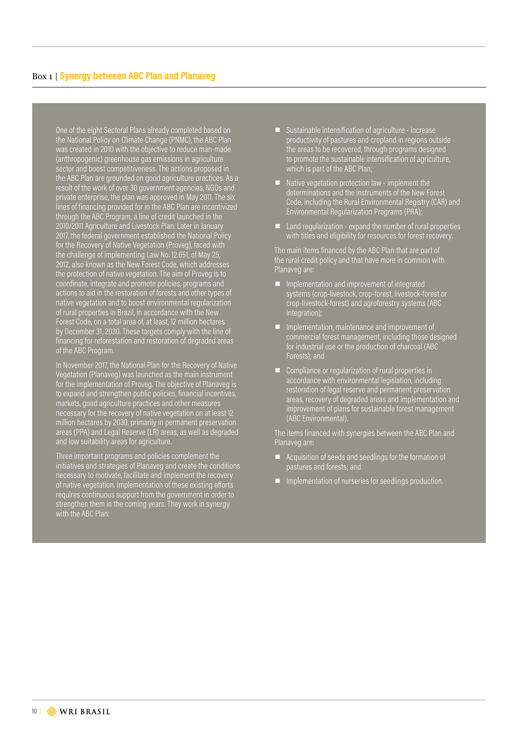## Box 1 | Synergy between ABC Plan and Planaveg

One of the eight Sectoral Plans already completed based on the National Policy on Climate Change (PNMC), the ABC Plan was created in 2010 with the objective to reduce man-made (anthropogenic) greenhouse gas emissions in agriculture sector and boost competitiveness. The actions proposed in the ABC Plan are grounded on good agriculture practices. As a result of the work of over 30 government agencies, NGOs and private enterprise, the plan was approved in May 2011. The six lines of financing provided for in the ABC Plan are incentivized through the ABC Program, a line of credit launched in the 2010/2011 Agriculture and Livestock Plan. Later in January 2017, the federal government established the National Policy for the Recovery of Native Vegetation (Proveg), faced with the challenge of implementing Law No. 12.651, of May 25, 2012, also known as the New Forest Code, which addresses the protection of native vegetation. The aim of Proveg is to coordinate, integrate and promote policies, programs and actions to aid in the restoration of forests and other types of native vegetation and to boost environmental regularization of rural properties in Brazil, in accordance with the New Forest Code, on a total area of, at least, 12 million hectares by December 31, 2030. These targets comply with the line of financing for reforestation and restoration of degraded areas of the ABC Program.

In November 2017, the National Plan for the Recovery of Native Vegetation (Planaveg) was launched as the main instrument for the implementation of Proveg. The objective of Planaveg is to expand and strengthen public policies, financial incentives, markets, good agriculture practices and other measures necessary for the recovery of native vegetation on at least 12 million hectares by 2030, primarily in permanent preservation areas (PPA) and Legal Reserve (LR) areas, as well as degraded and low suitability areas for agriculture.

Three important programs and policies complement the initiatives and strategies of Planaveg and create the conditions necessary to motivate, facilitate and implement the recovery of native vegetation. Implementation of these existing efforts requires continuous support from the government in order to strengthen them in the coming years. They work in synergy with the ABC Plan:

- Sustainable intensification of agriculture - increase productivity of pastures and cropland in regions outside the areas to be recovered, through programs designed to promote the sustainable intensification of agriculture, which is part of the ABC Plan;
- Native vegetation protection law - implement the determinations and the instruments of the New Forest Code, including the Rural Environmental Registry (CAR) and Environmental Regularization Programs (PRA);
- Land regularization - expand the number of rural properties with titles and eligibility for resources for forest recovery.

The main items financed by the ABC Plan that are part of the rural credit policy and that have more in common with Planaveg are:

- Implementation and improvement of integrated systems (crop-livestock, crop-forest, livestock-forest or crop-livestock-forest) and agroforestry systems (ABC Integration);
- Implementation, maintenance and improvement of commercial forest management, including those designed for industrial use or the production of charcoal (ABC Forests); and
- Compliance or regularization of rural properties in accordance with environmental legislation, including restoration of legal reserve and permanent preservation areas, recovery of degraded areas and implementation and improvement of plans for sustainable forest management (ABC Environmental).

The items financed with synergies between the ABC Plan and Planaveg are:

- Acquisition of seeds and seedlings for the formation of pastures and forests; and
- Implementation of nurseries for seedlings production.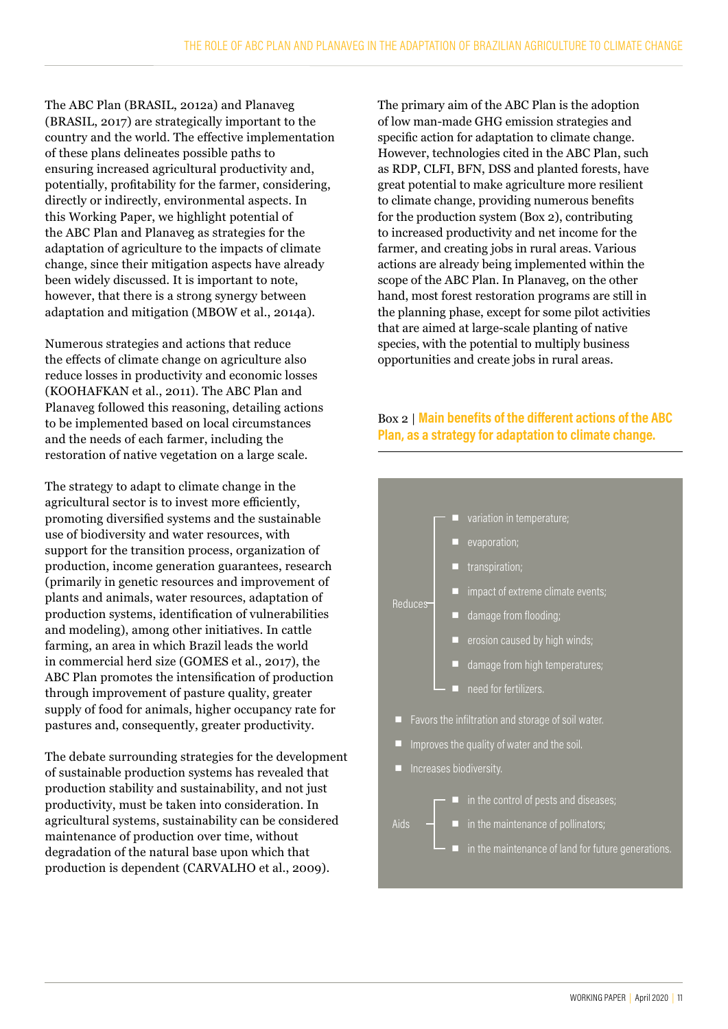The ABC Plan (BRASIL, 2012a) and Planaveg (BRASIL, 2017) are strategically important to the country and the world. The effective implementation of these plans delineates possible paths to ensuring increased agricultural productivity and, potentially, profitability for the farmer, considering, directly or indirectly, environmental aspects. In this Working Paper, we highlight potential of the ABC Plan and Planaveg as strategies for the adaptation of agriculture to the impacts of climate change, since their mitigation aspects have already been widely discussed. It is important to note, however, that there is a strong synergy between adaptation and mitigation (MBOW et al., 2014a).

Numerous strategies and actions that reduce the effects of climate change on agriculture also reduce losses in productivity and economic losses (KOOHAFKAN et al., 2011). The ABC Plan and Planaveg followed this reasoning, detailing actions to be implemented based on local circumstances and the needs of each farmer, including the restoration of native vegetation on a large scale.

The strategy to adapt to climate change in the agricultural sector is to invest more efficiently, promoting diversified systems and the sustainable use of biodiversity and water resources, with support for the transition process, organization of production, income generation guarantees, research (primarily in genetic resources and improvement of plants and animals, water resources, adaptation of production systems, identification of vulnerabilities and modeling), among other initiatives. In cattle farming, an area in which Brazil leads the world in commercial herd size (GOMES et al., 2017), the ABC Plan promotes the intensification of production through improvement of pasture quality, greater supply of food for animals, higher occupancy rate for pastures and, consequently, greater productivity.

The debate surrounding strategies for the development of sustainable production systems has revealed that production stability and sustainability, and not just productivity, must be taken into consideration. In agricultural systems, sustainability can be considered maintenance of production over time, without degradation of the natural base upon which that production is dependent (CARVALHO et al., 2009).

The primary aim of the ABC Plan is the adoption of low man-made GHG emission strategies and specific action for adaptation to climate change. However, technologies cited in the ABC Plan, such as RDP, CLFI, BFN, DSS and planted forests, have great potential to make agriculture more resilient to climate change, providing numerous benefits for the production system (Box 2), contributing to increased productivity and net income for the farmer, and creating jobs in rural areas. Various actions are already being implemented within the scope of the ABC Plan. In Planaveg, on the other hand, most forest restoration programs are still in the planning phase, except for some pilot activities that are aimed at large-scale planting of native species, with the potential to multiply business opportunities and create jobs in rural areas.

Box 2 | **Main benefits of the different actions of the ABC Plan, as a strategy for adaptation to climate change.**

- Reduces
  - variation in temperature;
  - evaporation;
  - transpiration;
  - impact of extreme climate events;
  - damage from flooding;
  - erosion caused by high winds;
  - damage from high temperatures;
  - need for fertilizers.
- Favors the infiltration and storage of soil water.
- Improves the quality of water and the soil.
- Increases biodiversity.
- Aids
  - in the control of pests and diseases;
  - in the maintenance of pollinators;
  - in the maintenance of land for future generations.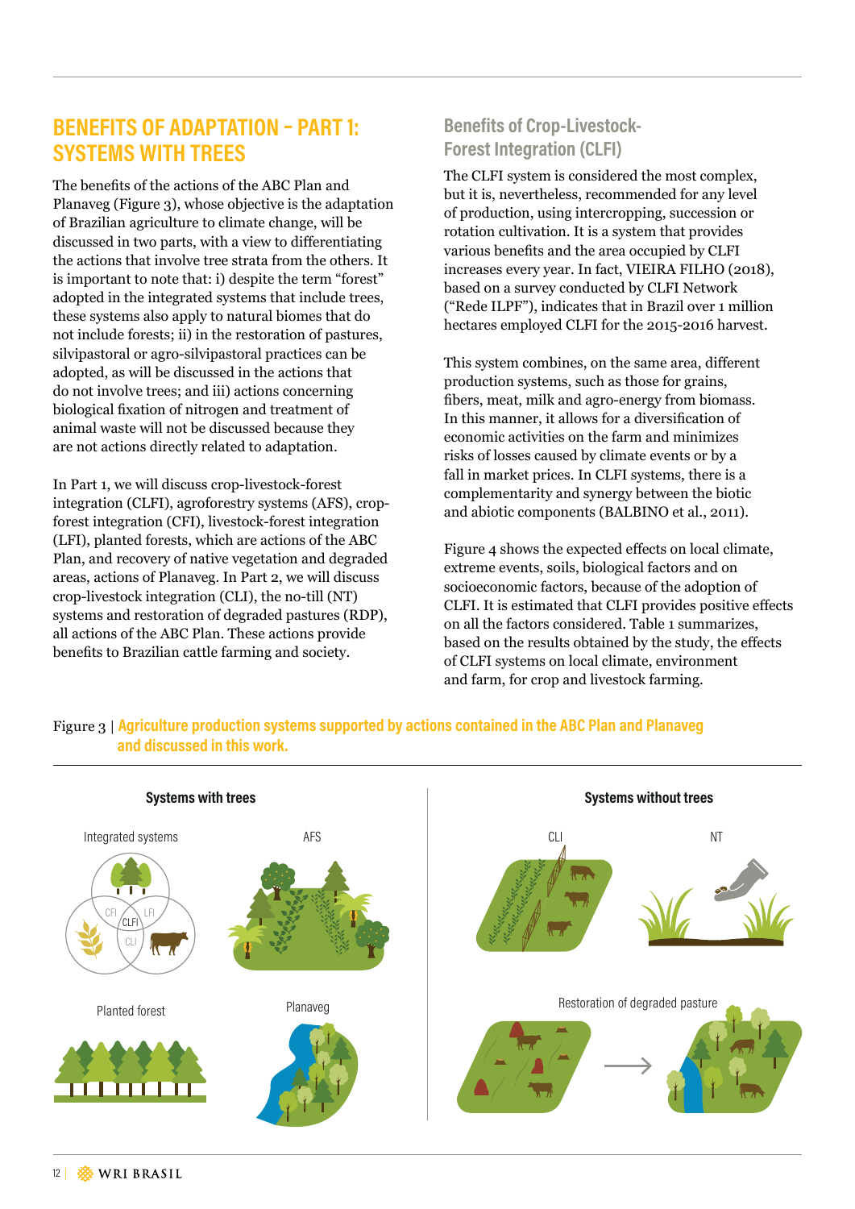## BENEFITS OF ADAPTATION – PART 1: SYSTEMS WITH TREES

The benefits of the actions of the ABC Plan and Planaveg (Figure 3), whose objective is the adaptation of Brazilian agriculture to climate change, will be discussed in two parts, with a view to differentiating the actions that involve tree strata from the others. It is important to note that: i) despite the term "forest" adopted in the integrated systems that include trees, these systems also apply to natural biomes that do not include forests; ii) in the restoration of pastures, silvipastoral or agro-silvipastoral practices can be adopted, as will be discussed in the actions that do not involve trees; and iii) actions concerning biological fixation of nitrogen and treatment of animal waste will not be discussed because they are not actions directly related to adaptation.

In Part 1, we will discuss crop-livestock-forest integration (CLFI), agroforestry systems (AFS), crop-forest integration (CFI), livestock-forest integration (LFI), planted forests, which are actions of the ABC Plan, and recovery of native vegetation and degraded areas, actions of Planaveg. In Part 2, we will discuss crop-livestock integration (CLI), the no-till (NT) systems and restoration of degraded pastures (RDP), all actions of the ABC Plan. These actions provide benefits to Brazilian cattle farming and society.

### Benefits of Crop-Livestock-Forest Integration (CLFI)

The CLFI system is considered the most complex, but it is, nevertheless, recommended for any level of production, using intercropping, succession or rotation cultivation. It is a system that provides various benefits and the area occupied by CLFI increases every year. In fact, VIEIRA FILHO (2018), based on a survey conducted by CLFI Network ("Rede ILPF"), indicates that in Brazil over 1 million hectares employed CLFI for the 2015-2016 harvest.

This system combines, on the same area, different production systems, such as those for grains, fibers, meat, milk and agro-energy from biomass. In this manner, it allows for a diversification of economic activities on the farm and minimizes risks of losses caused by climate events or by a fall in market prices. In CLFI systems, there is a complementarity and synergy between the biotic and abiotic components (BALBINO et al., 2011).

Figure 4 shows the expected effects on local climate, extreme events, soils, biological factors and on socioeconomic factors, because of the adoption of CLFI. It is estimated that CLFI provides positive effects on all the factors considered. Table 1 summarizes, based on the results obtained by the study, the effects of CLFI systems on local climate, environment and farm, for crop and livestock farming.

Figure 3 | **Agriculture production systems supported by actions contained in the ABC Plan and Planaveg and discussed in this work.**

**Systems with trees**

Integrated systems (CFI, CLFI, LFI, CLI) · AFS · Planted forest · Planaveg

**Systems without trees**

CLI · NT · Restoration of degraded pasture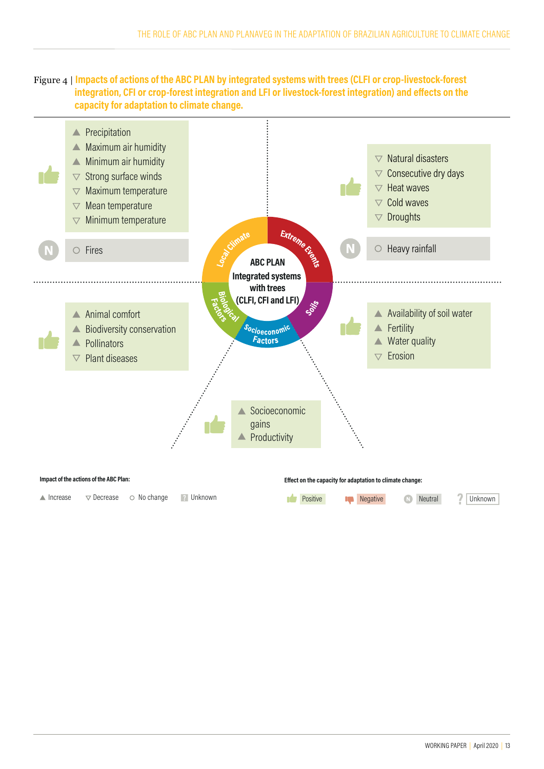Figure 4 | **Impacts of actions of the ABC PLAN by integrated systems with trees (CLFI or crop-livestock-forest integration, CFI or crop-forest integration and LFI or livestock-forest integration) and effects on the capacity for adaptation to climate change.**

**ABC PLAN Integrated systems with trees (CLFI, CFI and LFI)**

**Local Climate**

Positive:
- ▲ Precipitation
- ▲ Maximum air humidity
- ▲ Minimum air humidity
- ▽ Strong surface winds
- ▽ Maximum temperature
- ▽ Mean temperature
- ▽ Minimum temperature

Neutral:
- ○ Fires

**Extreme Events**

Positive:
- ▽ Natural disasters
- ▽ Consecutive dry days
- ▽ Heat waves
- ▽ Cold waves
- ▽ Droughts

Neutral:
- ○ Heavy rainfall

**Biological Factors**

Positive:
- ▲ Animal comfort
- ▲ Biodiversity conservation
- ▲ Pollinators
- ▽ Plant diseases

**Soils**

Positive:
- ▲ Availability of soil water
- ▲ Fertility
- ▲ Water quality
- ▽ Erosion

**Socioeconomic Factors**

Positive:
- ▲ Socioeconomic gains
- ▲ Productivity

**Impact of the actions of the ABC Plan:** ▲ Increase ▽ Decrease ○ No change ? Unknown

**Effect on the capacity for adaptation to climate change:** Positive Negative Neutral Unknown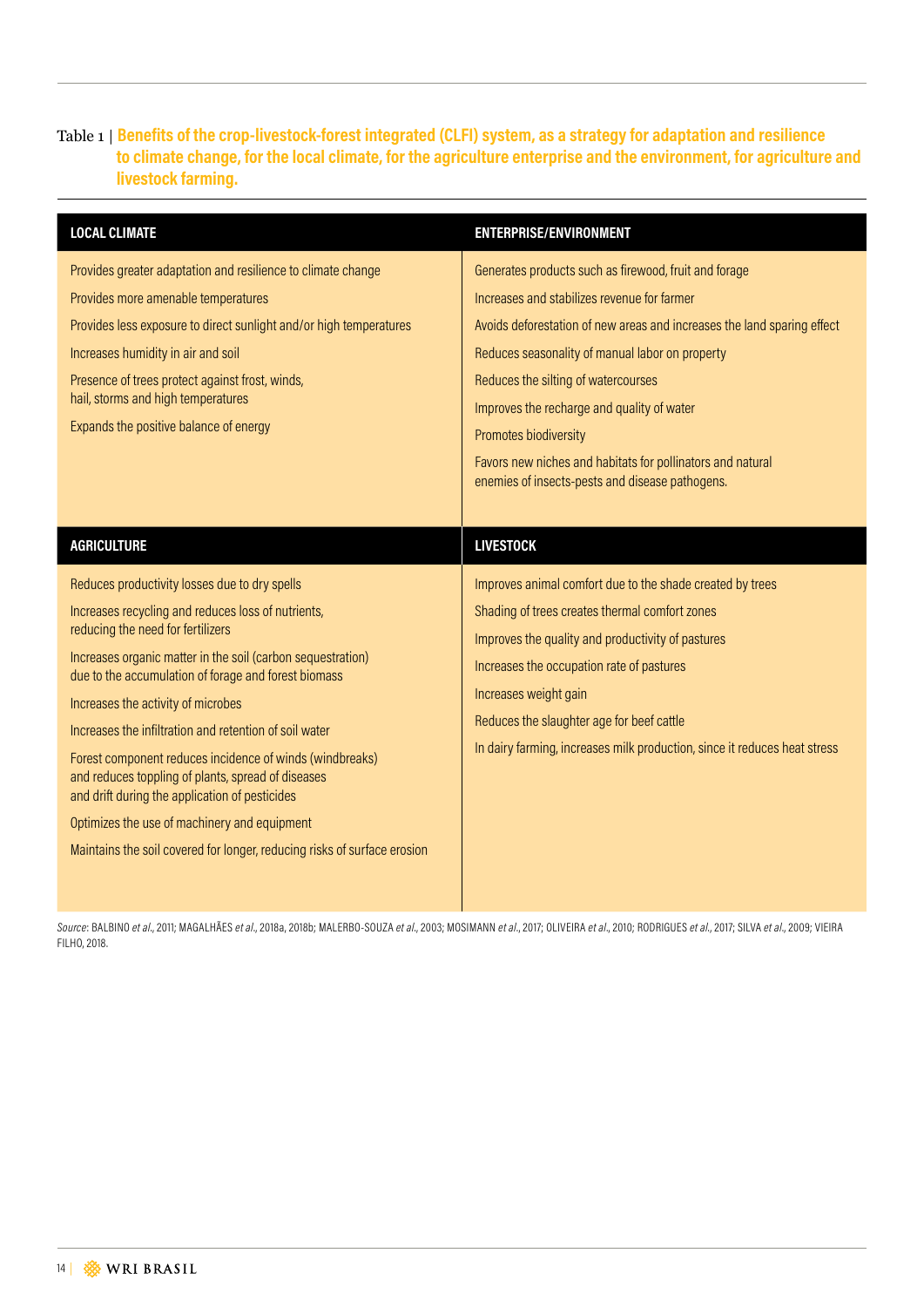Table 1 | **Benefits of the crop-livestock-forest integrated (CLFI) system, as a strategy for adaptation and resilience to climate change, for the local climate, for the agriculture enterprise and the environment, for agriculture and livestock farming.**

| LOCAL CLIMATE | ENTERPRISE/ENVIRONMENT |
|---|---|
| Provides greater adaptation and resilience to climate change<br>Provides more amenable temperatures<br>Provides less exposure to direct sunlight and/or high temperatures<br>Increases humidity in air and soil<br>Presence of trees protect against frost, winds, hail, storms and high temperatures<br>Expands the positive balance of energy | Generates products such as firewood, fruit and forage<br>Increases and stabilizes revenue for farmer<br>Avoids deforestation of new areas and increases the land sparing effect<br>Reduces seasonality of manual labor on property<br>Reduces the silting of watercourses<br>Improves the recharge and quality of water<br>Promotes biodiversity<br>Favors new niches and habitats for pollinators and natural enemies of insects-pests and disease pathogens. |
| **AGRICULTURE** | **LIVESTOCK** |
| Reduces productivity losses due to dry spells<br>Increases recycling and reduces loss of nutrients, reducing the need for fertilizers<br>Increases organic matter in the soil (carbon sequestration) due to the accumulation of forage and forest biomass<br>Increases the activity of microbes<br>Increases the infiltration and retention of soil water<br>Forest component reduces incidence of winds (windbreaks) and reduces toppling of plants, spread of diseases and drift during the application of pesticides<br>Optimizes the use of machinery and equipment<br>Maintains the soil covered for longer, reducing risks of surface erosion | Improves animal comfort due to the shade created by trees<br>Shading of trees creates thermal comfort zones<br>Improves the quality and productivity of pastures<br>Increases the occupation rate of pastures<br>Increases weight gain<br>Reduces the slaughter age for beef cattle<br>In dairy farming, increases milk production, since it reduces heat stress |

*Source:* BALBINO *et al.*, 2011; MAGALHÃES *et al.*, 2018a, 2018b; MALERBO-SOUZA *et al.*, 2003; MOSIMANN *et al.*, 2017; OLIVEIRA *et al.*, 2010; RODRIGUES *et al.*, 2017; SILVA *et al.*, 2009; VIEIRA FILHO, 2018.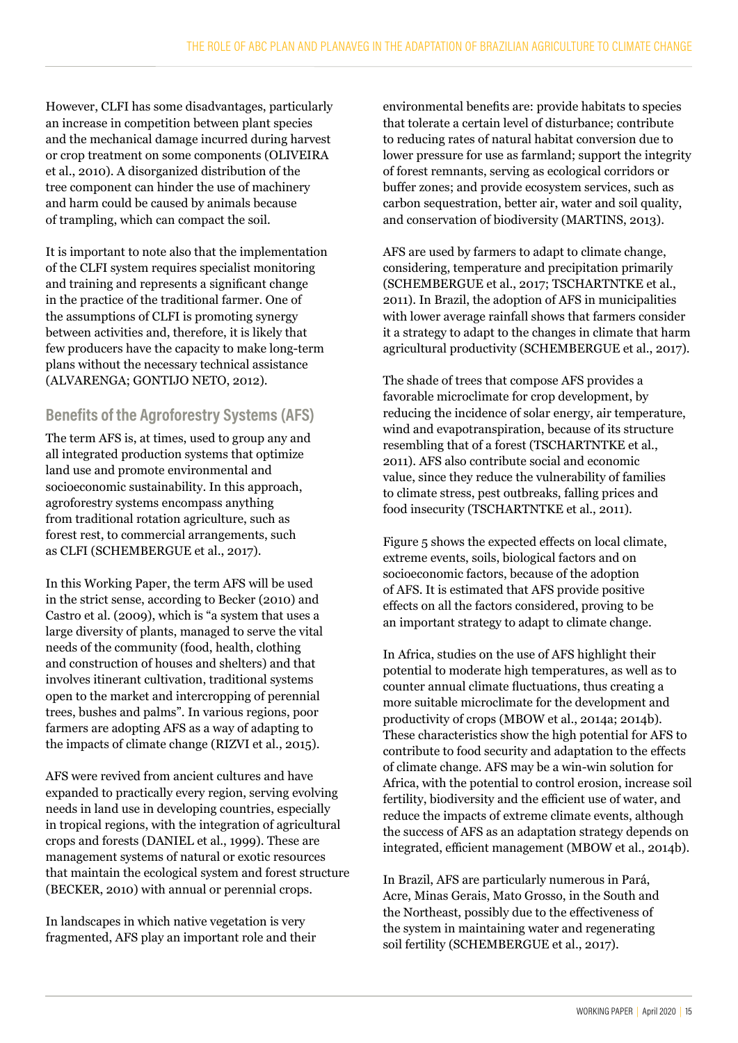However, CLFI has some disadvantages, particularly an increase in competition between plant species and the mechanical damage incurred during harvest or crop treatment on some components (OLIVEIRA et al., 2010). A disorganized distribution of the tree component can hinder the use of machinery and harm could be caused by animals because of trampling, which can compact the soil.

It is important to note also that the implementation of the CLFI system requires specialist monitoring and training and represents a significant change in the practice of the traditional farmer. One of the assumptions of CLFI is promoting synergy between activities and, therefore, it is likely that few producers have the capacity to make long-term plans without the necessary technical assistance (ALVARENGA; GONTIJO NETO, 2012).

## Benefits of the Agroforestry Systems (AFS)

The term AFS is, at times, used to group any and all integrated production systems that optimize land use and promote environmental and socioeconomic sustainability. In this approach, agroforestry systems encompass anything from traditional rotation agriculture, such as forest rest, to commercial arrangements, such as CLFI (SCHEMBERGUE et al., 2017).

In this Working Paper, the term AFS will be used in the strict sense, according to Becker (2010) and Castro et al. (2009), which is "a system that uses a large diversity of plants, managed to serve the vital needs of the community (food, health, clothing and construction of houses and shelters) and that involves itinerant cultivation, traditional systems open to the market and intercropping of perennial trees, bushes and palms". In various regions, poor farmers are adopting AFS as a way of adapting to the impacts of climate change (RIZVI et al., 2015).

AFS were revived from ancient cultures and have expanded to practically every region, serving evolving needs in land use in developing countries, especially in tropical regions, with the integration of agricultural crops and forests (DANIEL et al., 1999). These are management systems of natural or exotic resources that maintain the ecological system and forest structure (BECKER, 2010) with annual or perennial crops.

In landscapes in which native vegetation is very fragmented, AFS play an important role and their environmental benefits are: provide habitats to species that tolerate a certain level of disturbance; contribute to reducing rates of natural habitat conversion due to lower pressure for use as farmland; support the integrity of forest remnants, serving as ecological corridors or buffer zones; and provide ecosystem services, such as carbon sequestration, better air, water and soil quality, and conservation of biodiversity (MARTINS, 2013).

AFS are used by farmers to adapt to climate change, considering, temperature and precipitation primarily (SCHEMBERGUE et al., 2017; TSCHARTNTKE et al., 2011). In Brazil, the adoption of AFS in municipalities with lower average rainfall shows that farmers consider it a strategy to adapt to the changes in climate that harm agricultural productivity (SCHEMBERGUE et al., 2017).

The shade of trees that compose AFS provides a favorable microclimate for crop development, by reducing the incidence of solar energy, air temperature, wind and evapotranspiration, because of its structure resembling that of a forest (TSCHARTNTKE et al., 2011). AFS also contribute social and economic value, since they reduce the vulnerability of families to climate stress, pest outbreaks, falling prices and food insecurity (TSCHARTNTKE et al., 2011).

Figure 5 shows the expected effects on local climate, extreme events, soils, biological factors and on socioeconomic factors, because of the adoption of AFS. It is estimated that AFS provide positive effects on all the factors considered, proving to be an important strategy to adapt to climate change.

In Africa, studies on the use of AFS highlight their potential to moderate high temperatures, as well as to counter annual climate fluctuations, thus creating a more suitable microclimate for the development and productivity of crops (MBOW et al., 2014a; 2014b). These characteristics show the high potential for AFS to contribute to food security and adaptation to the effects of climate change. AFS may be a win-win solution for Africa, with the potential to control erosion, increase soil fertility, biodiversity and the efficient use of water, and reduce the impacts of extreme climate events, although the success of AFS as an adaptation strategy depends on integrated, efficient management (MBOW et al., 2014b).

In Brazil, AFS are particularly numerous in Pará, Acre, Minas Gerais, Mato Grosso, in the South and the Northeast, possibly due to the effectiveness of the system in maintaining water and regenerating soil fertility (SCHEMBERGUE et al., 2017).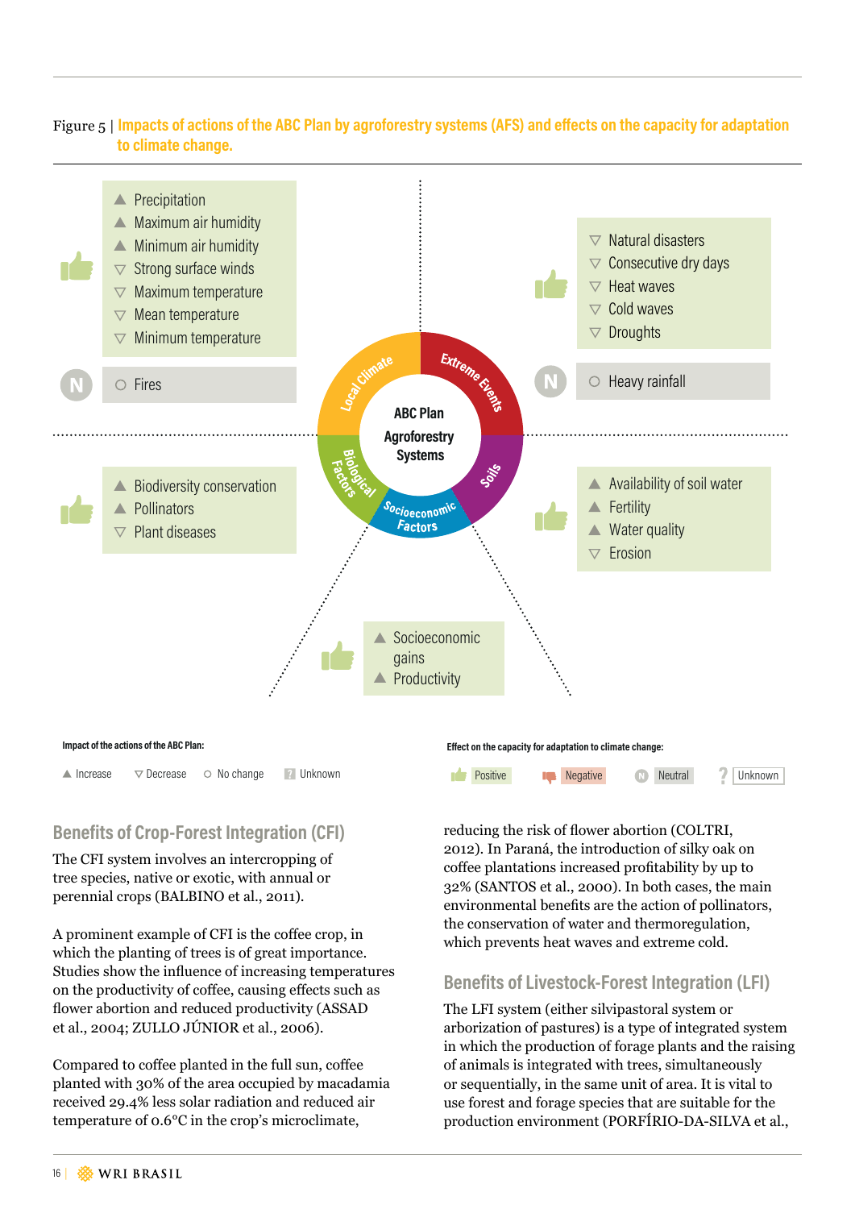Figure 5 | **Impacts of actions of the ABC Plan by agroforestry systems (AFS) and effects on the capacity for adaptation to climate change.**

**ABC Plan Agroforestry Systems**

**Local Climate**
- Positive:
  - ▲ Precipitation
  - ▲ Maximum air humidity
  - ▲ Minimum air humidity
  - ▽ Strong surface winds
  - ▽ Maximum temperature
  - ▽ Mean temperature
  - ▽ Minimum temperature
- Neutral:
  - ○ Fires

**Extreme Events**
- Positive:
  - ▽ Natural disasters
  - ▽ Consecutive dry days
  - ▽ Heat waves
  - ▽ Cold waves
  - ▽ Droughts
- Neutral:
  - ○ Heavy rainfall

**Biological Factors**
- Positive:
  - ▲ Biodiversity conservation
  - ▲ Pollinators
  - ▽ Plant diseases

**Soils**
- Positive:
  - ▲ Availability of soil water
  - ▲ Fertility
  - ▲ Water quality
  - ▽ Erosion

**Socioeconomic Factors**
- Positive:
  - ▲ Socioeconomic gains
  - ▲ Productivity

Impact of the actions of the ABC Plan: ▲ Increase ▽ Decrease ○ No change ? Unknown

Effect on the capacity for adaptation to climate change: Positive, Negative, Neutral, Unknown

## Benefits of Crop-Forest Integration (CFI)

The CFI system involves an intercropping of tree species, native or exotic, with annual or perennial crops (BALBINO et al., 2011).

A prominent example of CFI is the coffee crop, in which the planting of trees is of great importance. Studies show the influence of increasing temperatures on the productivity of coffee, causing effects such as flower abortion and reduced productivity (ASSAD et al., 2004; ZULLO JÚNIOR et al., 2006).

Compared to coffee planted in the full sun, coffee planted with 30% of the area occupied by macadamia received 29.4% less solar radiation and reduced air temperature of 0.6°C in the crop's microclimate, reducing the risk of flower abortion (COLTRI, 2012). In Paraná, the introduction of silky oak on coffee plantations increased profitability by up to 32% (SANTOS et al., 2000). In both cases, the main environmental benefits are the action of pollinators, the conservation of water and thermoregulation, which prevents heat waves and extreme cold.

## Benefits of Livestock-Forest Integration (LFI)

The LFI system (either silvipastoral system or arborization of pastures) is a type of integrated system in which the production of forage plants and the raising of animals is integrated with trees, simultaneously or sequentially, in the same unit of area. It is vital to use forest and forage species that are suitable for the production environment (PORFÍRIO-DA-SILVA et al.,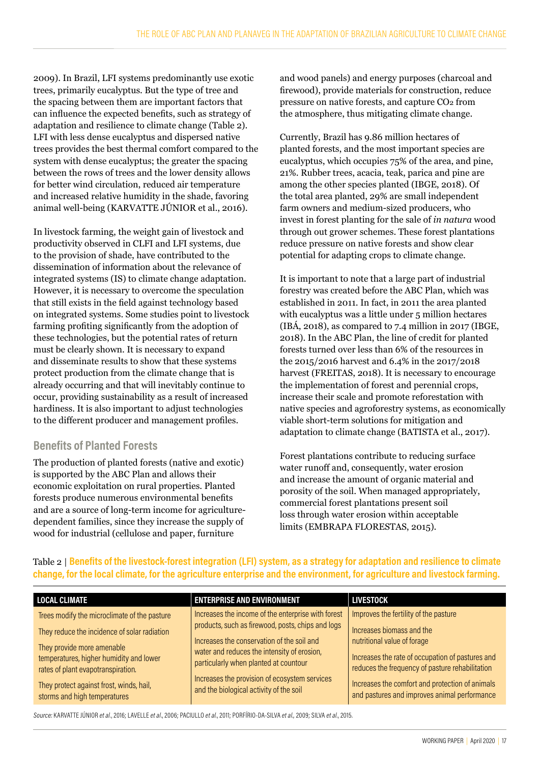2009). In Brazil, LFI systems predominantly use exotic trees, primarily eucalyptus. But the type of tree and the spacing between them are important factors that can influence the expected benefits, such as strategy of adaptation and resilience to climate change (Table 2). LFI with less dense eucalyptus and dispersed native trees provides the best thermal comfort compared to the system with dense eucalyptus; the greater the spacing between the rows of trees and the lower density allows for better wind circulation, reduced air temperature and increased relative humidity in the shade, favoring animal well-being (KARVATTE JÚNIOR et al., 2016).

In livestock farming, the weight gain of livestock and productivity observed in CLFI and LFI systems, due to the provision of shade, have contributed to the dissemination of information about the relevance of integrated systems (IS) to climate change adaptation. However, it is necessary to overcome the speculation that still exists in the field against technology based on integrated systems. Some studies point to livestock farming profiting significantly from the adoption of these technologies, but the potential rates of return must be clearly shown. It is necessary to expand and disseminate results to show that these systems protect production from the climate change that is already occurring and that will inevitably continue to occur, providing sustainability as a result of increased hardiness. It is also important to adjust technologies to the different producer and management profiles.

## Benefits of Planted Forests

The production of planted forests (native and exotic) is supported by the ABC Plan and allows their economic exploitation on rural properties. Planted forests produce numerous environmental benefits and are a source of long-term income for agriculture-dependent families, since they increase the supply of wood for industrial (cellulose and paper, furniture and wood panels) and energy purposes (charcoal and firewood), provide materials for construction, reduce pressure on native forests, and capture $CO_2$ from the atmosphere, thus mitigating climate change.

Currently, Brazil has 9.86 million hectares of planted forests, and the most important species are eucalyptus, which occupies 75% of the area, and pine, 21%. Rubber trees, acacia, teak, parica and pine are among the other species planted (IBGE, 2018). Of the total area planted, 29% are small independent farm owners and medium-sized producers, who invest in forest planting for the sale of *in natura* wood through out grower schemes. These forest plantations reduce pressure on native forests and show clear potential for adapting crops to climate change.

It is important to note that a large part of industrial forestry was created before the ABC Plan, which was established in 2011. In fact, in 2011 the area planted with eucalyptus was a little under 5 million hectares (IBÁ, 2018), as compared to 7.4 million in 2017 (IBGE, 2018). In the ABC Plan, the line of credit for planted forests turned over less than 6% of the resources in the 2015/2016 harvest and 6.4% in the 2017/2018 harvest (FREITAS, 2018). It is necessary to encourage the implementation of forest and perennial crops, increase their scale and promote reforestation with native species and agroforestry systems, as economically viable short-term solutions for mitigation and adaptation to climate change (BATISTA et al., 2017).

Forest plantations contribute to reducing surface water runoff and, consequently, water erosion and increase the amount of organic material and porosity of the soil. When managed appropriately, commercial forest plantations present soil loss through water erosion within acceptable limits (EMBRAPA FLORESTAS, 2015).

Table 2 | **Benefits of the livestock-forest integration (LFI) system, as a strategy for adaptation and resilience to climate change, for the local climate, for the agriculture enterprise and the environment, for agriculture and livestock farming.**

| LOCAL CLIMATE | ENTERPRISE AND ENVIRONMENT | LIVESTOCK |
|---|---|---|
| Trees modify the microclimate of the pasture | Increases the income of the enterprise with forest products, such as firewood, posts, chips and logs | Improves the fertility of the pasture |
| They reduce the incidence of solar radiation | Increases the conservation of the soil and water and reduces the intensity of erosion, particularly when planted at countour | Increases biomass and the nutritional value of forage |
| They provide more amenable temperatures, higher humidity and lower rates of plant evapotranspiration. | | Increases the rate of occupation of pastures and reduces the frequency of pasture rehabilitation |
| They protect against frost, winds, hail, storms and high temperatures | Increases the provision of ecosystem services and the biological activity of the soil | Increases the comfort and protection of animals and pastures and improves animal performance |

*Source:* KARVATTE JÚNIOR *et al.*, 2016; LAVELLE *et al.*, 2006; PACIULLO *et al.*, 2011; PORFÍRIO-DA-SILVA *et al.*, 2009; SILVA *et al.*, 2015.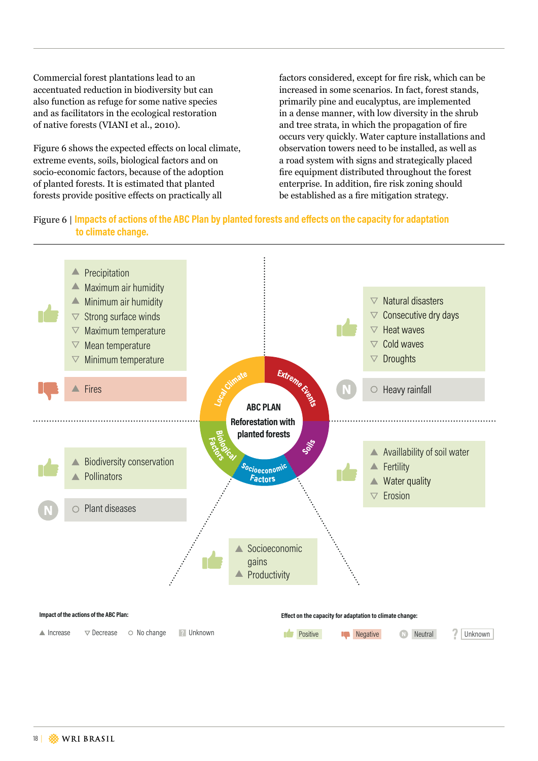Commercial forest plantations lead to an accentuated reduction in biodiversity but can also function as refuge for some native species and as facilitators in the ecological restoration of native forests (VIANI et al., 2010).

Figure 6 shows the expected effects on local climate, extreme events, soils, biological factors and on socio-economic factors, because of the adoption of planted forests. It is estimated that planted forests provide positive effects on practically all factors considered, except for fire risk, which can be increased in some scenarios. In fact, forest stands, primarily pine and eucalyptus, are implemented in a dense manner, with low diversity in the shrub and tree strata, in which the propagation of fire occurs very quickly. Water capture installations and observation towers need to be installed, as well as a road system with signs and strategically placed fire equipment distributed throughout the forest enterprise. In addition, fire risk zoning should be established as a fire mitigation strategy.

Figure 6 | **Impacts of actions of the ABC Plan by planted forests and effects on the capacity for adaptation to climate change.**

**ABC PLAN — Reforestation with planted forests**

**Local Climate**
- Positive:
  - ▲ Precipitation
  - ▲ Maximum air humidity
  - ▲ Minimum air humidity
  - ▽ Strong surface winds
  - ▽ Maximum temperature
  - ▽ Mean temperature
  - ▽ Minimum temperature
- Negative:
  - ▲ Fires

**Extreme Events**
- Positive:
  - ▽ Natural disasters
  - ▽ Consecutive dry days
  - ▽ Heat waves
  - ▽ Cold waves
  - ▽ Droughts
- Neutral:
  - ○ Heavy rainfall

**Biological Factors**
- Positive:
  - ▲ Biodiversity conservation
  - ▲ Pollinators
- Neutral:
  - ○ Plant diseases

**Soils**
- Positive:
  - ▲ Availlability of soil water
  - ▲ Fertility
  - ▲ Water quality
  - ▽ Erosion

**Socioeconomic Factors**
- Positive:
  - ▲ Socioeconomic gains
  - ▲ Productivity

**Impact of the actions of the ABC Plan:** ▲ Increase ▽ Decrease ○ No change ? Unknown

**Effect on the capacity for adaptation to climate change:** Positive · Negative · Neutral · Unknown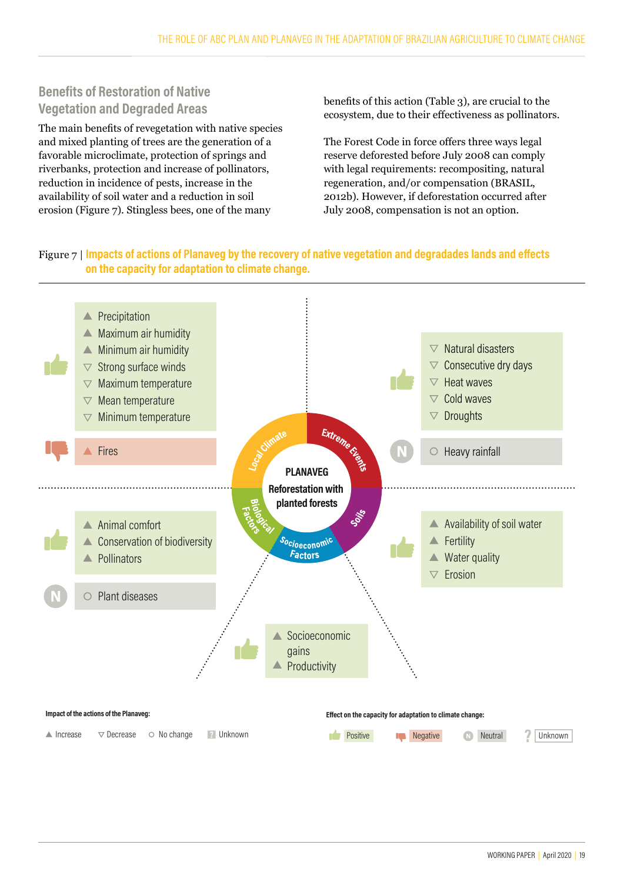## Benefits of Restoration of Native Vegetation and Degraded Areas

The main benefits of revegetation with native species and mixed planting of trees are the generation of a favorable microclimate, protection of springs and riverbanks, protection and increase of pollinators, reduction in incidence of pests, increase in the availability of soil water and a reduction in soil erosion (Figure 7). Stingless bees, one of the many benefits of this action (Table 3), are crucial to the ecosystem, due to their effectiveness as pollinators.

The Forest Code in force offers three ways legal reserve deforested before July 2008 can comply with legal requirements: recompositing, natural regeneration, and/or compensation (BRASIL, 2012b). However, if deforestation occurred after July 2008, compensation is not an option.

Figure 7 | **Impacts of actions of Planaveg by the recovery of native vegetation and degradades lands and effects on the capacity for adaptation to climate change.**

**PLANAVEG – Reforestation with planted forests**

**Local Climate**

- Positive:
  - ▲ Precipitation
  - ▲ Maximum air humidity
  - ▲ Minimum air humidity
  - ▽ Strong surface winds
  - ▽ Maximum temperature
  - ▽ Mean temperature
  - ▽ Minimum temperature
- Negative:
  - ▲ Fires

**Extreme Events**

- Positive:
  - ▽ Natural disasters
  - ▽ Consecutive dry days
  - ▽ Heat waves
  - ▽ Cold waves
  - ▽ Droughts
- Neutral:
  - ○ Heavy rainfall

**Biological Factors**

- Positive:
  - ▲ Animal comfort
  - ▲ Conservation of biodiversity
  - ▲ Pollinators
- Neutral:
  - ○ Plant diseases

**Soils**

- Positive:
  - ▲ Availability of soil water
  - ▲ Fertility
  - ▲ Water quality
  - ▽ Erosion

**Socioeconomic Factors**

- Positive:
  - ▲ Socioeconomic gains
  - ▲ Productivity

**Impact of the actions of the Planaveg:** ▲ Increase ▽ Decrease ○ No change ? Unknown

**Effect on the capacity for adaptation to climate change:** Positive Negative Neutral Unknown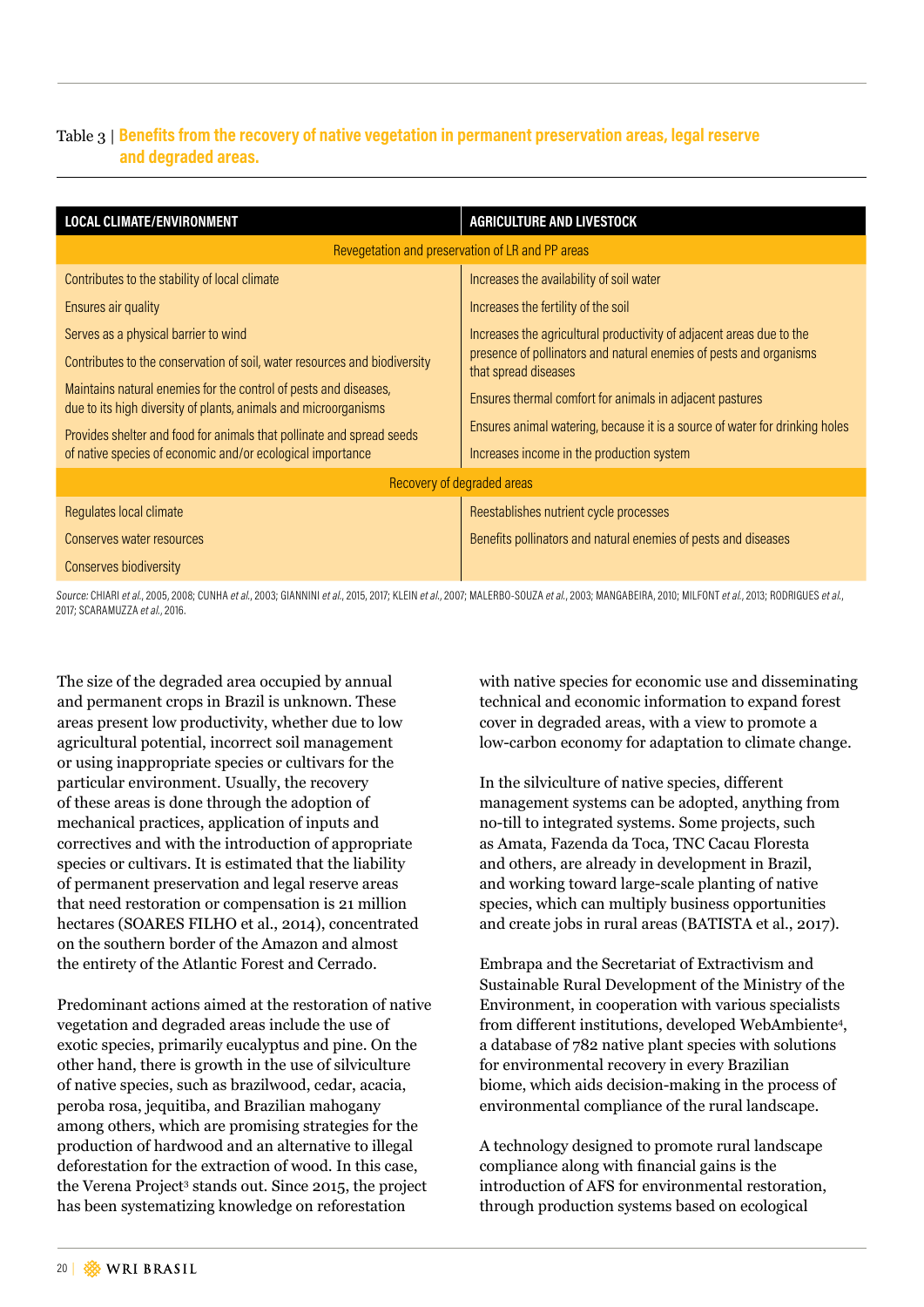Table 3 | **Benefits from the recovery of native vegetation in permanent preservation areas, legal reserve and degraded areas.**

| LOCAL CLIMATE/ENVIRONMENT | AGRICULTURE AND LIVESTOCK |
|---|---|
| **Revegetation and preservation of LR and PP areas** | |
| Contributes to the stability of local climate | Increases the availability of soil water |
| Ensures air quality | Increases the fertility of the soil |
| Serves as a physical barrier to wind | Increases the agricultural productivity of adjacent areas due to the presence of pollinators and natural enemies of pests and organisms that spread diseases |
| Contributes to the conservation of soil, water resources and biodiversity | |
| Maintains natural enemies for the control of pests and diseases, due to its high diversity of plants, animals and microorganisms | Ensures thermal comfort for animals in adjacent pastures |
| Provides shelter and food for animals that pollinate and spread seeds of native species of economic and/or ecological importance | Ensures animal watering, because it is a source of water for drinking holes |
| | Increases income in the production system |
| **Recovery of degraded areas** | |
| Regulates local climate | Reestablishes nutrient cycle processes |
| Conserves water resources | Benefits pollinators and natural enemies of pests and diseases |
| Conserves biodiversity | |

*Source:* CHIARI *et al.*, 2005, 2008; CUNHA *et al.*, 2003; GIANNINI *et al.*, 2015, 2017; KLEIN *et al.*, 2007; MALERBO-SOUZA *et al.*, 2003; MANGABEIRA, 2010; MILFONT *et al.*, 2013; RODRIGUES *et al.*, 2017; SCARAMUZZA *et al.*, 2016.

The size of the degraded area occupied by annual and permanent crops in Brazil is unknown. These areas present low productivity, whether due to low agricultural potential, incorrect soil management or using inappropriate species or cultivars for the particular environment. Usually, the recovery of these areas is done through the adoption of mechanical practices, application of inputs and correctives and with the introduction of appropriate species or cultivars. It is estimated that the liability of permanent preservation and legal reserve areas that need restoration or compensation is 21 million hectares (SOARES FILHO et al., 2014), concentrated on the southern border of the Amazon and almost the entirety of the Atlantic Forest and Cerrado.

Predominant actions aimed at the restoration of native vegetation and degraded areas include the use of exotic species, primarily eucalyptus and pine. On the other hand, there is growth in the use of silviculture of native species, such as brazilwood, cedar, acacia, peroba rosa, jequitiba, and Brazilian mahogany among others, which are promising strategies for the production of hardwood and an alternative to illegal deforestation for the extraction of wood. In this case, the Verena Project[3] stands out. Since 2015, the project has been systematizing knowledge on reforestation with native species for economic use and disseminating technical and economic information to expand forest cover in degraded areas, with a view to promote a low-carbon economy for adaptation to climate change.

In the silviculture of native species, different management systems can be adopted, anything from no-till to integrated systems. Some projects, such as Amata, Fazenda da Toca, TNC Cacau Floresta and others, are already in development in Brazil, and working toward large-scale planting of native species, which can multiply business opportunities and create jobs in rural areas (BATISTA et al., 2017).

Embrapa and the Secretariat of Extractivism and Sustainable Rural Development of the Ministry of the Environment, in cooperation with various specialists from different institutions, developed WebAmbiente[4], a database of 782 native plant species with solutions for environmental recovery in every Brazilian biome, which aids decision-making in the process of environmental compliance of the rural landscape.

A technology designed to promote rural landscape compliance along with financial gains is the introduction of AFS for environmental restoration, through production systems based on ecological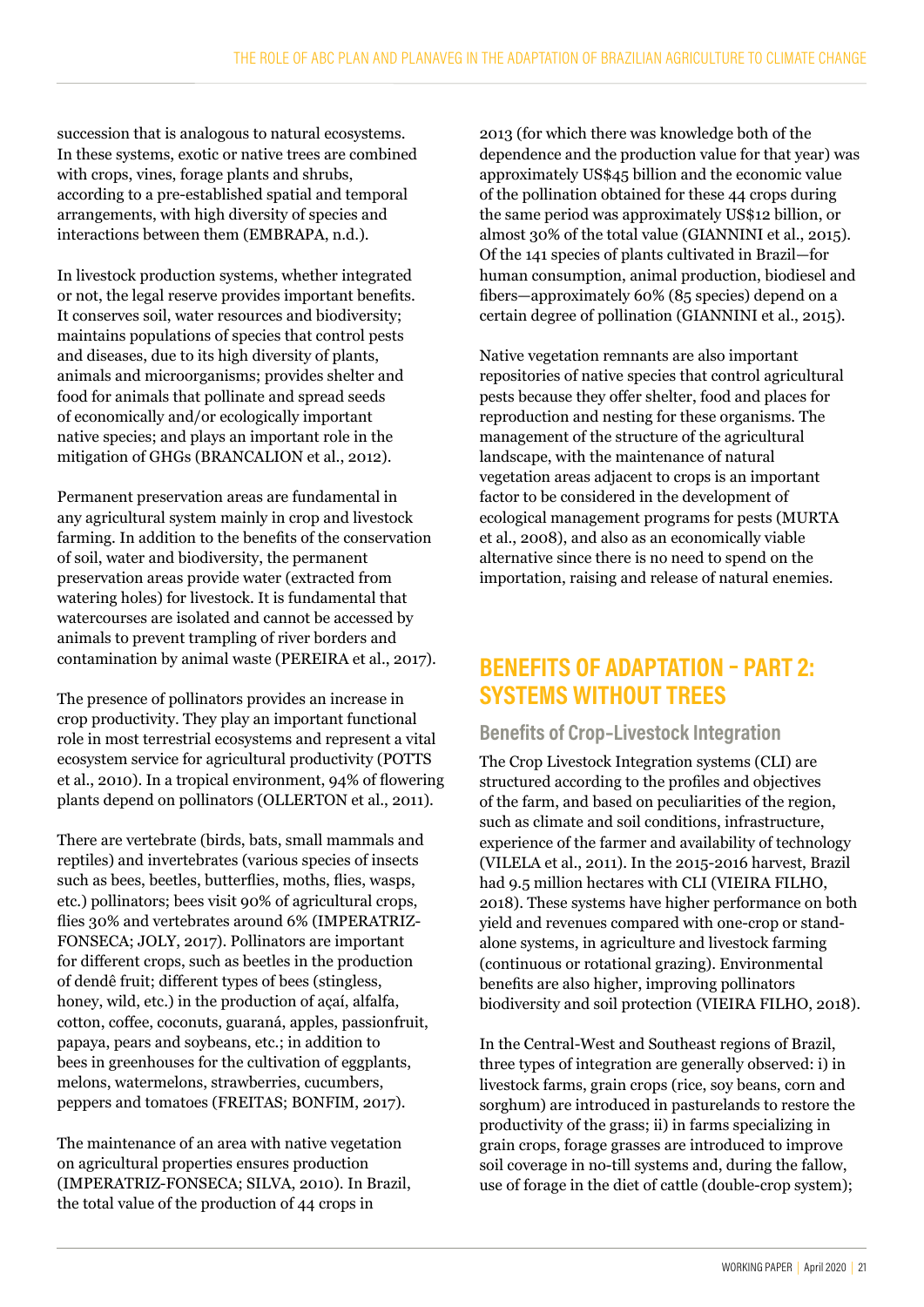succession that is analogous to natural ecosystems. In these systems, exotic or native trees are combined with crops, vines, forage plants and shrubs, according to a pre-established spatial and temporal arrangements, with high diversity of species and interactions between them (EMBRAPA, n.d.).

In livestock production systems, whether integrated or not, the legal reserve provides important benefits. It conserves soil, water resources and biodiversity; maintains populations of species that control pests and diseases, due to its high diversity of plants, animals and microorganisms; provides shelter and food for animals that pollinate and spread seeds of economically and/or ecologically important native species; and plays an important role in the mitigation of GHGs (BRANCALION et al., 2012).

Permanent preservation areas are fundamental in any agricultural system mainly in crop and livestock farming. In addition to the benefits of the conservation of soil, water and biodiversity, the permanent preservation areas provide water (extracted from watering holes) for livestock. It is fundamental that watercourses are isolated and cannot be accessed by animals to prevent trampling of river borders and contamination by animal waste (PEREIRA et al., 2017).

The presence of pollinators provides an increase in crop productivity. They play an important functional role in most terrestrial ecosystems and represent a vital ecosystem service for agricultural productivity (POTTS et al., 2010). In a tropical environment, 94% of flowering plants depend on pollinators (OLLERTON et al., 2011).

There are vertebrate (birds, bats, small mammals and reptiles) and invertebrates (various species of insects such as bees, beetles, butterflies, moths, flies, wasps, etc.) pollinators; bees visit 90% of agricultural crops, flies 30% and vertebrates around 6% (IMPERATRIZ-FONSECA; JOLY, 2017). Pollinators are important for different crops, such as beetles in the production of dendê fruit; different types of bees (stingless, honey, wild, etc.) in the production of açaí, alfalfa, cotton, coffee, coconuts, guaraná, apples, passionfruit, papaya, pears and soybeans, etc.; in addition to bees in greenhouses for the cultivation of eggplants, melons, watermelons, strawberries, cucumbers, peppers and tomatoes (FREITAS; BONFIM, 2017).

The maintenance of an area with native vegetation on agricultural properties ensures production (IMPERATRIZ-FONSECA; SILVA, 2010). In Brazil, the total value of the production of 44 crops in 2013 (for which there was knowledge both of the dependence and the production value for that year) was approximately US$45 billion and the economic value of the pollination obtained for these 44 crops during the same period was approximately US$12 billion, or almost 30% of the total value (GIANNINI et al., 2015). Of the 141 species of plants cultivated in Brazil—for human consumption, animal production, biodiesel and fibers—approximately 60% (85 species) depend on a certain degree of pollination (GIANNINI et al., 2015).

Native vegetation remnants are also important repositories of native species that control agricultural pests because they offer shelter, food and places for reproduction and nesting for these organisms. The management of the structure of the agricultural landscape, with the maintenance of natural vegetation areas adjacent to crops is an important factor to be considered in the development of ecological management programs for pests (MURTA et al., 2008), and also as an economically viable alternative since there is no need to spend on the importation, raising and release of natural enemies.

## BENEFITS OF ADAPTATION – PART 2: SYSTEMS WITHOUT TREES

### Benefits of Crop-Livestock Integration

The Crop Livestock Integration systems (CLI) are structured according to the profiles and objectives of the farm, and based on peculiarities of the region, such as climate and soil conditions, infrastructure, experience of the farmer and availability of technology (VILELA et al., 2011). In the 2015-2016 harvest, Brazil had 9.5 million hectares with CLI (VIEIRA FILHO, 2018). These systems have higher performance on both yield and revenues compared with one-crop or stand-alone systems, in agriculture and livestock farming (continuous or rotational grazing). Environmental benefits are also higher, improving pollinators biodiversity and soil protection (VIEIRA FILHO, 2018).

In the Central-West and Southeast regions of Brazil, three types of integration are generally observed: i) in livestock farms, grain crops (rice, soy beans, corn and sorghum) are introduced in pasturelands to restore the productivity of the grass; ii) in farms specializing in grain crops, forage grasses are introduced to improve soil coverage in no-till systems and, during the fallow, use of forage in the diet of cattle (double-crop system);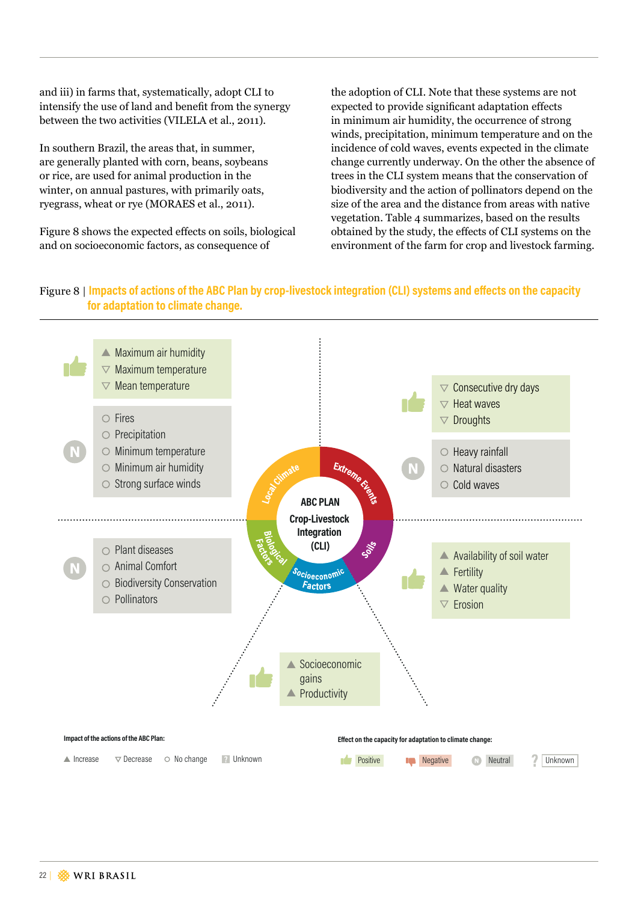and iii) in farms that, systematically, adopt CLI to intensify the use of land and benefit from the synergy between the two activities (VILELA et al., 2011).

In southern Brazil, the areas that, in summer, are generally planted with corn, beans, soybeans or rice, are used for animal production in the winter, on annual pastures, with primarily oats, ryegrass, wheat or rye (MORAES et al., 2011).

Figure 8 shows the expected effects on soils, biological and on socioeconomic factors, as consequence of the adoption of CLI. Note that these systems are not expected to provide significant adaptation effects in minimum air humidity, the occurrence of strong winds, precipitation, minimum temperature and on the incidence of cold waves, events expected in the climate change currently underway. On the other the absence of trees in the CLI system means that the conservation of biodiversity and the action of pollinators depend on the size of the area and the distance from areas with native vegetation. Table 4 summarizes, based on the results obtained by the study, the effects of CLI systems on the environment of the farm for crop and livestock farming.

Figure 8 | **Impacts of actions of the ABC Plan by crop-livestock integration (CLI) systems and effects on the capacity for adaptation to climate change.**

**ABC PLAN Crop-Livestock Integration (CLI)**

**Local Climate**

- Positive:
  - ▲ Maximum air humidity
  - ▽ Maximum temperature
  - ▽ Mean temperature
- Neutral:
  - ○ Fires
  - ○ Precipitation
  - ○ Minimum temperature
  - ○ Minimum air humidity
  - ○ Strong surface winds

**Extreme Events**

- Positive:
  - ▽ Consecutive dry days
  - ▽ Heat waves
  - ▽ Droughts
- Neutral:
  - ○ Heavy rainfall
  - ○ Natural disasters
  - ○ Cold waves

**Biological Factors**

- Neutral:
  - ○ Plant diseases
  - ○ Animal Comfort
  - ○ Biodiversity Conservation
  - ○ Pollinators

**Soils**

- Positive:
  - ▲ Availability of soil water
  - ▲ Fertility
  - ▲ Water quality
  - ▽ Erosion

**Socioeconomic Factors**

- Positive:
  - ▲ Socioeconomic gains
  - ▲ Productivity

**Impact of the actions of the ABC Plan:** ▲ Increase ▽ Decrease ○ No change ? Unknown

**Effect on the capacity for adaptation to climate change:** Positive, Negative, Neutral, Unknown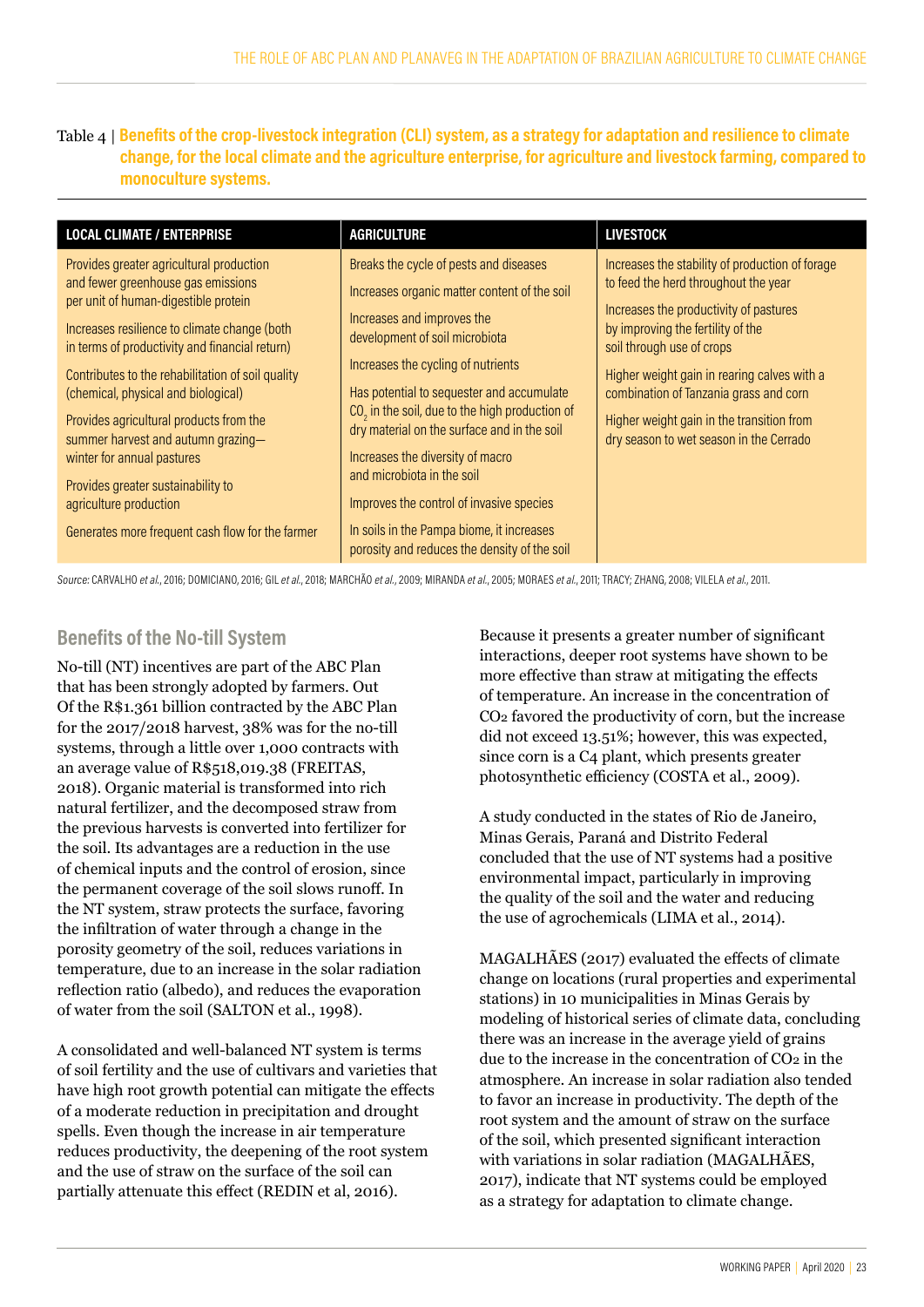Table 4 | **Benefits of the crop-livestock integration (CLI) system, as a strategy for adaptation and resilience to climate change, for the local climate and the agriculture enterprise, for agriculture and livestock farming, compared to monoculture systems.**

| LOCAL CLIMATE / ENTERPRISE | AGRICULTURE | LIVESTOCK |
| --- | --- | --- |
| Provides greater agricultural production and fewer greenhouse gas emissions per unit of human-digestible protein | Breaks the cycle of pests and diseases | Increases the stability of production of forage to feed the herd throughout the year |
| Increases resilience to climate change (both in terms of productivity and financial return) | Increases organic matter content of the soil | Increases the productivity of pastures by improving the fertility of the soil through use of crops |
| Contributes to the rehabilitation of soil quality (chemical, physical and biological) | Increases and improves the development of soil microbiota | Higher weight gain in rearing calves with a combination of Tanzania grass and corn |
| Provides agricultural products from the summer harvest and autumn grazing—winter for annual pastures | Increases the cycling of nutrients | Higher weight gain in the transition from dry season to wet season in the Cerrado |
| Provides greater sustainability to agriculture production | Has potential to sequester and accumulate $CO_2$ in the soil, due to the high production of dry material on the surface and in the soil | |
| Generates more frequent cash flow for the farmer | Increases the diversity of macro and microbiota in the soil | |
| | Improves the control of invasive species | |
| | In soils in the Pampa biome, it increases porosity and reduces the density of the soil | |

*Source:* CARVALHO *et al.*, 2016; DOMICIANO, 2016; GIL *et al.*, 2018; MARCHÃO *et al.*, 2009; MIRANDA *et al.*, 2005; MORAES *et al.*, 2011; TRACY; ZHANG, 2008; VILELA *et al.*, 2011.

## Benefits of the No-till System

No-till (NT) incentives are part of the ABC Plan that has been strongly adopted by farmers. Out Of the R$1.361 billion contracted by the ABC Plan for the 2017/2018 harvest, 38% was for the no-till systems, through a little over 1,000 contracts with an average value of R$518,019.38 (FREITAS, 2018). Organic material is transformed into rich natural fertilizer, and the decomposed straw from the previous harvests is converted into fertilizer for the soil. Its advantages are a reduction in the use of chemical inputs and the control of erosion, since the permanent coverage of the soil slows runoff. In the NT system, straw protects the surface, favoring the infiltration of water through a change in the porosity geometry of the soil, reduces variations in temperature, due to an increase in the solar radiation reflection ratio (albedo), and reduces the evaporation of water from the soil (SALTON et al., 1998).

A consolidated and well-balanced NT system is terms of soil fertility and the use of cultivars and varieties that have high root growth potential can mitigate the effects of a moderate reduction in precipitation and drought spells. Even though the increase in air temperature reduces productivity, the deepening of the root system and the use of straw on the surface of the soil can partially attenuate this effect (REDIN et al, 2016).

Because it presents a greater number of significant interactions, deeper root systems have shown to be more effective than straw at mitigating the effects of temperature. An increase in the concentration of $CO_2$ favored the productivity of corn, but the increase did not exceed 13.51%; however, this was expected, since corn is a C4 plant, which presents greater photosynthetic efficiency (COSTA et al., 2009).

A study conducted in the states of Rio de Janeiro, Minas Gerais, Paraná and Distrito Federal concluded that the use of NT systems had a positive environmental impact, particularly in improving the quality of the soil and the water and reducing the use of agrochemicals (LIMA et al., 2014).

MAGALHÃES (2017) evaluated the effects of climate change on locations (rural properties and experimental stations) in 10 municipalities in Minas Gerais by modeling of historical series of climate data, concluding there was an increase in the average yield of grains due to the increase in the concentration of $CO_2$ in the atmosphere. An increase in solar radiation also tended to favor an increase in productivity. The depth of the root system and the amount of straw on the surface of the soil, which presented significant interaction with variations in solar radiation (MAGALHÃES, 2017), indicate that NT systems could be employed as a strategy for adaptation to climate change.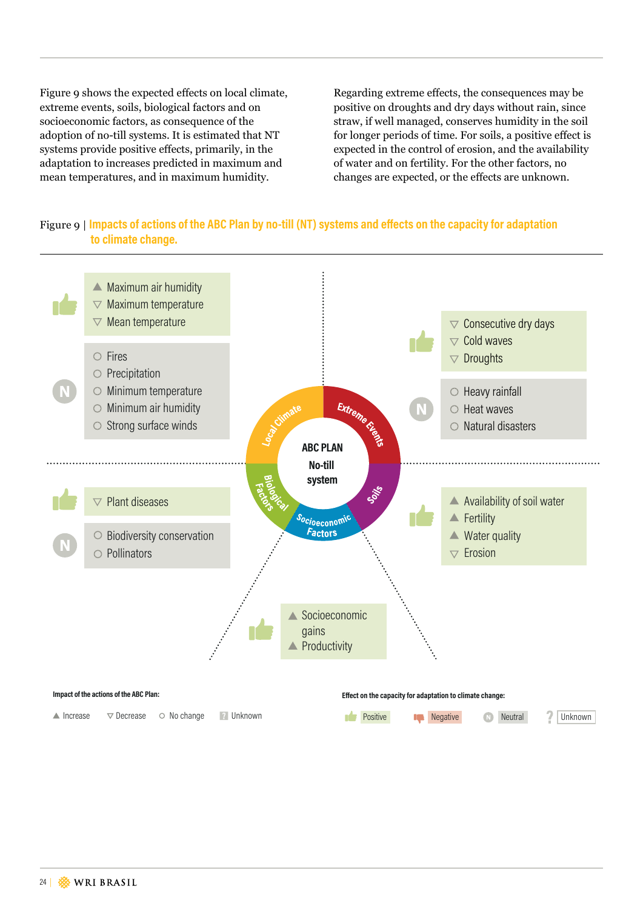Figure 9 shows the expected effects on local climate, extreme events, soils, biological factors and on socioeconomic factors, as consequence of the adoption of no-till systems. It is estimated that NT systems provide positive effects, primarily, in the adaptation to increases predicted in maximum and mean temperatures, and in maximum humidity.

Regarding extreme effects, the consequences may be positive on droughts and dry days without rain, since straw, if well managed, conserves humidity in the soil for longer periods of time. For soils, a positive effect is expected in the control of erosion, and the availability of water and on fertility. For the other factors, no changes are expected, or the effects are unknown.

Figure 9 | **Impacts of actions of the ABC Plan by no-till (NT) systems and effects on the capacity for adaptation to climate change.**

**ABC PLAN No-till system**

**Local Climate**

- Positive:
  - ▲ Maximum air humidity
  - ▽ Maximum temperature
  - ▽ Mean temperature
- Neutral:
  - ○ Fires
  - ○ Precipitation
  - ○ Minimum temperature
  - ○ Minimum air humidity
  - ○ Strong surface winds

**Extreme Events**

- Positive:
  - ▽ Consecutive dry days
  - ▽ Cold waves
  - ▽ Droughts
- Neutral:
  - ○ Heavy rainfall
  - ○ Heat waves
  - ○ Natural disasters

**Biological Factors**

- Positive:
  - ▽ Plant diseases
- Neutral:
  - ○ Biodiversity conservation
  - ○ Pollinators

**Soils**

- Positive:
  - ▲ Availability of soil water
  - ▲ Fertility
  - ▲ Water quality
  - ▽ Erosion

**Socioeconomic Factors**

- Positive:
  - ▲ Socioeconomic gains
  - ▲ Productivity

**Impact of the actions of the ABC Plan:** ▲ Increase ▽ Decrease ○ No change ? Unknown

**Effect on the capacity for adaptation to climate change:** Positive, Negative, Neutral, Unknown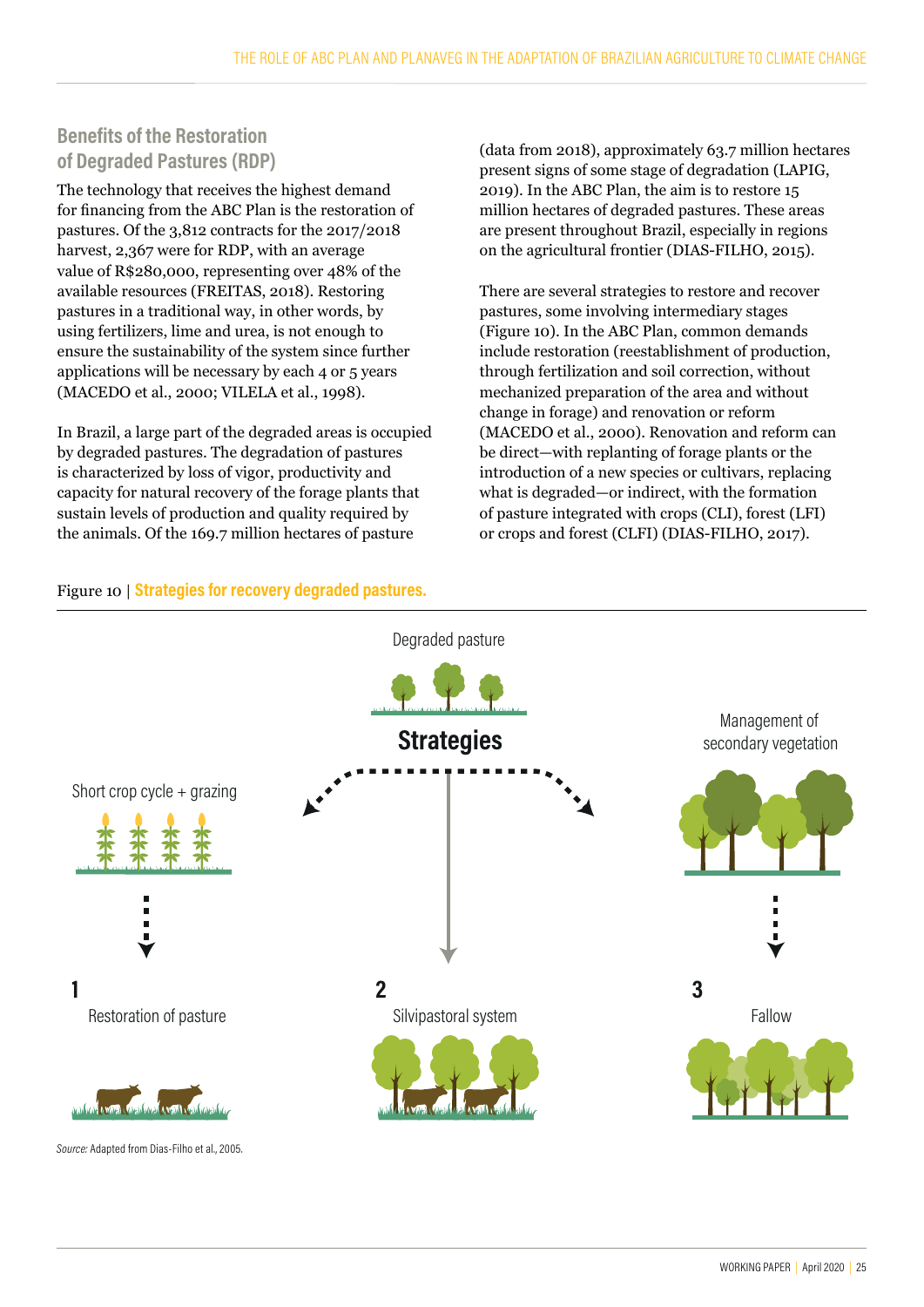## Benefits of the Restoration of Degraded Pastures (RDP)

The technology that receives the highest demand for financing from the ABC Plan is the restoration of pastures. Of the 3,812 contracts for the 2017/2018 harvest, 2,367 were for RDP, with an average value of R$280,000, representing over 48% of the available resources (FREITAS, 2018). Restoring pastures in a traditional way, in other words, by using fertilizers, lime and urea, is not enough to ensure the sustainability of the system since further applications will be necessary by each 4 or 5 years (MACEDO et al., 2000; VILELA et al., 1998).

In Brazil, a large part of the degraded areas is occupied by degraded pastures. The degradation of pastures is characterized by loss of vigor, productivity and capacity for natural recovery of the forage plants that sustain levels of production and quality required by the animals. Of the 169.7 million hectares of pasture (data from 2018), approximately 63.7 million hectares present signs of some stage of degradation (LAPIG, 2019). In the ABC Plan, the aim is to restore 15 million hectares of degraded pastures. These areas are present throughout Brazil, especially in regions on the agricultural frontier (DIAS-FILHO, 2015).

There are several strategies to restore and recover pastures, some involving intermediary stages (Figure 10). In the ABC Plan, common demands include restoration (reestablishment of production, through fertilization and soil correction, without mechanized preparation of the area and without change in forage) and renovation or reform (MACEDO et al., 2000). Renovation and reform can be direct—with replanting of forage plants or the introduction of a new species or cultivars, replacing what is degraded—or indirect, with the formation of pasture integrated with crops (CLI), forest (LFI) or crops and forest (CLFI) (DIAS-FILHO, 2017).

Figure 10 | **Strategies for recovery degraded pastures.**

Degraded pasture

**Strategies**

Short crop cycle + grazing

Management of secondary vegetation

1 Restoration of pasture

2 Silvipastoral system

3 Fallow

*Source:* Adapted from Dias-Filho et al., 2005.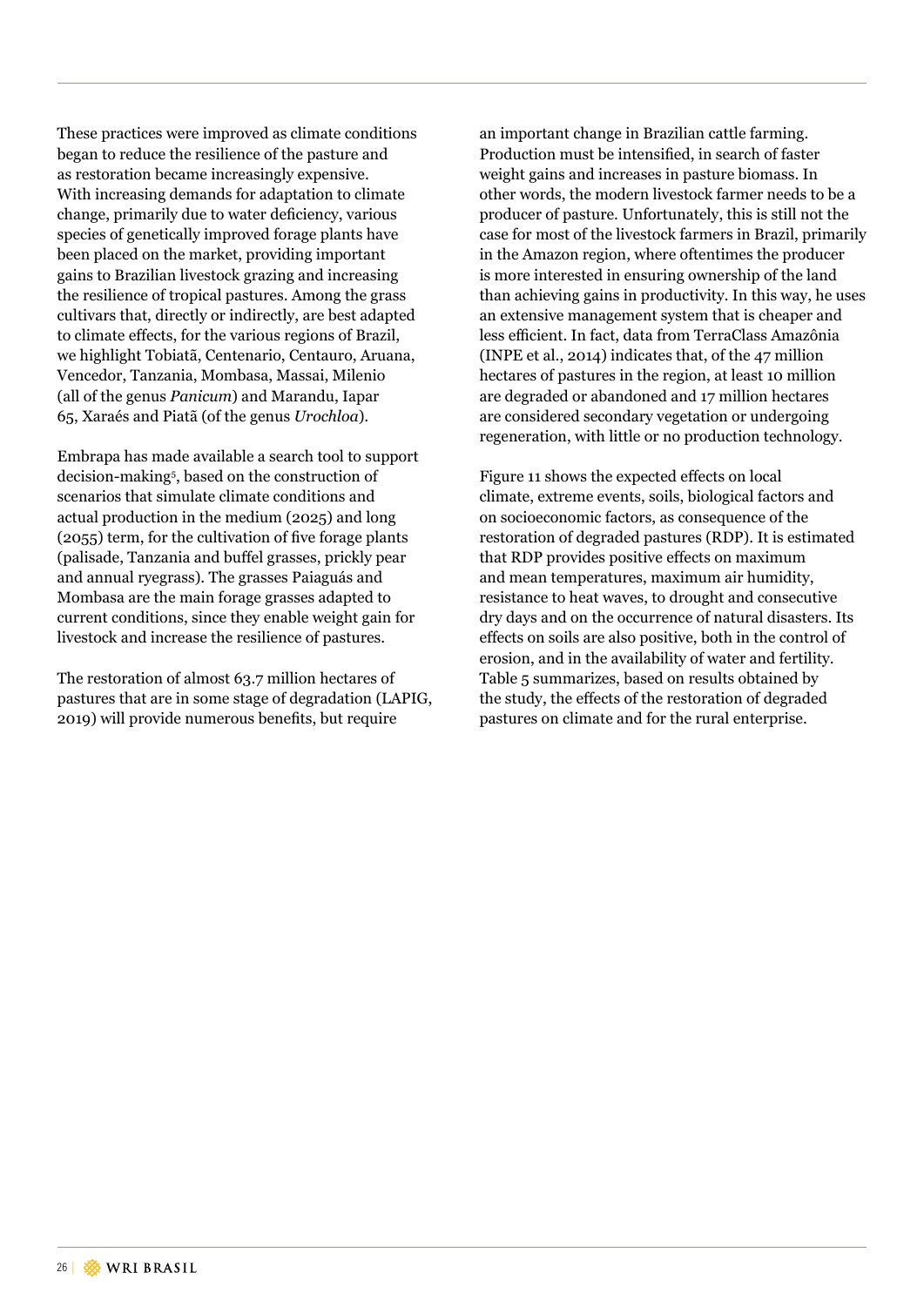These practices were improved as climate conditions began to reduce the resilience of the pasture and as restoration became increasingly expensive. With increasing demands for adaptation to climate change, primarily due to water deficiency, various species of genetically improved forage plants have been placed on the market, providing important gains to Brazilian livestock grazing and increasing the resilience of tropical pastures. Among the grass cultivars that, directly or indirectly, are best adapted to climate effects, for the various regions of Brazil, we highlight Tobiatã, Centenario, Centauro, Aruana, Vencedor, Tanzania, Mombasa, Massai, Milenio (all of the genus *Panicum*) and Marandu, Iapar 65, Xaraés and Piatã (of the genus *Urochloa*).

Embrapa has made available a search tool to support decision-making[5], based on the construction of scenarios that simulate climate conditions and actual production in the medium (2025) and long (2055) term, for the cultivation of five forage plants (palisade, Tanzania and buffel grasses, prickly pear and annual ryegrass). The grasses Paiaguás and Mombasa are the main forage grasses adapted to current conditions, since they enable weight gain for livestock and increase the resilience of pastures.

The restoration of almost 63.7 million hectares of pastures that are in some stage of degradation (LAPIG, 2019) will provide numerous benefits, but require an important change in Brazilian cattle farming. Production must be intensified, in search of faster weight gains and increases in pasture biomass. In other words, the modern livestock farmer needs to be a producer of pasture. Unfortunately, this is still not the case for most of the livestock farmers in Brazil, primarily in the Amazon region, where oftentimes the producer is more interested in ensuring ownership of the land than achieving gains in productivity. In this way, he uses an extensive management system that is cheaper and less efficient. In fact, data from TerraClass Amazônia (INPE et al., 2014) indicates that, of the 47 million hectares of pastures in the region, at least 10 million are degraded or abandoned and 17 million hectares are considered secondary vegetation or undergoing regeneration, with little or no production technology.

Figure 11 shows the expected effects on local climate, extreme events, soils, biological factors and on socioeconomic factors, as consequence of the restoration of degraded pastures (RDP). It is estimated that RDP provides positive effects on maximum and mean temperatures, maximum air humidity, resistance to heat waves, to drought and consecutive dry days and on the occurrence of natural disasters. Its effects on soils are also positive, both in the control of erosion, and in the availability of water and fertility. Table 5 summarizes, based on results obtained by the study, the effects of the restoration of degraded pastures on climate and for the rural enterprise.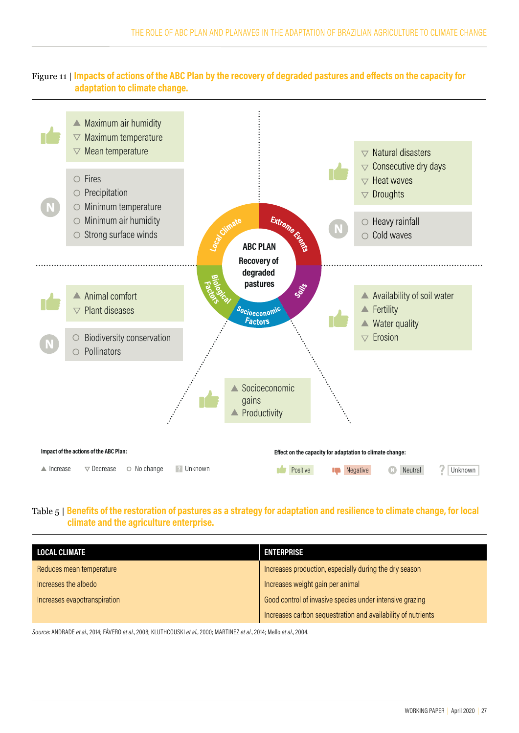Figure 11 | **Impacts of actions of the ABC Plan by the recovery of degraded pastures and effects on the capacity for adaptation to climate change.**

**ABC PLAN — Recovery of degraded pastures**

**Local Climate**

- Positive:
  - ▲ Maximum air humidity
  - ▽ Maximum temperature
  - ▽ Mean temperature
- Neutral (N):
  - ○ Fires
  - ○ Precipitation
  - ○ Minimum temperature
  - ○ Minimum air humidity
  - ○ Strong surface winds

**Extreme Events**

- Positive:
  - ▽ Natural disasters
  - ▽ Consecutive dry days
  - ▽ Heat waves
  - ▽ Droughts
- Neutral (N):
  - ○ Heavy rainfall
  - ○ Cold waves

**Biological Factors**

- Positive:
  - ▲ Animal comfort
  - ▽ Plant diseases
- Neutral (N):
  - ○ Biodiversity conservation
  - ○ Pollinators

**Soils**

- Positive:
  - ▲ Availability of soil water
  - ▲ Fertility
  - ▲ Water quality
  - ▽ Erosion

**Socioeconomic Factors**

- Positive:
  - ▲ Socioeconomic gains
  - ▲ Productivity

**Impact of the actions of the ABC Plan:** ▲ Increase ▽ Decrease ○ No change ? Unknown

**Effect on the capacity for adaptation to climate change:** Positive, Negative, N Neutral, ? Unknown

Table 5 | **Benefits of the restoration of pastures as a strategy for adaptation and resilience to climate change, for local climate and the agriculture enterprise.**

| LOCAL CLIMATE | ENTERPRISE |
|---|---|
| Reduces mean temperature | Increases production, especially during the dry season |
| Increases the albedo | Increases weight gain per animal |
| Increases evapotranspiration | Good control of invasive species under intensive grazing |
| | Increases carbon sequestration and availability of nutrients |

*Source:* ANDRADE *et al.*, 2014; FÁVERO *et al.*, 2008; KLUTHCOUSKI *et al.*, 2000; MARTINEZ *et al.*, 2014; Mello *et al.*, 2004.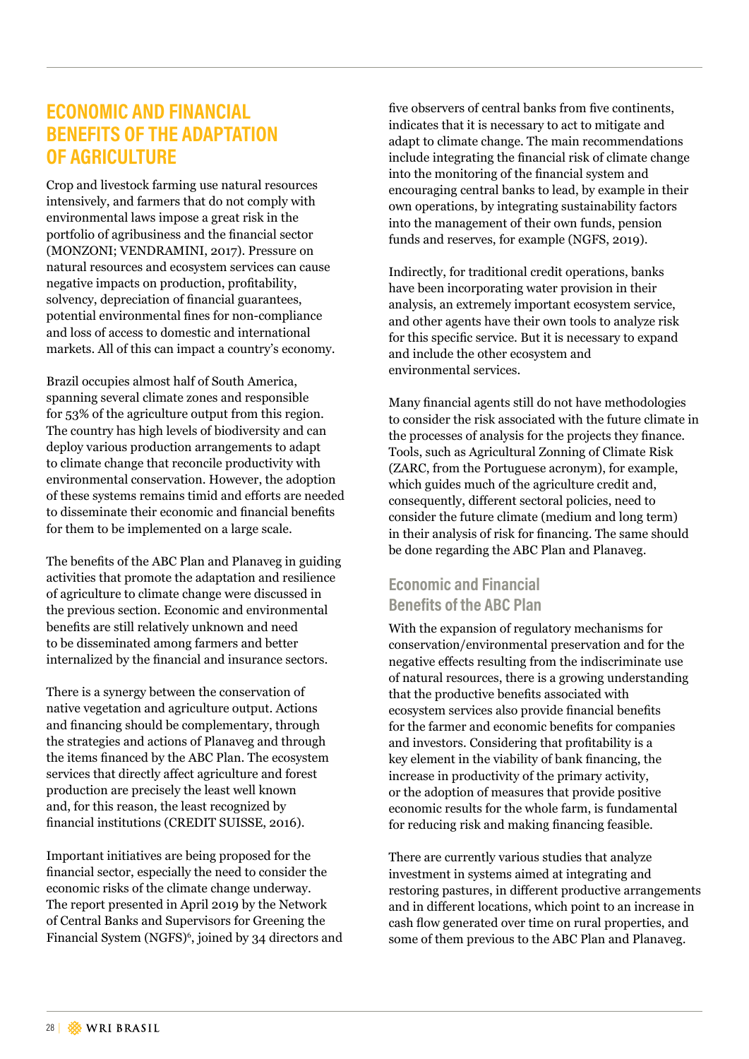## ECONOMIC AND FINANCIAL BENEFITS OF THE ADAPTATION OF AGRICULTURE

Crop and livestock farming use natural resources intensively, and farmers that do not comply with environmental laws impose a great risk in the portfolio of agribusiness and the financial sector (MONZONI; VENDRAMINI, 2017). Pressure on natural resources and ecosystem services can cause negative impacts on production, profitability, solvency, depreciation of financial guarantees, potential environmental fines for non-compliance and loss of access to domestic and international markets. All of this can impact a country's economy.

Brazil occupies almost half of South America, spanning several climate zones and responsible for 53% of the agriculture output from this region. The country has high levels of biodiversity and can deploy various production arrangements to adapt to climate change that reconcile productivity with environmental conservation. However, the adoption of these systems remains timid and efforts are needed to disseminate their economic and financial benefits for them to be implemented on a large scale.

The benefits of the ABC Plan and Planaveg in guiding activities that promote the adaptation and resilience of agriculture to climate change were discussed in the previous section. Economic and environmental benefits are still relatively unknown and need to be disseminated among farmers and better internalized by the financial and insurance sectors.

There is a synergy between the conservation of native vegetation and agriculture output. Actions and financing should be complementary, through the strategies and actions of Planaveg and through the items financed by the ABC Plan. The ecosystem services that directly affect agriculture and forest production are precisely the least well known and, for this reason, the least recognized by financial institutions (CREDIT SUISSE, 2016).

Important initiatives are being proposed for the financial sector, especially the need to consider the economic risks of the climate change underway. The report presented in April 2019 by the Network of Central Banks and Supervisors for Greening the Financial System (NGFS)[6], joined by 34 directors and five observers of central banks from five continents, indicates that it is necessary to act to mitigate and adapt to climate change. The main recommendations include integrating the financial risk of climate change into the monitoring of the financial system and encouraging central banks to lead, by example in their own operations, by integrating sustainability factors into the management of their own funds, pension funds and reserves, for example (NGFS, 2019).

Indirectly, for traditional credit operations, banks have been incorporating water provision in their analysis, an extremely important ecosystem service, and other agents have their own tools to analyze risk for this specific service. But it is necessary to expand and include the other ecosystem and environmental services.

Many financial agents still do not have methodologies to consider the risk associated with the future climate in the processes of analysis for the projects they finance. Tools, such as Agricultural Zonning of Climate Risk (ZARC, from the Portuguese acronym), for example, which guides much of the agriculture credit and, consequently, different sectoral policies, need to consider the future climate (medium and long term) in their analysis of risk for financing. The same should be done regarding the ABC Plan and Planaveg.

### Economic and Financial Benefits of the ABC Plan

With the expansion of regulatory mechanisms for conservation/environmental preservation and for the negative effects resulting from the indiscriminate use of natural resources, there is a growing understanding that the productive benefits associated with ecosystem services also provide financial benefits for the farmer and economic benefits for companies and investors. Considering that profitability is a key element in the viability of bank financing, the increase in productivity of the primary activity, or the adoption of measures that provide positive economic results for the whole farm, is fundamental for reducing risk and making financing feasible.

There are currently various studies that analyze investment in systems aimed at integrating and restoring pastures, in different productive arrangements and in different locations, which point to an increase in cash flow generated over time on rural properties, and some of them previous to the ABC Plan and Planaveg.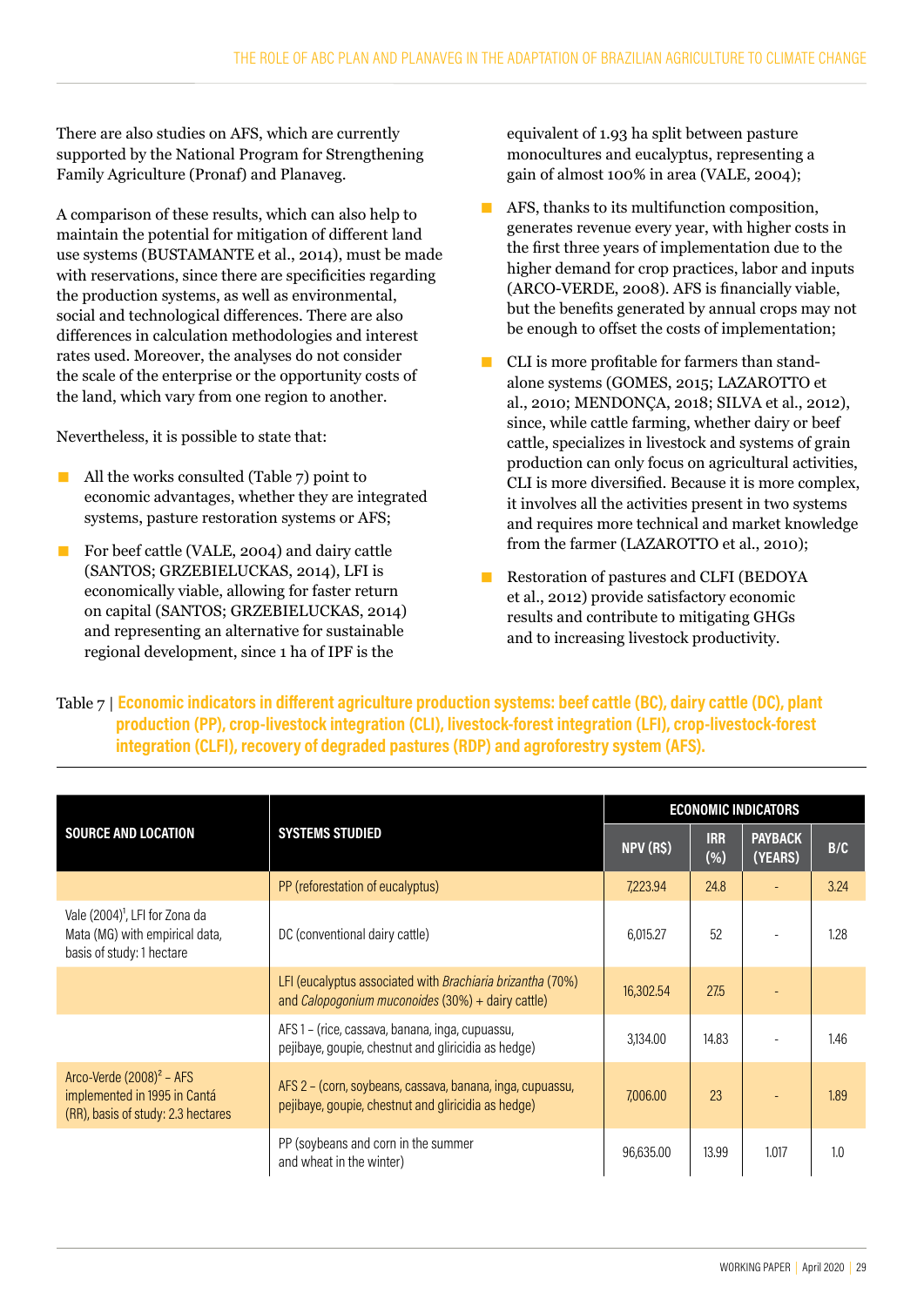There are also studies on AFS, which are currently supported by the National Program for Strengthening Family Agriculture (Pronaf) and Planaveg.

A comparison of these results, which can also help to maintain the potential for mitigation of different land use systems (BUSTAMANTE et al., 2014), must be made with reservations, since there are specificities regarding the production systems, as well as environmental, social and technological differences. There are also differences in calculation methodologies and interest rates used. Moreover, the analyses do not consider the scale of the enterprise or the opportunity costs of the land, which vary from one region to another.

Nevertheless, it is possible to state that:

- All the works consulted (Table 7) point to economic advantages, whether they are integrated systems, pasture restoration systems or AFS;
- For beef cattle (VALE, 2004) and dairy cattle (SANTOS; GRZEBIELUCKAS, 2014), LFI is economically viable, allowing for faster return on capital (SANTOS; GRZEBIELUCKAS, 2014) and representing an alternative for sustainable regional development, since 1 ha of IPF is the equivalent of 1.93 ha split between pasture monocultures and eucalyptus, representing a gain of almost 100% in area (VALE, 2004);
- AFS, thanks to its multifunction composition, generates revenue every year, with higher costs in the first three years of implementation due to the higher demand for crop practices, labor and inputs (ARCO-VERDE, 2008). AFS is financially viable, but the benefits generated by annual crops may not be enough to offset the costs of implementation;
- CLI is more profitable for farmers than stand-alone systems (GOMES, 2015; LAZAROTTO et al., 2010; MENDONÇA, 2018; SILVA et al., 2012), since, while cattle farming, whether dairy or beef cattle, specializes in livestock and systems of grain production can only focus on agricultural activities, CLI is more diversified. Because it is more complex, it involves all the activities present in two systems and requires more technical and market knowledge from the farmer (LAZAROTTO et al., 2010);
- Restoration of pastures and CLFI (BEDOYA et al., 2012) provide satisfactory economic results and contribute to mitigating GHGs and to increasing livestock productivity.

Table 7 | **Economic indicators in different agriculture production systems: beef cattle (BC), dairy cattle (DC), plant production (PP), crop-livestock integration (CLI), livestock-forest integration (LFI), crop-livestock-forest integration (CLFI), recovery of degraded pastures (RDP) and agroforestry system (AFS).**

| SOURCE AND LOCATION | SYSTEMS STUDIED | ECONOMIC INDICATORS | | | |
|---|---|---|---|---|---|
| | | NPV (R$) | IRR (%) | PAYBACK (YEARS) | B/C |
| Vale (2004)[1], LFI for Zona da Mata (MG) with empirical data, basis of study: 1 hectare | PP (reforestation of eucalyptus) | 7,223.94 | 24.8 | - | 3.24 |
| | DC (conventional dairy cattle) | 6,015.27 | 52 | - | 1.28 |
| | LFI (eucalyptus associated with *Brachiaria brizantha* (70%) and *Calopogonium muconoides* (30%) + dairy cattle) | 16,302.54 | 27.5 | - | |
| Arco-Verde (2008)[2] – AFS implemented in 1995 in Cantá (RR), basis of study: 2.3 hectares | AFS 1 – (rice, cassava, banana, inga, cupuassu, pejibaye, goupie, chestnut and gliricidia as hedge) | 3,134.00 | 14.83 | - | 1.46 |
| | AFS 2 – (corn, soybeans, cassava, banana, inga, cupuassu, pejibaye, goupie, chestnut and gliricidia as hedge) | 7,006.00 | 23 | - | 1.89 |
| | PP (soybeans and corn in the summer and wheat in the winter) | 96,635.00 | 13.99 | 1.017 | 1.0 |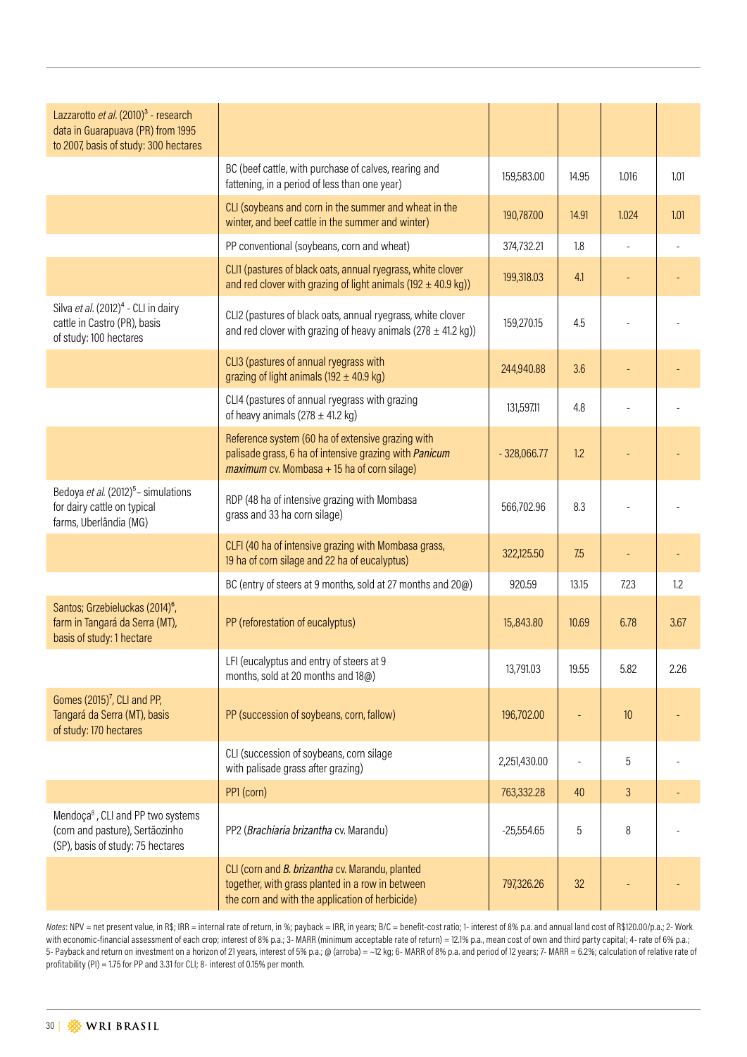| | | | | | |
|---|---|---|---|---|---|
| Lazzarotto *et al.* (2010)[3] - research data in Guarapuava (PR) from 1995 to 2007, basis of study: 300 hectares | | | | | |
| | BC (beef cattle, with purchase of calves, rearing and fattening, in a period of less than one year) | 159,583.00 | 14.95 | 1.016 | 1.01 |
| | CLI (soybeans and corn in the summer and wheat in the winter, and beef cattle in the summer and winter) | 190,787.00 | 14.91 | 1.024 | 1.01 |
| | PP conventional (soybeans, corn and wheat) | 374,732.21 | 1.8 | - | - |
| | CLI1 (pastures of black oats, annual ryegrass, white clover and red clover with grazing of light animals (192 ± 40.9 kg)) | 199,318.03 | 4.1 | - | - |
| Silva *et al.* (2012)[4] - CLI in dairy cattle in Castro (PR), basis of study: 100 hectares | CLI2 (pastures of black oats, annual ryegrass, white clover and red clover with grazing of heavy animals (278 ± 41.2 kg)) | 159,270.15 | 4.5 | - | - |
| | CLI3 (pastures of annual ryegrass with grazing of light animals (192 ± 40.9 kg) | 244,940.88 | 3.6 | - | - |
| | CLI4 (pastures of annual ryegrass with grazing of heavy animals (278 ± 41.2 kg) | 131,597.11 | 4.8 | - | - |
| | Reference system (60 ha of extensive grazing with palisade grass, 6 ha of intensive grazing with *Panicum maximum* cv. Mombasa + 15 ha of corn silage) | - 328,066.77 | 1.2 | - | - |
| Bedoya *et al.* (2012)[5]– simulations for dairy cattle on typical farms, Uberlândia (MG) | RDP (48 ha of intensive grazing with Mombasa grass and 33 ha corn silage) | 566,702.96 | 8.3 | - | - |
| | CLFI (40 ha of intensive grazing with Mombasa grass, 19 ha of corn silage and 22 ha of eucalyptus) | 322,125.50 | 7.5 | - | - |
| | BC (entry of steers at 9 months, sold at 27 months and 20@) | 920.59 | 13.15 | 7.23 | 1.2 |
| Santos; Grzebieluckas (2014)[6], farm in Tangará da Serra (MT), basis of study: 1 hectare | PP (reforestation of eucalyptus) | 15,.843.80 | 10.69 | 6.78 | 3.67 |
| | LFI (eucalyptus and entry of steers at 9 months, sold at 20 months and 18@) | 13,791.03 | 19.55 | 5.82 | 2.26 |
| Gomes (2015)[7], CLI and PP, Tangará da Serra (MT), basis of study: 170 hectares | PP (succession of soybeans, corn, fallow) | 196,702.00 | - | 10 | - |
| | CLI (succession of soybeans, corn silage with palisade grass after grazing) | 2,251,430.00 | - | 5 | - |
| | PP1 (corn) | 763,332.28 | 40 | 3 | - |
| Mendoça[8] , CLI and PP two systems (corn and pasture), Sertãozinho (SP), basis of study: 75 hectares | PP2 (*Brachiaria brizantha* cv. Marandu) | -25,554.65 | 5 | 8 | - |
| | CLI (corn and *B. brizantha* cv. Marandu, planted together, with grass planted in a row in between the corn and with the application of herbicide) | 797,326.26 | 32 | - | - |

*Notes*: NPV = net present value, in R$; IRR = internal rate of return, in %; payback = IRR, in years; B/C = benefit-cost ratio; 1- interest of 8% p.a. and annual land cost of R$120.00/p.a.; 2- Work with economic-financial assessment of each crop; interest of 8% p.a.; 3- MARR (minimum acceptable rate of return) = 12.1% p.a., mean cost of own and third party capital; 4- rate of 6% p.a.; 5- Payback and return on investment on a horizon of 21 years, interest of 5% p.a.; @ (arroba) = ~12 kg; 6- MARR of 8% p.a. and period of 12 years; 7- MARR = 6.2%; calculation of relative rate of profitability (PI) = 1.75 for PP and 3.31 for CLI; 8- interest of 0.15% per month.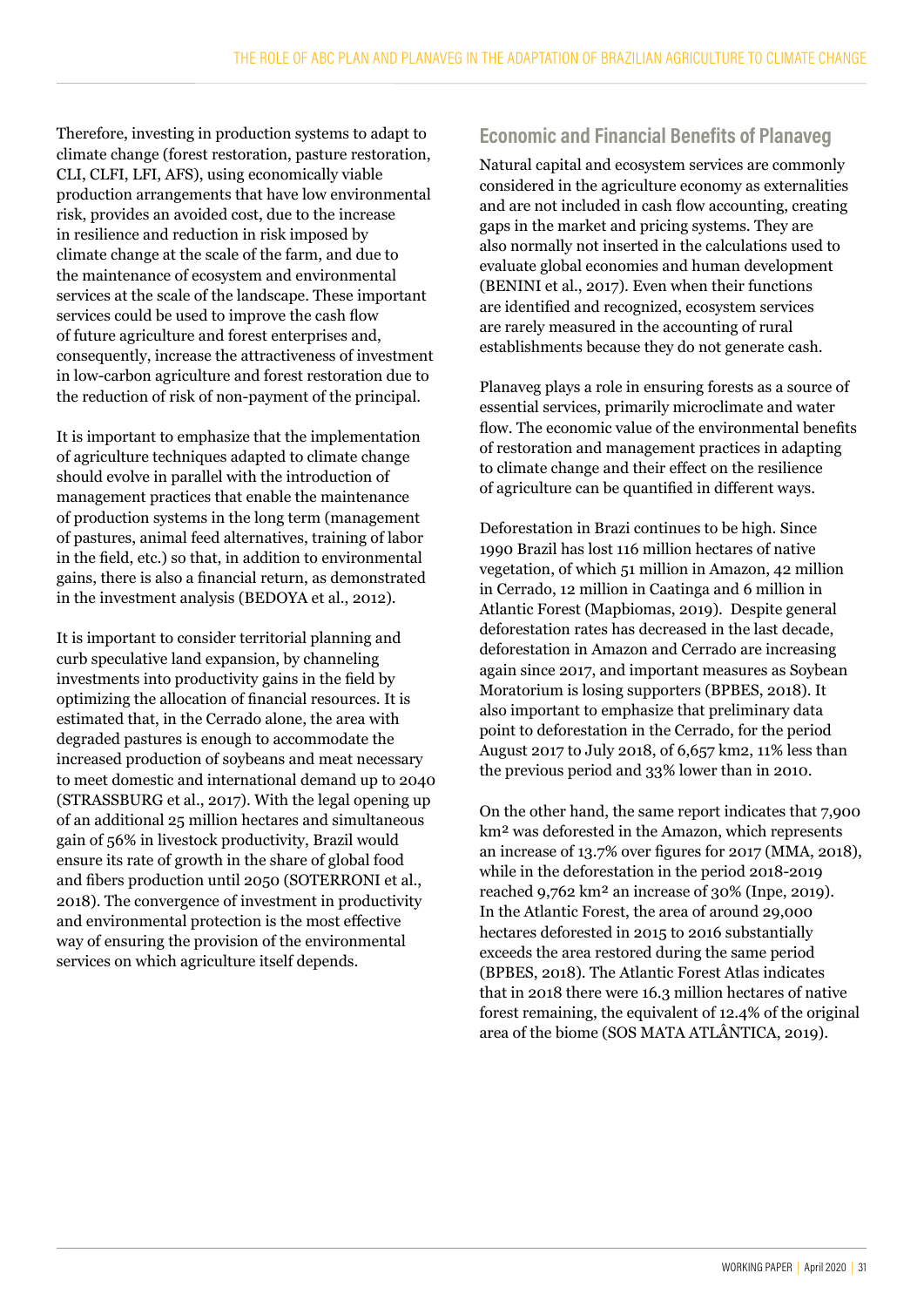Therefore, investing in production systems to adapt to climate change (forest restoration, pasture restoration, CLI, CLFI, LFI, AFS), using economically viable production arrangements that have low environmental risk, provides an avoided cost, due to the increase in resilience and reduction in risk imposed by climate change at the scale of the farm, and due to the maintenance of ecosystem and environmental services at the scale of the landscape. These important services could be used to improve the cash flow of future agriculture and forest enterprises and, consequently, increase the attractiveness of investment in low-carbon agriculture and forest restoration due to the reduction of risk of non-payment of the principal.

It is important to emphasize that the implementation of agriculture techniques adapted to climate change should evolve in parallel with the introduction of management practices that enable the maintenance of production systems in the long term (management of pastures, animal feed alternatives, training of labor in the field, etc.) so that, in addition to environmental gains, there is also a financial return, as demonstrated in the investment analysis (BEDOYA et al., 2012).

It is important to consider territorial planning and curb speculative land expansion, by channeling investments into productivity gains in the field by optimizing the allocation of financial resources. It is estimated that, in the Cerrado alone, the area with degraded pastures is enough to accommodate the increased production of soybeans and meat necessary to meet domestic and international demand up to 2040 (STRASSBURG et al., 2017). With the legal opening up of an additional 25 million hectares and simultaneous gain of 56% in livestock productivity, Brazil would ensure its rate of growth in the share of global food and fibers production until 2050 (SOTERRONI et al., 2018). The convergence of investment in productivity and environmental protection is the most effective way of ensuring the provision of the environmental services on which agriculture itself depends.

## Economic and Financial Benefits of Planaveg

Natural capital and ecosystem services are commonly considered in the agriculture economy as externalities and are not included in cash flow accounting, creating gaps in the market and pricing systems. They are also normally not inserted in the calculations used to evaluate global economies and human development (BENINI et al., 2017). Even when their functions are identified and recognized, ecosystem services are rarely measured in the accounting of rural establishments because they do not generate cash.

Planaveg plays a role in ensuring forests as a source of essential services, primarily microclimate and water flow. The economic value of the environmental benefits of restoration and management practices in adapting to climate change and their effect on the resilience of agriculture can be quantified in different ways.

Deforestation in Brazi continues to be high. Since 1990 Brazil has lost 116 million hectares of native vegetation, of which 51 million in Amazon, 42 million in Cerrado, 12 million in Caatinga and 6 million in Atlantic Forest (Mapbiomas, 2019). Despite general deforestation rates has decreased in the last decade, deforestation in Amazon and Cerrado are increasing again since 2017, and important measures as Soybean Moratorium is losing supporters (BPBES, 2018). It also important to emphasize that preliminary data point to deforestation in the Cerrado, for the period August 2017 to July 2018, of 6,657 km2, 11% less than the previous period and 33% lower than in 2010.

On the other hand, the same report indicates that 7,900 km² was deforested in the Amazon, which represents an increase of 13.7% over figures for 2017 (MMA, 2018), while in the deforestation in the period 2018-2019 reached 9,762 km² an increase of 30% (Inpe, 2019). In the Atlantic Forest, the area of around 29,000 hectares deforested in 2015 to 2016 substantially exceeds the area restored during the same period (BPBES, 2018). The Atlantic Forest Atlas indicates that in 2018 there were 16.3 million hectares of native forest remaining, the equivalent of 12.4% of the original area of the biome (SOS MATA ATLÂNTICA, 2019).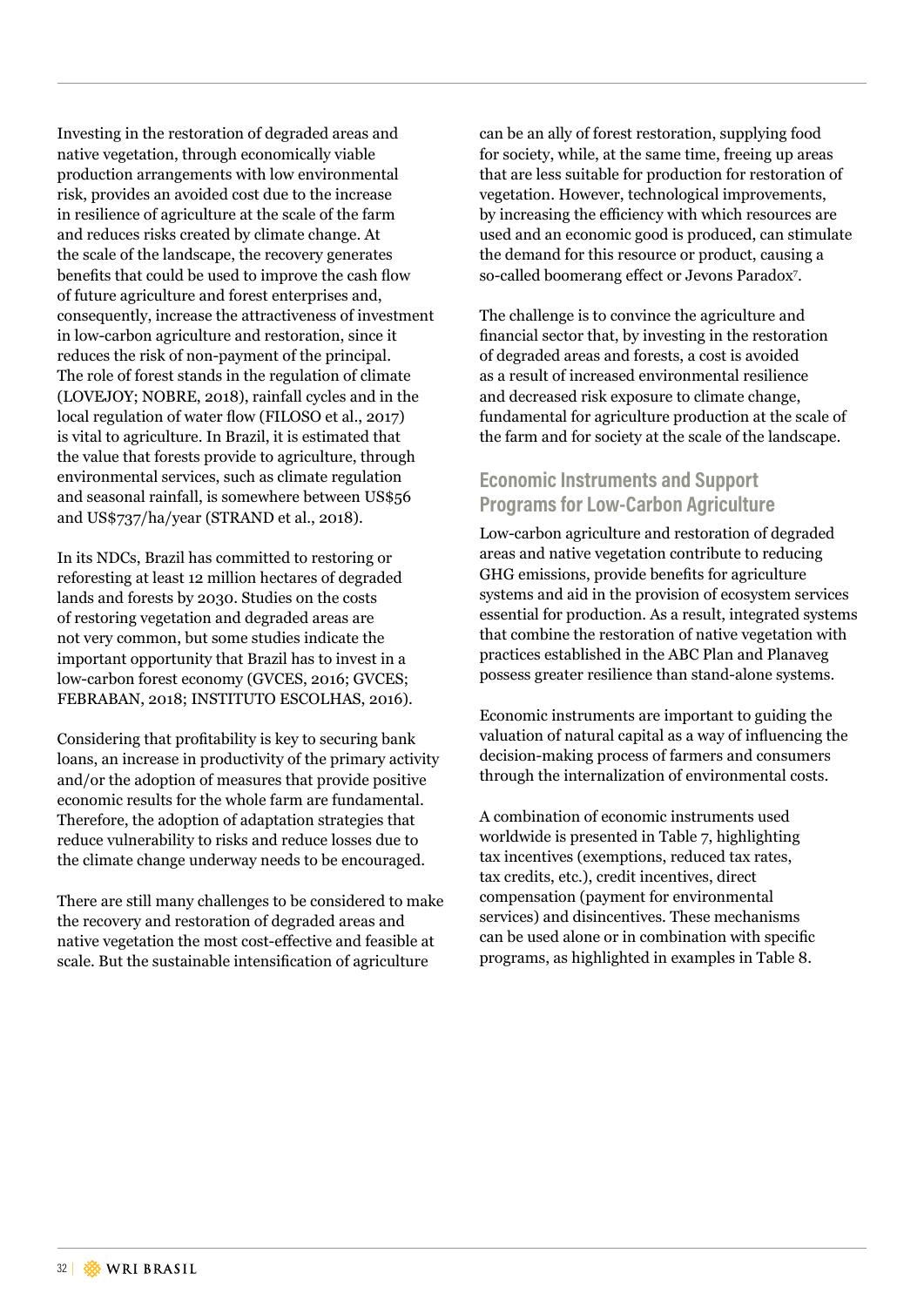Investing in the restoration of degraded areas and native vegetation, through economically viable production arrangements with low environmental risk, provides an avoided cost due to the increase in resilience of agriculture at the scale of the farm and reduces risks created by climate change. At the scale of the landscape, the recovery generates benefits that could be used to improve the cash flow of future agriculture and forest enterprises and, consequently, increase the attractiveness of investment in low-carbon agriculture and restoration, since it reduces the risk of non-payment of the principal. The role of forest stands in the regulation of climate (LOVEJOY; NOBRE, 2018), rainfall cycles and in the local regulation of water flow (FILOSO et al., 2017) is vital to agriculture. In Brazil, it is estimated that the value that forests provide to agriculture, through environmental services, such as climate regulation and seasonal rainfall, is somewhere between US$56 and US$737/ha/year (STRAND et al., 2018).

In its NDCs, Brazil has committed to restoring or reforesting at least 12 million hectares of degraded lands and forests by 2030. Studies on the costs of restoring vegetation and degraded areas are not very common, but some studies indicate the important opportunity that Brazil has to invest in a low-carbon forest economy (GVCES, 2016; GVCES; FEBRABAN, 2018; INSTITUTO ESCOLHAS, 2016).

Considering that profitability is key to securing bank loans, an increase in productivity of the primary activity and/or the adoption of measures that provide positive economic results for the whole farm are fundamental. Therefore, the adoption of adaptation strategies that reduce vulnerability to risks and reduce losses due to the climate change underway needs to be encouraged.

There are still many challenges to be considered to make the recovery and restoration of degraded areas and native vegetation the most cost-effective and feasible at scale. But the sustainable intensification of agriculture can be an ally of forest restoration, supplying food for society, while, at the same time, freeing up areas that are less suitable for production for restoration of vegetation. However, technological improvements, by increasing the efficiency with which resources are used and an economic good is produced, can stimulate the demand for this resource or product, causing a so-called boomerang effect or Jevons Paradox[7].

The challenge is to convince the agriculture and financial sector that, by investing in the restoration of degraded areas and forests, a cost is avoided as a result of increased environmental resilience and decreased risk exposure to climate change, fundamental for agriculture production at the scale of the farm and for society at the scale of the landscape.

## Economic Instruments and Support Programs for Low-Carbon Agriculture

Low-carbon agriculture and restoration of degraded areas and native vegetation contribute to reducing GHG emissions, provide benefits for agriculture systems and aid in the provision of ecosystem services essential for production. As a result, integrated systems that combine the restoration of native vegetation with practices established in the ABC Plan and Planaveg possess greater resilience than stand-alone systems.

Economic instruments are important to guiding the valuation of natural capital as a way of influencing the decision-making process of farmers and consumers through the internalization of environmental costs.

A combination of economic instruments used worldwide is presented in Table 7, highlighting tax incentives (exemptions, reduced tax rates, tax credits, etc.), credit incentives, direct compensation (payment for environmental services) and disincentives. These mechanisms can be used alone or in combination with specific programs, as highlighted in examples in Table 8.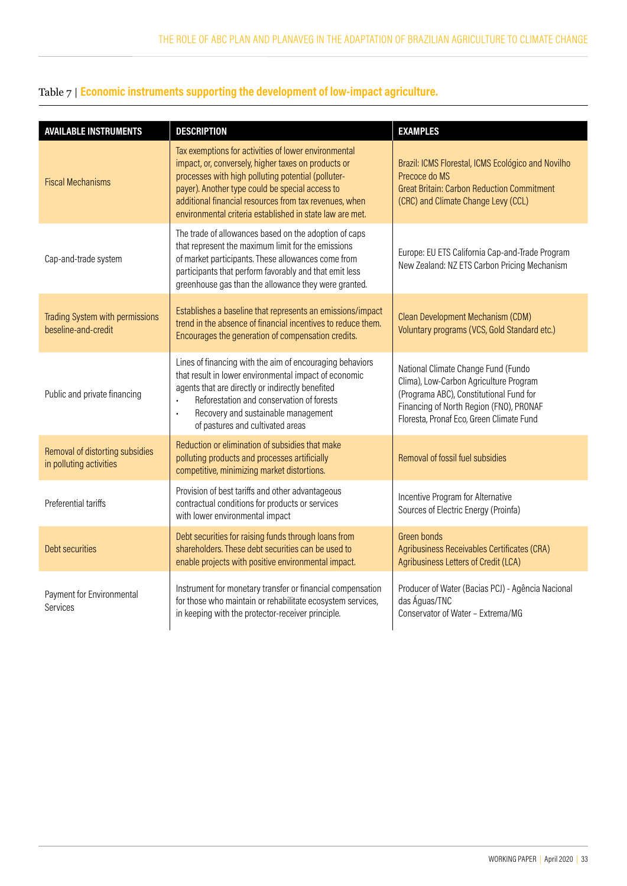Table 7 | **Economic instruments supporting the development of low-impact agriculture.**

| AVAILABLE INSTRUMENTS | DESCRIPTION | EXAMPLES |
|---|---|---|
| Fiscal Mechanisms | Tax exemptions for activities of lower environmental impact, or, conversely, higher taxes on products or processes with high polluting potential (polluter-payer). Another type could be special access to additional financial resources from tax revenues, when environmental criteria established in state law are met. | Brazil: ICMS Florestal, ICMS Ecológico and Novilho Precoce do MS<br>Great Britain: Carbon Reduction Commitment (CRC) and Climate Change Levy (CCL) |
| Cap-and-trade system | The trade of allowances based on the adoption of caps that represent the maximum limit for the emissions of market participants. These allowances come from participants that perform favorably and that emit less greenhouse gas than the allowance they were granted. | Europe: EU ETS California Cap-and-Trade Program<br>New Zealand: NZ ETS Carbon Pricing Mechanism |
| Trading System with permissions beseline-and-credit | Establishes a baseline that represents an emissions/impact trend in the absence of financial incentives to reduce them. Encourages the generation of compensation credits. | Clean Development Mechanism (CDM)<br>Voluntary programs (VCS, Gold Standard etc.) |
| Public and private financing | Lines of financing with the aim of encouraging behaviors that result in lower environmental impact of economic agents that are directly or indirectly benefited<br>• Reforestation and conservation of forests<br>• Recovery and sustainable management of pastures and cultivated areas | National Climate Change Fund (Fundo Clima), Low-Carbon Agriculture Program (Programa ABC), Constitutional Fund for Financing of North Region (FNO), PRONAF Floresta, Pronaf Eco, Green Climate Fund |
| Removal of distorting subsidies in polluting activities | Reduction or elimination of subsidies that make polluting products and processes artificially competitive, minimizing market distortions. | Removal of fossil fuel subsidies |
| Preferential tariffs | Provision of best tariffs and other advantageous contractual conditions for products or services with lower environmental impact | Incentive Program for Alternative Sources of Electric Energy (Proinfa) |
| Debt securities | Debt securities for raising funds through loans from shareholders. These debt securities can be used to enable projects with positive environmental impact. | Green bonds<br>Agribusiness Receivables Certificates (CRA)<br>Agribusiness Letters of Credit (LCA) |
| Payment for Environmental Services | Instrument for monetary transfer or financial compensation for those who maintain or rehabilitate ecosystem services, in keeping with the protector-receiver principle. | Producer of Water (Bacias PCJ) - Agência Nacional das Águas/TNC<br>Conservator of Water – Extrema/MG |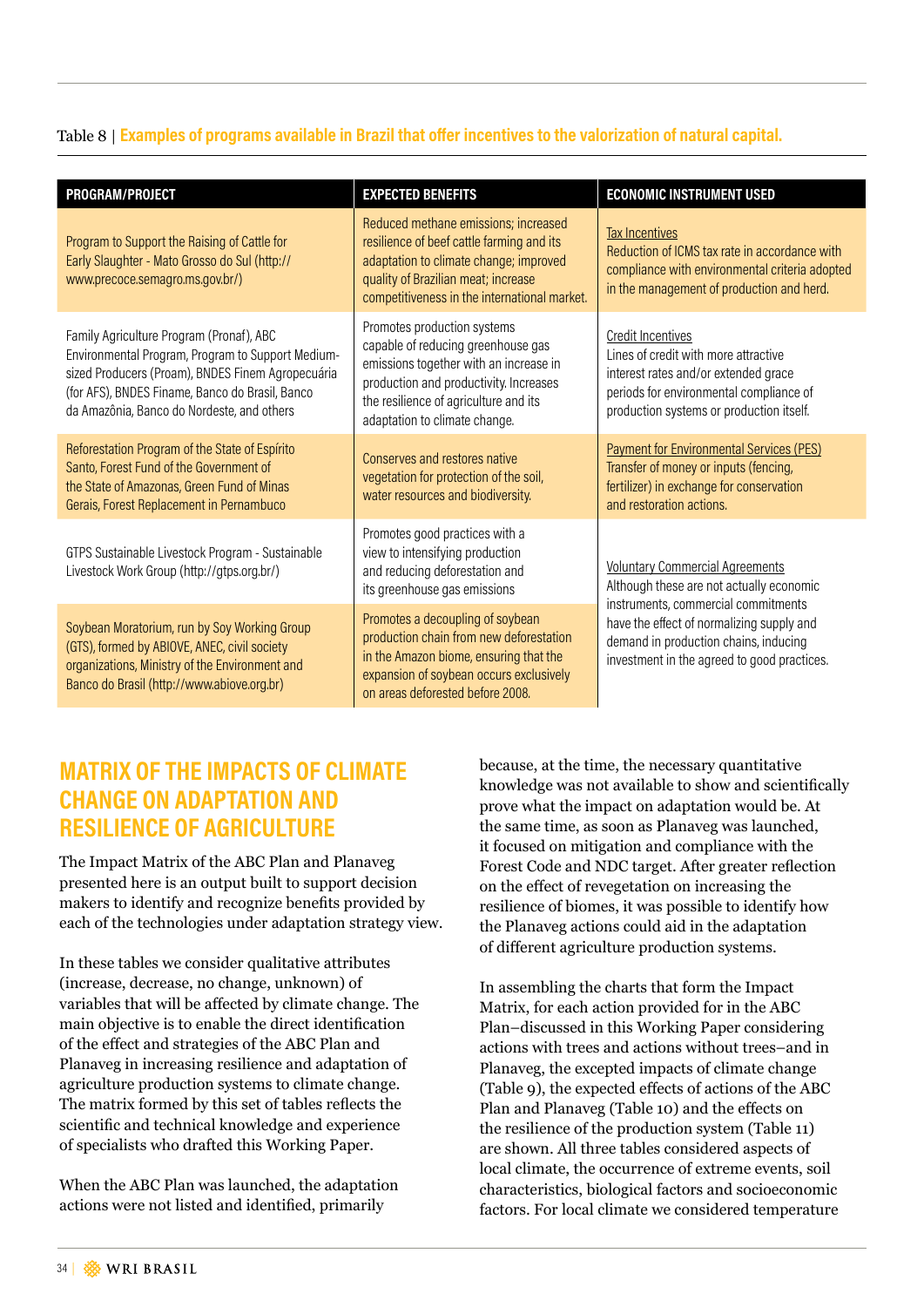Table 8 | **Examples of programs available in Brazil that offer incentives to the valorization of natural capital.**

| PROGRAM/PROJECT | EXPECTED BENEFITS | ECONOMIC INSTRUMENT USED |
|---|---|---|
| Program to Support the Raising of Cattle for Early Slaughter - Mato Grosso do Sul (http://www.precoce.semagro.ms.gov.br/) | Reduced methane emissions; increased resilience of beef cattle farming and its adaptation to climate change; improved quality of Brazilian meat; increase competitiveness in the international market. | Tax Incentives<br>Reduction of ICMS tax rate in accordance with compliance with environmental criteria adopted in the management of production and herd. |
| Family Agriculture Program (Pronaf), ABC Environmental Program, Program to Support Medium-sized Producers (Proam), BNDES Finem Agropecuária (for AFS), BNDES Finame, Banco do Brasil, Banco da Amazônia, Banco do Nordeste, and others | Promotes production systems capable of reducing greenhouse gas emissions together with an increase in production and productivity. Increases the resilience of agriculture and its adaptation to climate change. | Credit Incentives<br>Lines of credit with more attractive interest rates and/or extended grace periods for environmental compliance of production systems or production itself. |
| Reforestation Program of the State of Espírito Santo, Forest Fund of the Government of the State of Amazonas, Green Fund of Minas Gerais, Forest Replacement in Pernambuco | Conserves and restores native vegetation for protection of the soil, water resources and biodiversity. | Payment for Environmental Services (PES)<br>Transfer of money or inputs (fencing, fertilizer) in exchange for conservation and restoration actions. |
| GTPS Sustainable Livestock Program - Sustainable Livestock Work Group (http://gtps.org.br/) | Promotes good practices with a view to intensifying production and reducing deforestation and its greenhouse gas emissions | Voluntary Commercial Agreements<br>Although these are not actually economic instruments, commercial commitments have the effect of normalizing supply and demand in production chains, inducing investment in the agreed to good practices. |
| Soybean Moratorium, run by Soy Working Group (GTS), formed by ABIOVE, ANEC, civil society organizations, Ministry of the Environment and Banco do Brasil (http://www.abiove.org.br) | Promotes a decoupling of soybean production chain from new deforestation in the Amazon biome, ensuring that the expansion of soybean occurs exclusively on areas deforested before 2008. | |

## MATRIX OF THE IMPACTS OF CLIMATE CHANGE ON ADAPTATION AND RESILIENCE OF AGRICULTURE

The Impact Matrix of the ABC Plan and Planaveg presented here is an output built to support decision makers to identify and recognize benefits provided by each of the technologies under adaptation strategy view.

In these tables we consider qualitative attributes (increase, decrease, no change, unknown) of variables that will be affected by climate change. The main objective is to enable the direct identification of the effect and strategies of the ABC Plan and Planaveg in increasing resilience and adaptation of agriculture production systems to climate change. The matrix formed by this set of tables reflects the scientific and technical knowledge and experience of specialists who drafted this Working Paper.

When the ABC Plan was launched, the adaptation actions were not listed and identified, primarily because, at the time, the necessary quantitative knowledge was not available to show and scientifically prove what the impact on adaptation would be. At the same time, as soon as Planaveg was launched, it focused on mitigation and compliance with the Forest Code and NDC target. After greater reflection on the effect of revegetation on increasing the resilience of biomes, it was possible to identify how the Planaveg actions could aid in the adaptation of different agriculture production systems.

In assembling the charts that form the Impact Matrix, for each action provided for in the ABC Plan–discussed in this Working Paper considering actions with trees and actions without trees–and in Planaveg, the excepted impacts of climate change (Table 9), the expected effects of actions of the ABC Plan and Planaveg (Table 10) and the effects on the resilience of the production system (Table 11) are shown. All three tables considered aspects of local climate, the occurrence of extreme events, soil characteristics, biological factors and socioeconomic factors. For local climate we considered temperature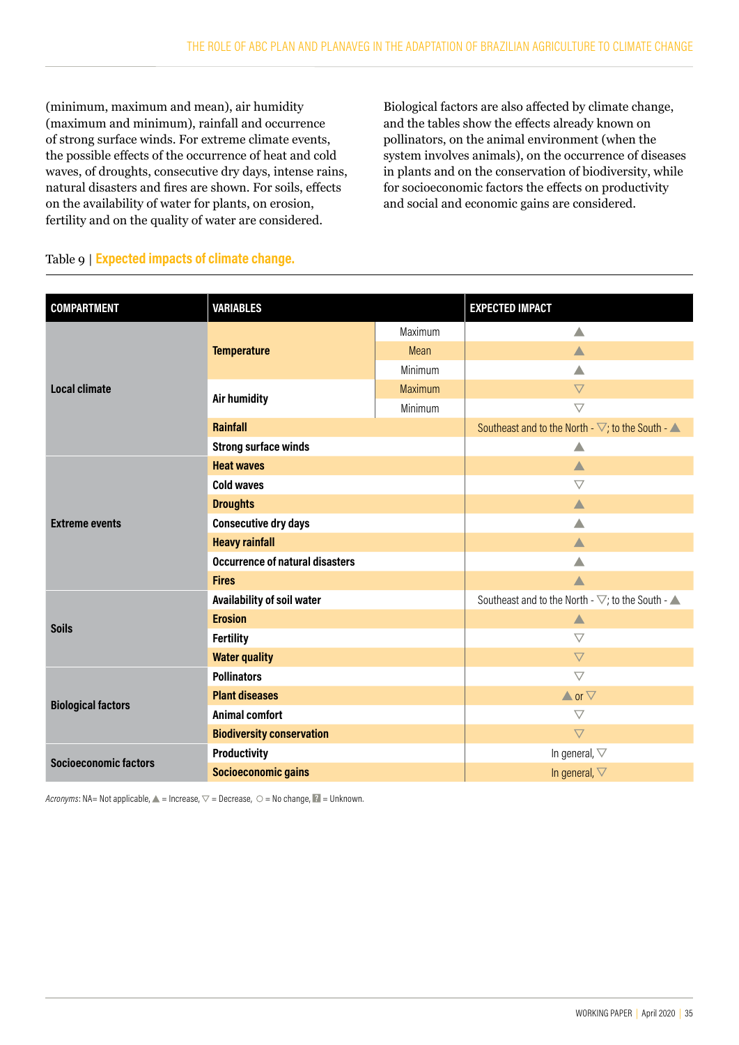(minimum, maximum and mean), air humidity (maximum and minimum), rainfall and occurrence of strong surface winds. For extreme climate events, the possible effects of the occurrence of heat and cold waves, of droughts, consecutive dry days, intense rains, natural disasters and fires are shown. For soils, effects on the availability of water for plants, on erosion, fertility and on the quality of water are considered.

Biological factors are also affected by climate change, and the tables show the effects already known on pollinators, on the animal environment (when the system involves animals), on the occurrence of diseases in plants and on the conservation of biodiversity, while for socioeconomic factors the effects on productivity and social and economic gains are considered.

Table 9 | **Expected impacts of climate change.**

| COMPARTMENT | VARIABLES | | EXPECTED IMPACT |
|---|---|---|---|
| **Local climate** | **Temperature** | Maximum | ▲ |
| | | Mean | ▲ |
| | | Minimum | ▲ |
| | **Air humidity** | Maximum | ▽ |
| | | Minimum | ▽ |
| | **Rainfall** | | Southeast and to the North - ▽; to the South - ▲ |
| | **Strong surface winds** | | ▲ |
| **Extreme events** | **Heat waves** | | ▲ |
| | **Cold waves** | | ▽ |
| | **Droughts** | | ▲ |
| | **Consecutive dry days** | | ▲ |
| | **Heavy rainfall** | | ▲ |
| | **Occurrence of natural disasters** | | ▲ |
| | **Fires** | | ▲ |
| **Soils** | **Availability of soil water** | | Southeast and to the North - ▽; to the South - ▲ |
| | **Erosion** | | ▲ |
| | **Fertility** | | ▽ |
| | **Water quality** | | ▽ |
| **Biological factors** | **Pollinators** | | ▽ |
| | **Plant diseases** | | ▲ or ▽ |
| | **Animal comfort** | | ▽ |
| | **Biodiversity conservation** | | ▽ |
| **Socioeconomic factors** | **Productivity** | | In general, ▽ |
| | **Socioeconomic gains** | | In general, ▽ |

*Acronyms*: NA= Not applicable, ▲ = Increase, ▽ = Decrease, ○ = No change, ? = Unknown.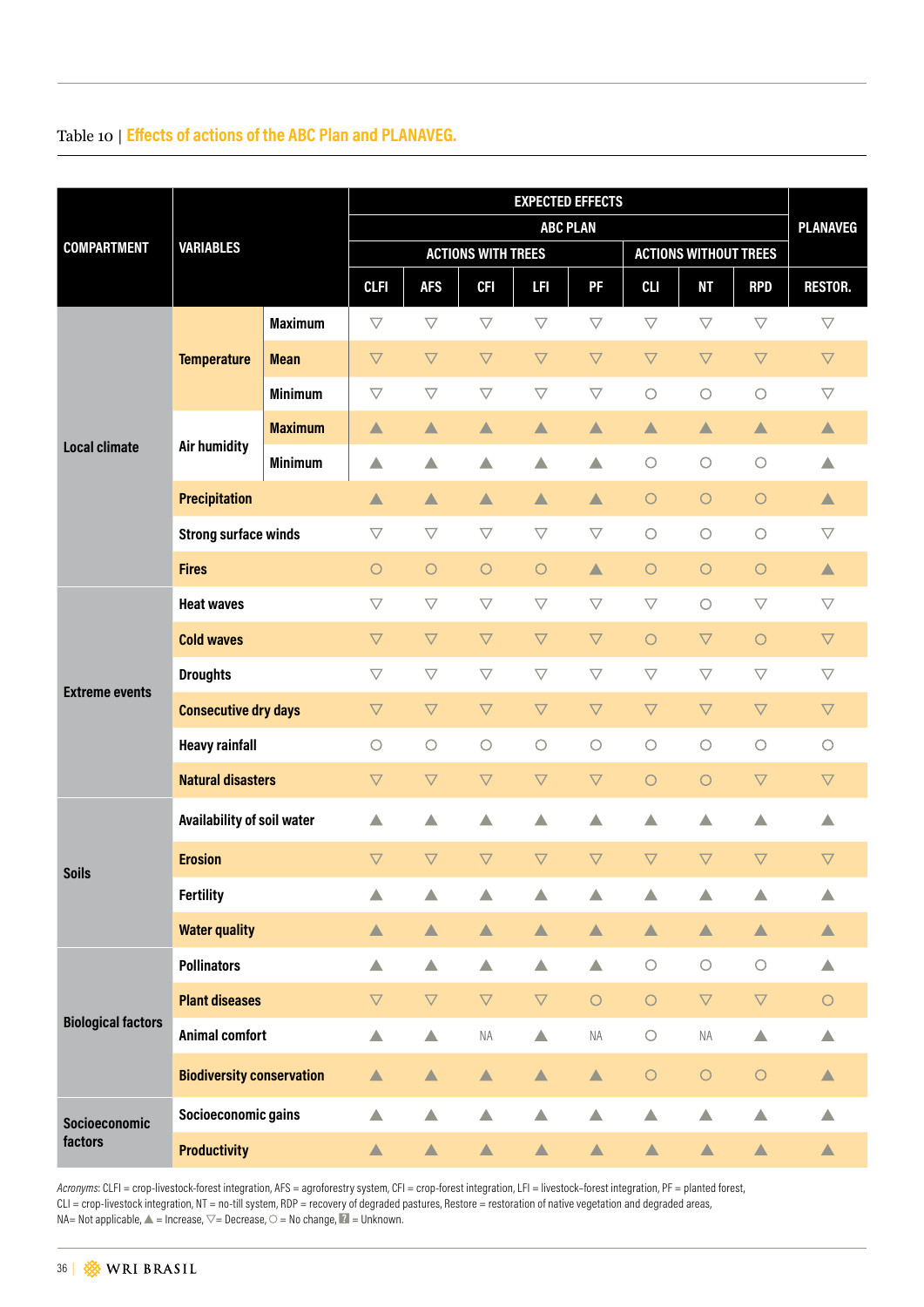Table 10 | **Effects of actions of the ABC Plan and PLANAVEG.**

| COMPARTMENT | VARIABLES | | EXPECTED EFFECTS | | | | | | | | PLANAVEG |
|---|---|---|---|---|---|---|---|---|---|---|---|
| | | | ABC PLAN | | | | | | | | |
| | | | ACTIONS WITH TREES | | | | | ACTIONS WITHOUT TREES | | | |
| | | | CLFI | AFS | CFI | LFI | PF | CLI | NT | RPD | RESTOR. |
| Local climate | Temperature | Maximum | ▽ | ▽ | ▽ | ▽ | ▽ | ▽ | ▽ | ▽ | ▽ |
| | | Mean | ▽ | ▽ | ▽ | ▽ | ▽ | ▽ | ▽ | ▽ | ▽ |
| | | Minimum | ▽ | ▽ | ▽ | ▽ | ▽ | ○ | ○ | ○ | ▽ |
| | Air humidity | Maximum | ▲ | ▲ | ▲ | ▲ | ▲ | ▲ | ▲ | ▲ | ▲ |
| | | Minimum | ▲ | ▲ | ▲ | ▲ | ▲ | ○ | ○ | ○ | ▲ |
| | Precipitation | | ▲ | ▲ | ▲ | ▲ | ▲ | ○ | ○ | ○ | ▲ |
| | Strong surface winds | | ▽ | ▽ | ▽ | ▽ | ▽ | ○ | ○ | ○ | ▽ |
| | Fires | | ○ | ○ | ○ | ○ | ▲ | ○ | ○ | ○ | ▲ |
| Extreme events | Heat waves | | ▽ | ▽ | ▽ | ▽ | ▽ | ▽ | ○ | ▽ | ▽ |
| | Cold waves | | ▽ | ▽ | ▽ | ▽ | ▽ | ○ | ▽ | ○ | ▽ |
| | Droughts | | ▽ | ▽ | ▽ | ▽ | ▽ | ▽ | ▽ | ▽ | ▽ |
| | Consecutive dry days | | ▽ | ▽ | ▽ | ▽ | ▽ | ▽ | ▽ | ▽ | ▽ |
| | Heavy rainfall | | ○ | ○ | ○ | ○ | ○ | ○ | ○ | ○ | ○ |
| | Natural disasters | | ▽ | ▽ | ▽ | ▽ | ▽ | ○ | ○ | ▽ | ▽ |
| Soils | Availability of soil water | | ▲ | ▲ | ▲ | ▲ | ▲ | ▲ | ▲ | ▲ | ▲ |
| | Erosion | | ▽ | ▽ | ▽ | ▽ | ▽ | ▽ | ▽ | ▽ | ▽ |
| | Fertility | | ▲ | ▲ | ▲ | ▲ | ▲ | ▲ | ▲ | ▲ | ▲ |
| | Water quality | | ▲ | ▲ | ▲ | ▲ | ▲ | ▲ | ▲ | ▲ | ▲ |
| Biological factors | Pollinators | | ▲ | ▲ | ▲ | ▲ | ▲ | ○ | ○ | ○ | ▲ |
| | Plant diseases | | ▽ | ▽ | ▽ | ▽ | ○ | ○ | ▽ | ▽ | ○ |
| | Animal comfort | | ▲ | ▲ | NA | ▲ | NA | ○ | NA | ▲ | ▲ |
| | Biodiversity conservation | | ▲ | ▲ | ▲ | ▲ | ▲ | ○ | ○ | ○ | ▲ |
| Socioeconomic factors | Socioeconomic gains | | ▲ | ▲ | ▲ | ▲ | ▲ | ▲ | ▲ | ▲ | ▲ |
| | Productivity | | ▲ | ▲ | ▲ | ▲ | ▲ | ▲ | ▲ | ▲ | ▲ |

*Acronyms*: CLFI = crop-livestock-forest integration, AFS = agroforestry system, CFI = crop-forest integration, LFI = livestock–forest integration, PF = planted forest, CLI = crop-livestock integration, NT = no-till system, RDP = recovery of degraded pastures, Restore = restoration of native vegetation and degraded areas, NA= Not applicable, ▲ = Increase, ▽= Decease, ○ = No change, ? = Unknown.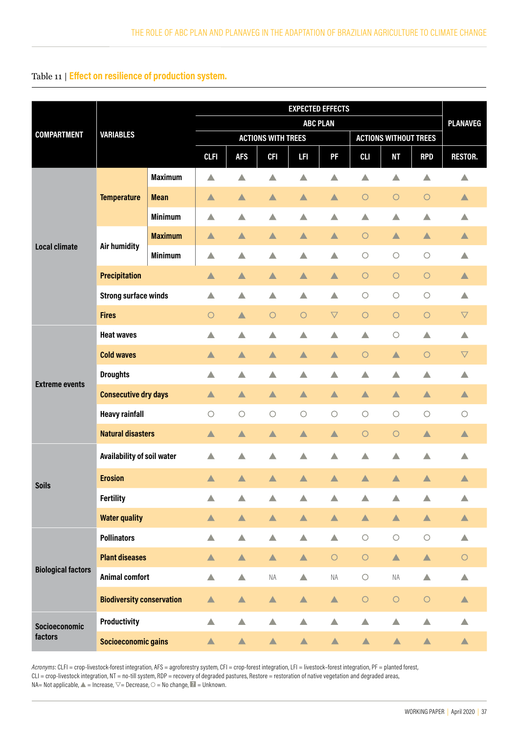Table 11 | **Effect on resilience of production system.**

| COMPARTMENT | VARIABLES | | EXPECTED EFFECTS | | | | | | | | |
|---|---|---|---|---|---|---|---|---|---|---|---|
| | | | ABC PLAN | | | | | | | | PLANAVEG |
| | | | ACTIONS WITH TREES | | | | | ACTIONS WITHOUT TREES | | | |
| | | | CLFI | AFS | CFI | LFI | PF | CLI | NT | RPD | RESTOR. |
| Local climate | Temperature | Maximum | ▲ | ▲ | ▲ | ▲ | ▲ | ▲ | ▲ | ▲ | ▲ |
| | | Mean | ▲ | ▲ | ▲ | ▲ | ▲ | ○ | ○ | ○ | ▲ |
| | | Minimum | ▲ | ▲ | ▲ | ▲ | ▲ | ▲ | ▲ | ▲ | ▲ |
| | Air humidity | Maximum | ▲ | ▲ | ▲ | ▲ | ▲ | ○ | ▲ | ▲ | ▲ |
| | | Minimum | ▲ | ▲ | ▲ | ▲ | ▲ | ○ | ○ | ○ | ▲ |
| | Precipitation | | ▲ | ▲ | ▲ | ▲ | ▲ | ○ | ○ | ○ | ▲ |
| | Strong surface winds | | ▲ | ▲ | ▲ | ▲ | ▲ | ○ | ○ | ○ | ▲ |
| | Fires | | ○ | ▲ | ○ | ○ | ▽ | ○ | ○ | ○ | ▽ |
| Extreme events | Heat waves | | ▲ | ▲ | ▲ | ▲ | ▲ | ▲ | ○ | ▲ | ▲ |
| | Cold waves | | ▲ | ▲ | ▲ | ▲ | ▲ | ○ | ▲ | ○ | ▽ |
| | Droughts | | ▲ | ▲ | ▲ | ▲ | ▲ | ▲ | ▲ | ▲ | ▲ |
| | Consecutive dry days | | ▲ | ▲ | ▲ | ▲ | ▲ | ▲ | ▲ | ▲ | ▲ |
| | Heavy rainfall | | ○ | ○ | ○ | ○ | ○ | ○ | ○ | ○ | ○ |
| | Natural disasters | | ▲ | ▲ | ▲ | ▲ | ▲ | ○ | ○ | ▲ | ▲ |
| Soils | Availability of soil water | | ▲ | ▲ | ▲ | ▲ | ▲ | ▲ | ▲ | ▲ | ▲ |
| | Erosion | | ▲ | ▲ | ▲ | ▲ | ▲ | ▲ | ▲ | ▲ | ▲ |
| | Fertility | | ▲ | ▲ | ▲ | ▲ | ▲ | ▲ | ▲ | ▲ | ▲ |
| | Water quality | | ▲ | ▲ | ▲ | ▲ | ▲ | ▲ | ▲ | ▲ | ▲ |
| Biological factors | Pollinators | | ▲ | ▲ | ▲ | ▲ | ▲ | ○ | ○ | ○ | ▲ |
| | Plant diseases | | ▲ | ▲ | ▲ | ▲ | ○ | ○ | ▲ | ▲ | ○ |
| | Animal comfort | | ▲ | ▲ | NA | ▲ | NA | ○ | NA | ▲ | ▲ |
| | Biodiversity conservation | | ▲ | ▲ | ▲ | ▲ | ▲ | ○ | ○ | ○ | ▲ |
| Socioeconomic factors | Productivity | | ▲ | ▲ | ▲ | ▲ | ▲ | ▲ | ▲ | ▲ | ▲ |
| | Socioeconomic gains | | ▲ | ▲ | ▲ | ▲ | ▲ | ▲ | ▲ | ▲ | ▲ |

*Acronyms*: CLFI = crop-livestock-forest integration, AFS = agroforestry system, CFI = crop-forest integration, LFI = livestock-forest integration, PF = planted forest, CLI = crop-livestock integration, NT = no-till system, RDP = recovery of degraded pastures, Restore = restoration of native vegetation and degraded areas, NA= Not applicable, ▲ = Increase, ▽= Decrease, ○ = No change, ? = Unknown.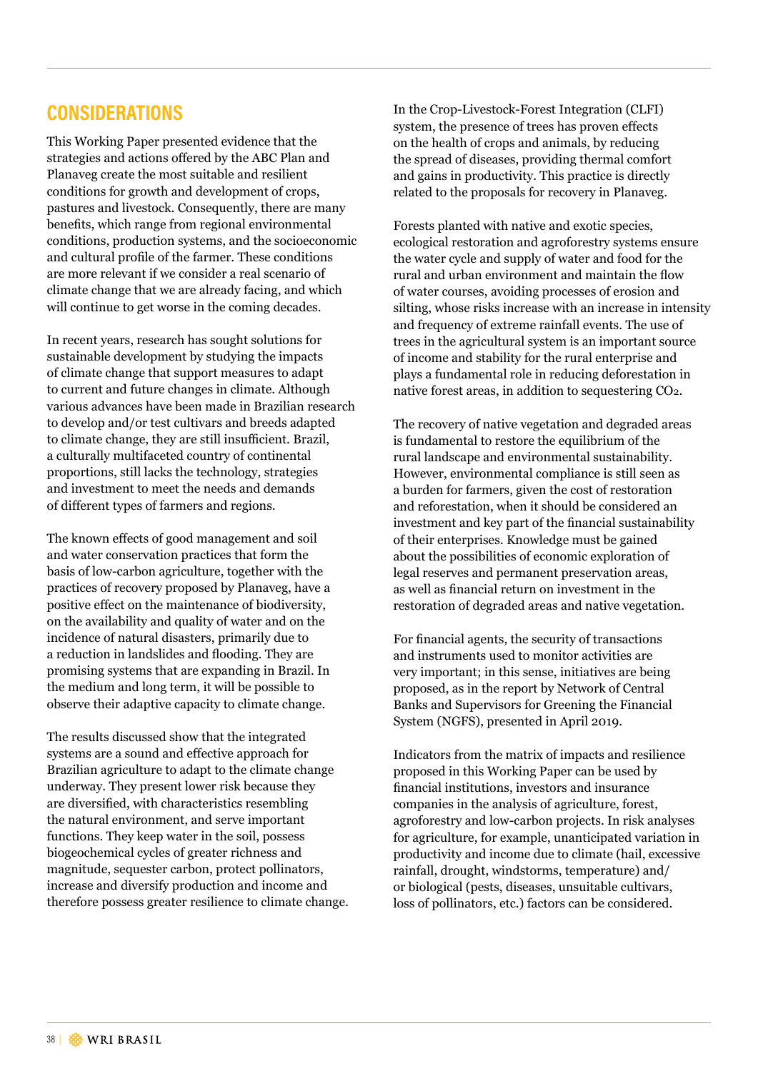## CONSIDERATIONS

This Working Paper presented evidence that the strategies and actions offered by the ABC Plan and Planaveg create the most suitable and resilient conditions for growth and development of crops, pastures and livestock. Consequently, there are many benefits, which range from regional environmental conditions, production systems, and the socioeconomic and cultural profile of the farmer. These conditions are more relevant if we consider a real scenario of climate change that we are already facing, and which will continue to get worse in the coming decades.

In recent years, research has sought solutions for sustainable development by studying the impacts of climate change that support measures to adapt to current and future changes in climate. Although various advances have been made in Brazilian research to develop and/or test cultivars and breeds adapted to climate change, they are still insufficient. Brazil, a culturally multifaceted country of continental proportions, still lacks the technology, strategies and investment to meet the needs and demands of different types of farmers and regions.

The known effects of good management and soil and water conservation practices that form the basis of low-carbon agriculture, together with the practices of recovery proposed by Planaveg, have a positive effect on the maintenance of biodiversity, on the availability and quality of water and on the incidence of natural disasters, primarily due to a reduction in landslides and flooding. They are promising systems that are expanding in Brazil. In the medium and long term, it will be possible to observe their adaptive capacity to climate change.

The results discussed show that the integrated systems are a sound and effective approach for Brazilian agriculture to adapt to the climate change underway. They present lower risk because they are diversified, with characteristics resembling the natural environment, and serve important functions. They keep water in the soil, possess biogeochemical cycles of greater richness and magnitude, sequester carbon, protect pollinators, increase and diversify production and income and therefore possess greater resilience to climate change.

In the Crop-Livestock-Forest Integration (CLFI) system, the presence of trees has proven effects on the health of crops and animals, by reducing the spread of diseases, providing thermal comfort and gains in productivity. This practice is directly related to the proposals for recovery in Planaveg.

Forests planted with native and exotic species, ecological restoration and agroforestry systems ensure the water cycle and supply of water and food for the rural and urban environment and maintain the flow of water courses, avoiding processes of erosion and silting, whose risks increase with an increase in intensity and frequency of extreme rainfall events. The use of trees in the agricultural system is an important source of income and stability for the rural enterprise and plays a fundamental role in reducing deforestation in native forest areas, in addition to sequestering $CO_2$.

The recovery of native vegetation and degraded areas is fundamental to restore the equilibrium of the rural landscape and environmental sustainability. However, environmental compliance is still seen as a burden for farmers, given the cost of restoration and reforestation, when it should be considered an investment and key part of the financial sustainability of their enterprises. Knowledge must be gained about the possibilities of economic exploration of legal reserves and permanent preservation areas, as well as financial return on investment in the restoration of degraded areas and native vegetation.

For financial agents, the security of transactions and instruments used to monitor activities are very important; in this sense, initiatives are being proposed, as in the report by Network of Central Banks and Supervisors for Greening the Financial System (NGFS), presented in April 2019.

Indicators from the matrix of impacts and resilience proposed in this Working Paper can be used by financial institutions, investors and insurance companies in the analysis of agriculture, forest, agroforestry and low-carbon projects. In risk analyses for agriculture, for example, unanticipated variation in productivity and income due to climate (hail, excessive rainfall, drought, windstorms, temperature) and/or biological (pests, diseases, unsuitable cultivars, loss of pollinators, etc.) factors can be considered.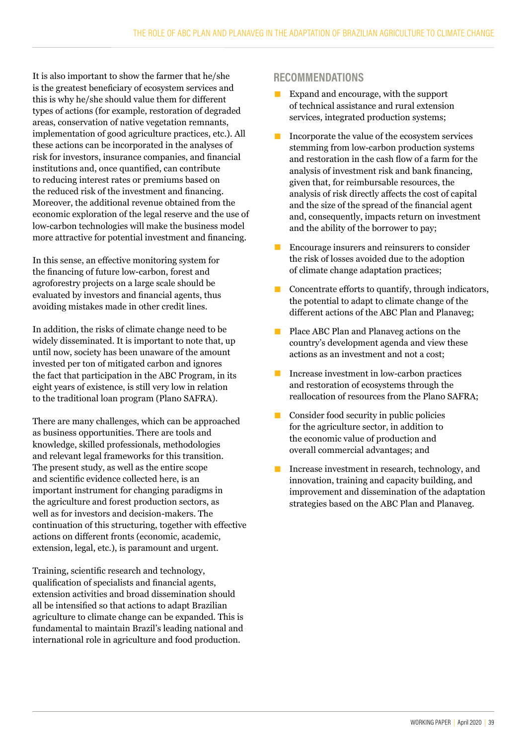It is also important to show the farmer that he/she is the greatest beneficiary of ecosystem services and this is why he/she should value them for different types of actions (for example, restoration of degraded areas, conservation of native vegetation remnants, implementation of good agriculture practices, etc.). All these actions can be incorporated in the analyses of risk for investors, insurance companies, and financial institutions and, once quantified, can contribute to reducing interest rates or premiums based on the reduced risk of the investment and financing. Moreover, the additional revenue obtained from the economic exploration of the legal reserve and the use of low-carbon technologies will make the business model more attractive for potential investment and financing.

In this sense, an effective monitoring system for the financing of future low-carbon, forest and agroforestry projects on a large scale should be evaluated by investors and financial agents, thus avoiding mistakes made in other credit lines.

In addition, the risks of climate change need to be widely disseminated. It is important to note that, up until now, society has been unaware of the amount invested per ton of mitigated carbon and ignores the fact that participation in the ABC Program, in its eight years of existence, is still very low in relation to the traditional loan program (Plano SAFRA).

There are many challenges, which can be approached as business opportunities. There are tools and knowledge, skilled professionals, methodologies and relevant legal frameworks for this transition. The present study, as well as the entire scope and scientific evidence collected here, is an important instrument for changing paradigms in the agriculture and forest production sectors, as well as for investors and decision-makers. The continuation of this structuring, together with effective actions on different fronts (economic, academic, extension, legal, etc.), is paramount and urgent.

Training, scientific research and technology, qualification of specialists and financial agents, extension activities and broad dissemination should all be intensified so that actions to adapt Brazilian agriculture to climate change can be expanded. This is fundamental to maintain Brazil's leading national and international role in agriculture and food production.

## RECOMMENDATIONS

- Expand and encourage, with the support of technical assistance and rural extension services, integrated production systems;
- Incorporate the value of the ecosystem services stemming from low-carbon production systems and restoration in the cash flow of a farm for the analysis of investment risk and bank financing, given that, for reimbursable resources, the analysis of risk directly affects the cost of capital and the size of the spread of the financial agent and, consequently, impacts return on investment and the ability of the borrower to pay;
- Encourage insurers and reinsurers to consider the risk of losses avoided due to the adoption of climate change adaptation practices;
- Concentrate efforts to quantify, through indicators, the potential to adapt to climate change of the different actions of the ABC Plan and Planaveg;
- Place ABC Plan and Planaveg actions on the country's development agenda and view these actions as an investment and not a cost;
- Increase investment in low-carbon practices and restoration of ecosystems through the reallocation of resources from the Plano SAFRA;
- Consider food security in public policies for the agriculture sector, in addition to the economic value of production and overall commercial advantages; and
- Increase investment in research, technology, and innovation, training and capacity building, and improvement and dissemination of the adaptation strategies based on the ABC Plan and Planaveg.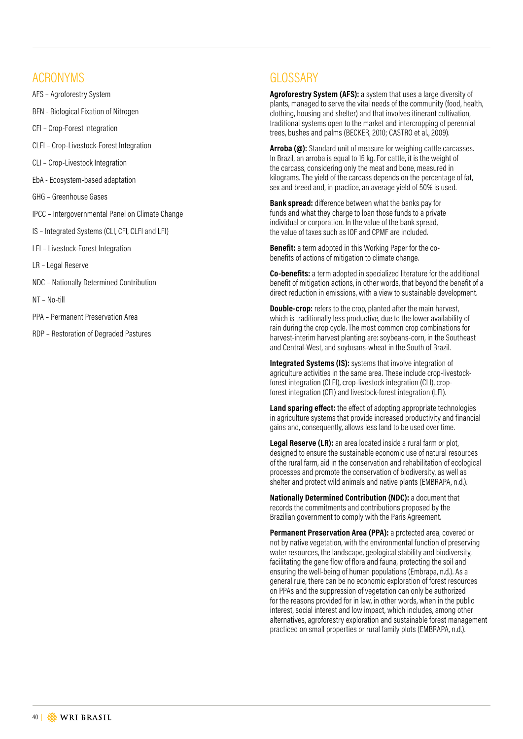## ACRONYMS

AFS – Agroforestry System

BFN - Biological Fixation of Nitrogen

CFI – Crop-Forest Integration

CLFI – Crop-Livestock-Forest Integration

CLI – Crop-Livestock Integration

EbA - Ecosystem-based adaptation

GHG – Greenhouse Gases

IPCC – Intergovernmental Panel on Climate Change

IS – Integrated Systems (CLI, CFI, CLFI and LFI)

LFI – Livestock-Forest Integration

LR – Legal Reserve

NDC – Nationally Determined Contribution

NT – No-till

PPA – Permanent Preservation Area

RDP – Restoration of Degraded Pastures

## GLOSSARY

**Agroforestry System (AFS):** a system that uses a large diversity of plants, managed to serve the vital needs of the community (food, health, clothing, housing and shelter) and that involves itinerant cultivation, traditional systems open to the market and intercropping of perennial trees, bushes and palms (BECKER, 2010; CASTRO et al., 2009).

**Arroba (@):** Standard unit of measure for weighing cattle carcasses. In Brazil, an arroba is equal to 15 kg. For cattle, it is the weight of the carcass, considering only the meat and bone, measured in kilograms. The yield of the carcass depends on the percentage of fat, sex and breed and, in practice, an average yield of 50% is used.

**Bank spread:** difference between what the banks pay for funds and what they charge to loan those funds to a private individual or corporation. In the value of the bank spread, the value of taxes such as IOF and CPMF are included.

**Benefit:** a term adopted in this Working Paper for the co-benefits of actions of mitigation to climate change.

**Co-benefits:** a term adopted in specialized literature for the additional benefit of mitigation actions, in other words, that beyond the benefit of a direct reduction in emissions, with a view to sustainable development.

**Double-crop:** refers to the crop, planted after the main harvest, which is traditionally less productive, due to the lower availability of rain during the crop cycle. The most common crop combinations for harvest-interim harvest planting are: soybeans-corn, in the Southeast and Central-West, and soybeans-wheat in the South of Brazil.

**Integrated Systems (IS):** systems that involve integration of agriculture activities in the same area. These include crop-livestock-forest integration (CLFI), crop-livestock integration (CLI), crop-forest integration (CFI) and livestock-forest integration (LFI).

**Land sparing effect:** the effect of adopting appropriate technologies in agriculture systems that provide increased productivity and financial gains and, consequently, allows less land to be used over time.

**Legal Reserve (LR):** an area located inside a rural farm or plot, designed to ensure the sustainable economic use of natural resources of the rural farm, aid in the conservation and rehabilitation of ecological processes and promote the conservation of biodiversity, as well as shelter and protect wild animals and native plants (EMBRAPA, n.d.).

**Nationally Determined Contribution (NDC):** a document that records the commitments and contributions proposed by the Brazilian government to comply with the Paris Agreement.

**Permanent Preservation Area (PPA):** a protected area, covered or not by native vegetation, with the environmental function of preserving water resources, the landscape, geological stability and biodiversity, facilitating the gene flow of flora and fauna, protecting the soil and ensuring the well-being of human populations (Embrapa, n.d.). As a general rule, there can be no economic exploration of forest resources on PPAs and the suppression of vegetation can only be authorized for the reasons provided for in law, in other words, when in the public interest, social interest and low impact, which includes, among other alternatives, agroforestry exploration and sustainable forest management practiced on small properties or rural family plots (EMBRAPA, n.d.).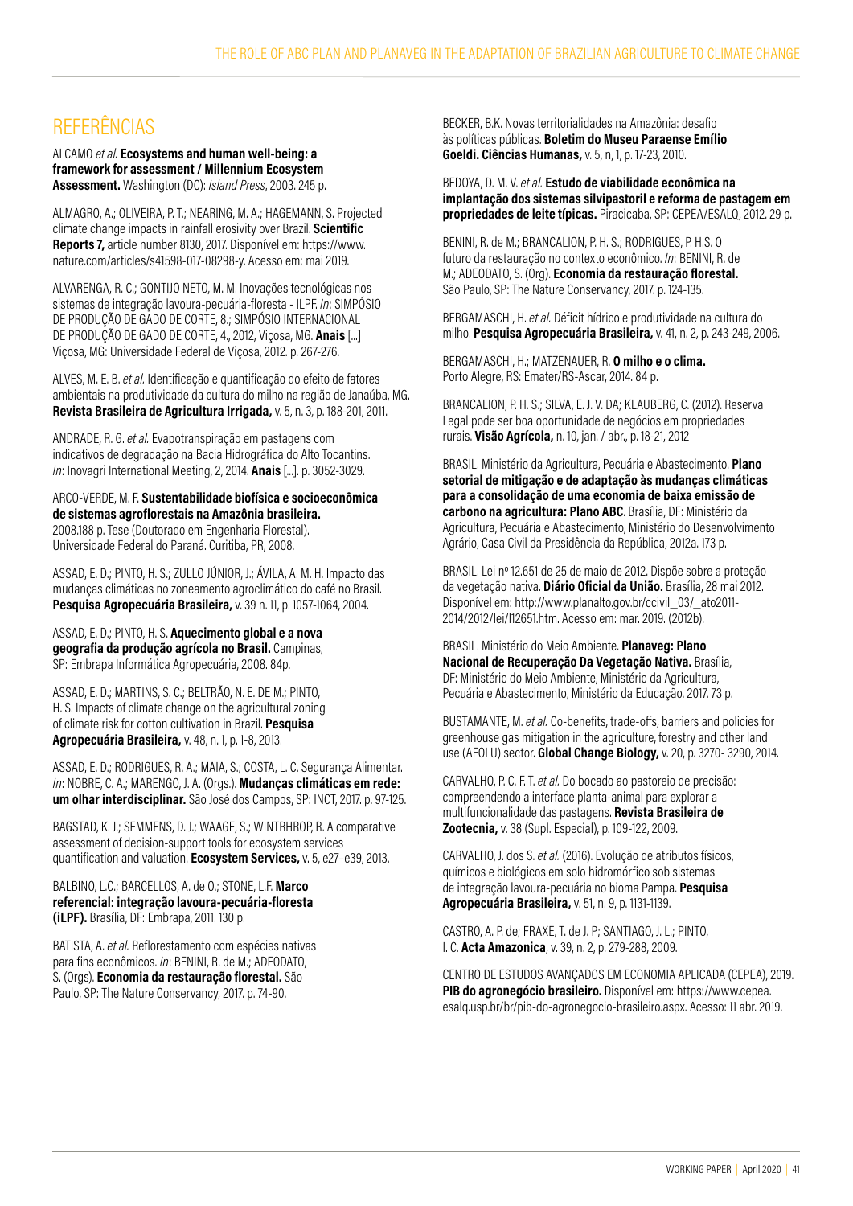# REFERÊNCIAS

ALCAMO *et al.* **Ecosystems and human well-being: a framework for assessment / Millennium Ecosystem Assessment.** Washington (DC): *Island Press*, 2003. 245 p.

ALMAGRO, A.; OLIVEIRA, P. T.; NEARING, M. A.; HAGEMANN, S. Projected climate change impacts in rainfall erosivity over Brazil. **Scientific Reports 7,** article number 8130, 2017. Disponível em: https://www.nature.com/articles/s41598-017-08298-y. Acesso em: mai 2019.

ALVARENGA, R. C.; GONTIJO NETO, M. M. Inovações tecnológicas nos sistemas de integração lavoura-pecuária-floresta - ILPF. *In*: SIMPÓSIO DE PRODUÇÃO DE GADO DE CORTE, 8.; SIMPÓSIO INTERNACIONAL DE PRODUÇÃO DE GADO DE CORTE, 4., 2012, Viçosa, MG. **Anais** [...] Viçosa, MG: Universidade Federal de Viçosa, 2012. p. 267-276.

ALVES, M. E. B. *et al.* Identificação e quantificação do efeito de fatores ambientais na produtividade da cultura do milho na região de Janaúba, MG. **Revista Brasileira de Agricultura Irrigada,** v. 5, n. 3, p. 188-201, 2011.

ANDRADE, R. G. *et al.* Evapotranspiração em pastagens com indicativos de degradação na Bacia Hidrográfica do Alto Tocantins. *In*: Inovagri International Meeting, 2, 2014. **Anais** [...]. p. 3052-3029.

ARCO-VERDE, M. F. **Sustentabilidade biofísica e socioeconômica de sistemas agroflorestais na Amazônia brasileira.** 2008.188 p. Tese (Doutorado em Engenharia Florestal). Universidade Federal do Paraná. Curitiba, PR, 2008.

ASSAD, E. D.; PINTO, H. S.; ZULLO JÚNIOR, J.; ÁVILA, A. M. H. Impacto das mudanças climáticas no zoneamento agroclimático do café no Brasil. **Pesquisa Agropecuária Brasileira,** v. 39 n. 11, p. 1057-1064, 2004.

ASSAD, E. D.; PINTO, H. S. **Aquecimento global e a nova geografia da produção agrícola no Brasil.** Campinas, SP: Embrapa Informática Agropecuária, 2008. 84p.

ASSAD, E. D.; MARTINS, S. C.; BELTRÃO, N. E. DE M.; PINTO, H. S. Impacts of climate change on the agricultural zoning of climate risk for cotton cultivation in Brazil. **Pesquisa Agropecuária Brasileira,** v. 48, n. 1, p. 1-8, 2013.

ASSAD, E. D.; RODRIGUES, R. A.; MAIA, S.; COSTA, L. C. Segurança Alimentar. *In*: NOBRE, C. A.; MARENGO, J. A. (Orgs.). **Mudanças climáticas em rede: um olhar interdisciplinar.** São José dos Campos, SP: INCT, 2017. p. 97-125.

BAGSTAD, K. J.; SEMMENS, D. J.; WAAGE, S.; WINTRHROP, R. A comparative assessment of decision-support tools for ecosystem services quantification and valuation. **Ecosystem Services,** v. 5, e27–e39, 2013.

BALBINO, L.C.; BARCELLOS, A. de O.; STONE, L.F. **Marco referencial: integração lavoura-pecuária-floresta (iLPF).** Brasília, DF: Embrapa, 2011. 130 p.

BATISTA, A. *et al.* Reflorestamento com espécies nativas para fins econômicos. *In*: BENINI, R. de M.; ADEODATO, S. (Orgs). **Economia da restauração florestal.** São Paulo, SP: The Nature Conservancy, 2017. p. 74-90.

BECKER, B.K. Novas territorialidades na Amazônia: desafio às políticas públicas. **Boletim do Museu Paraense Emílio Goeldi. Ciências Humanas,** v. 5, n, 1, p. 17-23, 2010.

BEDOYA, D. M. V. *et al.* **Estudo de viabilidade econômica na implantação dos sistemas silvipastoril e reforma de pastagem em propriedades de leite típicas.** Piracicaba, SP: CEPEA/ESALQ, 2012. 29 p.

BENINI, R. de M.; BRANCALION, P. H. S.; RODRIGUES, P. H.S. O futuro da restauração no contexto econômico. *In*: BENINI, R. de M.; ADEODATO, S. (Org). **Economia da restauração florestal.** São Paulo, SP: The Nature Conservancy, 2017. p. 124-135.

BERGAMASCHI, H. *et al.* Déficit hídrico e produtividade na cultura do milho. **Pesquisa Agropecuária Brasileira,** v. 41, n. 2, p. 243-249, 2006.

BERGAMASCHI, H.; MATZENAUER, R. **O milho e o clima.** Porto Alegre, RS: Emater/RS-Ascar, 2014. 84 p.

BRANCALION, P. H. S.; SILVA, E. J. V. DA; KLAUBERG, C. (2012). Reserva Legal pode ser boa oportunidade de negócios em propriedades rurais. **Visão Agrícola,** n. 10, jan. / abr., p. 18-21, 2012

BRASIL. Ministério da Agricultura, Pecuária e Abastecimento. **Plano setorial de mitigação e de adaptação às mudanças climáticas para a consolidação de uma economia de baixa emissão de carbono na agricultura: Plano ABC**. Brasília, DF: Ministério da Agricultura, Pecuária e Abastecimento, Ministério do Desenvolvimento Agrário, Casa Civil da Presidência da República, 2012a. 173 p.

BRASIL. Lei nº 12.651 de 25 de maio de 2012. Dispõe sobre a proteção da vegetação nativa. **Diário Oficial da União.** Brasília, 28 mai 2012. Disponível em: http://www.planalto.gov.br/ccivil_03/_ato2011-2014/2012/lei/l12651.htm. Acesso em: mar. 2019. (2012b).

BRASIL. Ministério do Meio Ambiente. **Planaveg: Plano Nacional de Recuperação Da Vegetação Nativa.** Brasília, DF: Ministério do Meio Ambiente, Ministério da Agricultura, Pecuária e Abastecimento, Ministério da Educação. 2017. 73 p.

BUSTAMANTE, M. *et al.* Co-benefits, trade-offs, barriers and policies for greenhouse gas mitigation in the agriculture, forestry and other land use (AFOLU) sector. **Global Change Biology,** v. 20, p. 3270- 3290, 2014.

CARVALHO, P. C. F. T. *et al.* Do bocado ao pastoreio de precisão: compreendendo a interface planta-animal para explorar a multifuncionalidade das pastagens. **Revista Brasileira de Zootecnia,** v. 38 (Supl. Especial), p. 109-122, 2009.

CARVALHO, J. dos S. *et al.* (2016). Evolução de atributos físicos, químicos e biológicos em solo hidromórfico sob sistemas de integração lavoura-pecuária no bioma Pampa. **Pesquisa Agropecuária Brasileira,** v. 51, n. 9, p. 1131-1139.

CASTRO, A. P. de; FRAXE, T. de J. P; SANTIAGO, J. L.; PINTO, I. C. **Acta Amazonica**, v. 39, n. 2, p. 279-288, 2009.

CENTRO DE ESTUDOS AVANÇADOS EM ECONOMIA APLICADA (CEPEA), 2019. **PIB do agronegócio brasileiro.** Disponível em: https://www.cepea.esalq.usp.br/br/pib-do-agronegocio-brasileiro.aspx. Acesso: 11 abr. 2019.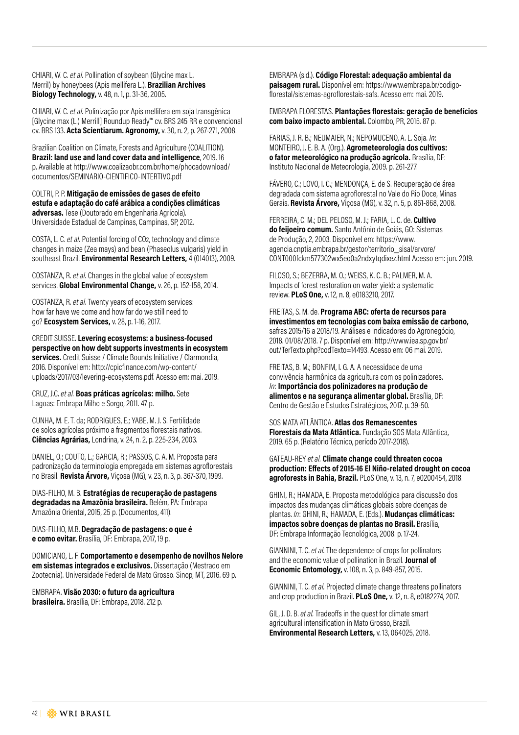CHIARI, W. C. *et al.* Pollination of soybean (Glycine max L. Merril) by honeybees (Apis mellifera L.). **Brazilian Archives Biology Technology,** v. 48, n. 1, p. 31-36, 2005.

CHIARI, W. C. *et al.* Polinização por Apis mellifera em soja transgênica [Glycine max (L.) Merrill] Roundup Ready™ cv. BRS 245 RR e convencional cv. BRS 133. **Acta Scientiarum. Agronomy,** v. 30, n. 2, p. 267-271, 2008.

Brazilian Coalition on Climate, Forests and Agriculture (COALITION). **Brazil: land use and land cover data and intelligence**, 2019. 16 p. Available at http://www.coalizaobr.com.br/home/phocadownload/documentos/SEMINARIO-CIENTIFICO-INTERTIVO.pdf

COLTRI, P. P. **Mitigação de emissões de gases de efeito estufa e adaptação do café arábica a condições climáticas adversas.** Tese (Doutorado em Engenharia Agrícola). Universidade Estadual de Campinas, Campinas, SP, 2012.

COSTA, L. C. *et al.* Potential forcing of $CO_2$, technology and climate changes in maize (Zea mays) and bean (Phaseolus vulgaris) yield in southeast Brazil. **Environmental Research Letters,** 4 (014013), 2009.

COSTANZA, R. *et al.* Changes in the global value of ecosystem services. **Global Environmental Change,** v. 26, p. 152-158, 2014.

COSTANZA, R. *et al.* Twenty years of ecosystem services: how far have we come and how far do we still need to go? **Ecosystem Services,** v. 28, p. 1-16, 2017.

CREDIT SUISSE. **Levering ecosystems: a business-focused perspective on how debt supports investments in ecosystem services.** Credit Suisse / Climate Bounds Initiative / Clarmondia, 2016. Disponível em: http://cpicfinance.com/wp-content/uploads/2017/03/levering-ecosystems.pdf. Acesso em: mai. 2019.

CRUZ, J.C. *et al.* **Boas práticas agrícolas: milho.** Sete Lagoas: Embrapa Milho e Sorgo, 2011. 47 p.

CUNHA, M. E. T. da; RODRIGUES, E.; YABE, M. J. S. Fertilidade de solos agrícolas próximo a fragmentos florestais nativos. **Ciências Agrárias,** Londrina, v. 24, n. 2, p. 225-234, 2003.

DANIEL, O.; COUTO, L.; GARCIA, R.; PASSOS, C. A. M. Proposta para padronização da terminologia empregada em sistemas agroflorestais no Brasil. **Revista Árvore,** Viçosa (MG), v. 23, n. 3, p. 367-370, 1999.

DIAS-FILHO, M. B. **Estratégias de recuperação de pastagens degradadas na Amazônia brasileira.** Belém, PA: Embrapa Amazônia Oriental, 2015, 25 p. (Documentos, 411).

DIAS-FILHO, M.B. **Degradação de pastagens: o que é e como evitar.** Brasília, DF: Embrapa, 2017, 19 p.

DOMICIANO, L. F. **Comportamento e desempenho de novilhos Nelore em sistemas integrados e exclusivos.** Dissertação (Mestrado em Zootecnia). Universidade Federal de Mato Grosso. Sinop, MT, 2016. 69 p.

EMBRAPA. **Visão 2030: o futuro da agricultura brasileira.** Brasília, DF: Embrapa, 2018. 212 p.

EMBRAPA (s.d.). **Código Florestal: adequação ambiental da paisagem rural.** Disponível em: https://www.embrapa.br/codigo-florestal/sistemas-agroflorestais-safs. Acesso em: mai. 2019.

EMBRAPA FLORESTAS. **Plantações florestais: geração de benefícios com baixo impacto ambiental.** Colombo, PR, 2015. 87 p.

FARIAS, J. R. B.; NEUMAIER, N.; NEPOMUCENO, A. L. Soja. *In*: MONTEIRO, J. E. B. A. (Org.). **Agrometeorologia dos cultivos: o fator meteorológico na produção agrícola.** Brasília, DF: Instituto Nacional de Meteorologia, 2009. p. 261-277.

FÁVERO, C.; LOVO, I. C.; MENDONÇA, E. de S. Recuperação de área degradada com sistema agroflorestal no Vale do Rio Doce, Minas Gerais. **Revista Árvore,** Viçosa (MG), v. 32, n. 5, p. 861-868, 2008.

FERREIRA, C. M.; DEL PELOSO, M. J.; FARIA, L. C. de. **Cultivo do feijoeiro comum.** Santo Antônio de Goiás, GO: Sistemas de Produção, 2, 2003. Disponível em: https://www.agencia.cnptia.embrapa.br/gestor/territorio_sisal/arvore/CONT000fckm577302wx5eo0a2ndxytqdixez.html Acesso em: jun. 2019.

FILOSO, S.; BEZERRA, M. O.; WEISS, K. C. B.; PALMER, M. A. Impacts of forest restoration on water yield: a systematic review. **PLoS One,** v. 12, n. 8, e0183210, 2017.

FREITAS, S. M. de. **Programa ABC: oferta de recursos para investimentos em tecnologias com baixa emissão de carbono,** safras 2015/16 a 2018/19. Análises e Indicadores do Agronegócio, 2018. 01/08/2018. 7 p. Disponível em: http://www.iea.sp.gov.br/out/TerTexto.php?codTexto=14493. Acesso em: 06 mai. 2019.

FREITAS, B. M.; BONFIM, I. G. A. A necessidade de uma convivência harmônica da agricultura com os polinizadores. *In*: **Importância dos polinizadores na produção de alimentos e na segurança alimentar global.** Brasília, DF: Centro de Gestão e Estudos Estratégicos, 2017. p. 39-50.

SOS MATA ATLÂNTICA. **Atlas dos Remanescentes Florestais da Mata Atlântica.** Fundação SOS Mata Atlântica, 2019. 65 p. (Relatório Técnico, período 2017-2018).

GATEAU-REY *et al.* **Climate change could threaten cocoa production: Effects of 2015-16 El Niño-related drought on cocoa agroforests in Bahia, Brazil.** PLoS One, v. 13, n. 7, e0200454, 2018.

GHINI, R.; HAMADA, E. Proposta metodológica para discussão dos impactos das mudanças climáticas globais sobre doenças de plantas. *In*: GHINI, R.; HAMADA, E. (Eds.). **Mudanças climáticas: impactos sobre doenças de plantas no Brasil.** Brasília, DF: Embrapa Informação Tecnológica, 2008. p. 17-24.

GIANNINI, T. C. *et al.* The dependence of crops for pollinators and the economic value of pollination in Brazil. **Journal of Economic Entomology,** v. 108, n. 3, p. 849-857, 2015.

GIANNINI, T. C. *et al.* Projected climate change threatens pollinators and crop production in Brazil. **PLoS One,** v. 12, n. 8, e0182274, 2017.

GIL, J. D. B. *et al.* Tradeoffs in the quest for climate smart agricultural intensification in Mato Grosso, Brazil. **Environmental Research Letters,** v. 13, 064025, 2018.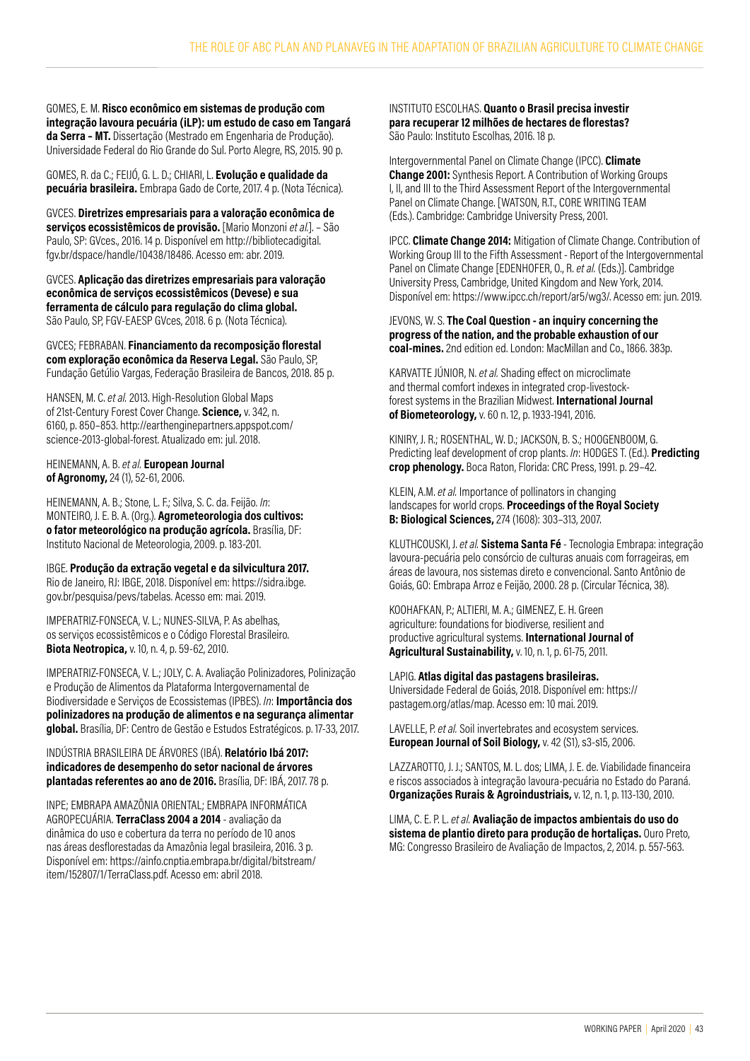GOMES, E. M. **Risco econômico em sistemas de produção com integração lavoura pecuária (iLP): um estudo de caso em Tangará da Serra – MT.** Dissertação (Mestrado em Engenharia de Produção). Universidade Federal do Rio Grande do Sul. Porto Alegre, RS, 2015. 90 p.

GOMES, R. da C.; FEIJÓ, G. L. D.; CHIARI, L. **Evolução e qualidade da pecuária brasileira.** Embrapa Gado de Corte, 2017. 4 p. (Nota Técnica).

GVCES. **Diretrizes empresariais para a valoração econômica de serviços ecossistêmicos de provisão.** [Mario Monzoni *et al.*]. – São Paulo, SP: GVces., 2016. 14 p. Disponível em http://bibliotecadigital.fgv.br/dspace/handle/10438/18486. Acesso em: abr. 2019.

GVCES. **Aplicação das diretrizes empresariais para valoração econômica de serviços ecossistêmicos (Devese) e sua ferramenta de cálculo para regulação do clima global.** São Paulo, SP, FGV-EAESP GVces, 2018. 6 p. (Nota Técnica).

GVCES; FEBRABAN. **Financiamento da recomposição florestal com exploração econômica da Reserva Legal.** São Paulo, SP, Fundação Getúlio Vargas, Federação Brasileira de Bancos, 2018. 85 p.

HANSEN, M. C. *et al.* 2013. High-Resolution Global Maps of 21st-Century Forest Cover Change. **Science,** v. 342, n. 6160, p. 850–853. http://earthenginepartners.appspot.com/science-2013-global-forest. Atualizado em: jul. 2018.

HEINEMANN, A. B. *et al.* **European Journal of Agronomy,** 24 (1), 52-61, 2006.

HEINEMANN, A. B.; Stone, L. F.; Silva, S. C. da. Feijão. *In*: MONTEIRO, J. E. B. A. (Org.). **Agrometeorologia dos cultivos: o fator meteorológico na produção agrícola.** Brasília, DF: Instituto Nacional de Meteorologia, 2009. p. 183-201.

IBGE. **Produção da extração vegetal e da silvicultura 2017.** Rio de Janeiro, RJ: IBGE, 2018. Disponível em: https://sidra.ibge.gov.br/pesquisa/pevs/tabelas. Acesso em: mai. 2019.

IMPERATRIZ-FONSECA, V. L.; NUNES-SILVA, P. As abelhas, os serviços ecossistêmicos e o Código Florestal Brasileiro. **Biota Neotropica,** v. 10, n. 4, p. 59-62, 2010.

IMPERATRIZ-FONSECA, V. L.; JOLY, C. A. Avaliação Polinizadores, Polinização e Produção de Alimentos da Plataforma Intergovernamental de Biodiversidade e Serviços de Ecossistemas (IPBES). *In*: **Importância dos polinizadores na produção de alimentos e na segurança alimentar global.** Brasília, DF: Centro de Gestão e Estudos Estratégicos. p. 17-33, 2017.

INDÚSTRIA BRASILEIRA DE ÁRVORES (IBÁ). **Relatório Ibá 2017: indicadores de desempenho do setor nacional de árvores plantadas referentes ao ano de 2016.** Brasília, DF: IBÁ, 2017. 78 p.

INPE; EMBRAPA AMAZÔNIA ORIENTAL; EMBRAPA INFORMÁTICA AGROPECUÁRIA. **TerraClass 2004 a 2014** - avaliação da dinâmica do uso e cobertura da terra no período de 10 anos nas áreas desflorestadas da Amazônia legal brasileira, 2016. 3 p. Disponível em: https://ainfo.cnptia.embrapa.br/digital/bitstream/item/152807/1/TerraClass.pdf. Acesso em: abril 2018.

INSTITUTO ESCOLHAS. **Quanto o Brasil precisa investir para recuperar 12 milhões de hectares de florestas?** São Paulo: Instituto Escolhas, 2016. 18 p.

Intergovernmental Panel on Climate Change (IPCC). **Climate Change 2001:** Synthesis Report. A Contribution of Working Groups I, II, and III to the Third Assessment Report of the Intergovernmental Panel on Climate Change. [WATSON, R.T., CORE WRITING TEAM (Eds.). Cambridge: Cambridge University Press, 2001.

IPCC. **Climate Change 2014:** Mitigation of Climate Change. Contribution of Working Group III to the Fifth Assessment - Report of the Intergovernmental Panel on Climate Change [EDENHOFER, O., R. *et al.* (Eds.)]. Cambridge University Press, Cambridge, United Kingdom and New York, 2014. Disponível em: https://www.ipcc.ch/report/ar5/wg3/. Acesso em: jun. 2019.

JEVONS, W. S. **The Coal Question - an inquiry concerning the progress of the nation, and the probable exhaustion of our coal-mines.** 2nd edition ed. London: MacMillan and Co., 1866. 383p.

KARVATTE JÚNIOR, N. *et al.* Shading effect on microclimate and thermal comfort indexes in integrated crop-livestock-forest systems in the Brazilian Midwest. **International Journal of Biometeorology,** v. 60 n. 12, p. 1933-1941, 2016.

KINIRY, J. R.; ROSENTHAL, W. D.; JACKSON, B. S.; HOOGENBOOM, G. Predicting leaf development of crop plants. *In*: HODGES T. (Ed.). **Predicting crop phenology.** Boca Raton, Florida: CRC Press, 1991. p. 29–42.

KLEIN, A.M. *et al.* Importance of pollinators in changing landscapes for world crops. **Proceedings of the Royal Society B: Biological Sciences,** 274 (1608): 303–313, 2007.

KLUTHCOUSKI, J. *et al.* **Sistema Santa Fé** - Tecnologia Embrapa: integração lavoura-pecuária pelo consórcio de culturas anuais com forrageiras, em áreas de lavoura, nos sistemas direto e convencional. Santo Antônio de Goiás, GO: Embrapa Arroz e Feijão, 2000. 28 p. (Circular Técnica, 38).

KOOHAFKAN, P.; ALTIERI, M. A.; GIMENEZ, E. H. Green agriculture: foundations for biodiverse, resilient and productive agricultural systems. **International Journal of Agricultural Sustainability,** v. 10, n. 1, p. 61-75, 2011.

LAPIG. **Atlas digital das pastagens brasileiras.** Universidade Federal de Goiás, 2018. Disponível em: https://pastagem.org/atlas/map. Acesso em: 10 mai. 2019.

LAVELLE, P. *et al.* Soil invertebrates and ecosystem services. **European Journal of Soil Biology,** v. 42 (S1), s3-s15, 2006.

LAZZAROTTO, J. J.; SANTOS, M. L. dos; LIMA, J. E. de. Viabilidade financeira e riscos associados à integração lavoura-pecuária no Estado do Paraná. **Organizações Rurais & Agroindustriais,** v. 12, n. 1, p. 113-130, 2010.

LIMA, C. E. P. L. *et al.* **Avaliação de impactos ambientais do uso do sistema de plantio direto para produção de hortaliças.** Ouro Preto, MG: Congresso Brasileiro de Avaliação de Impactos, 2, 2014. p. 557-563.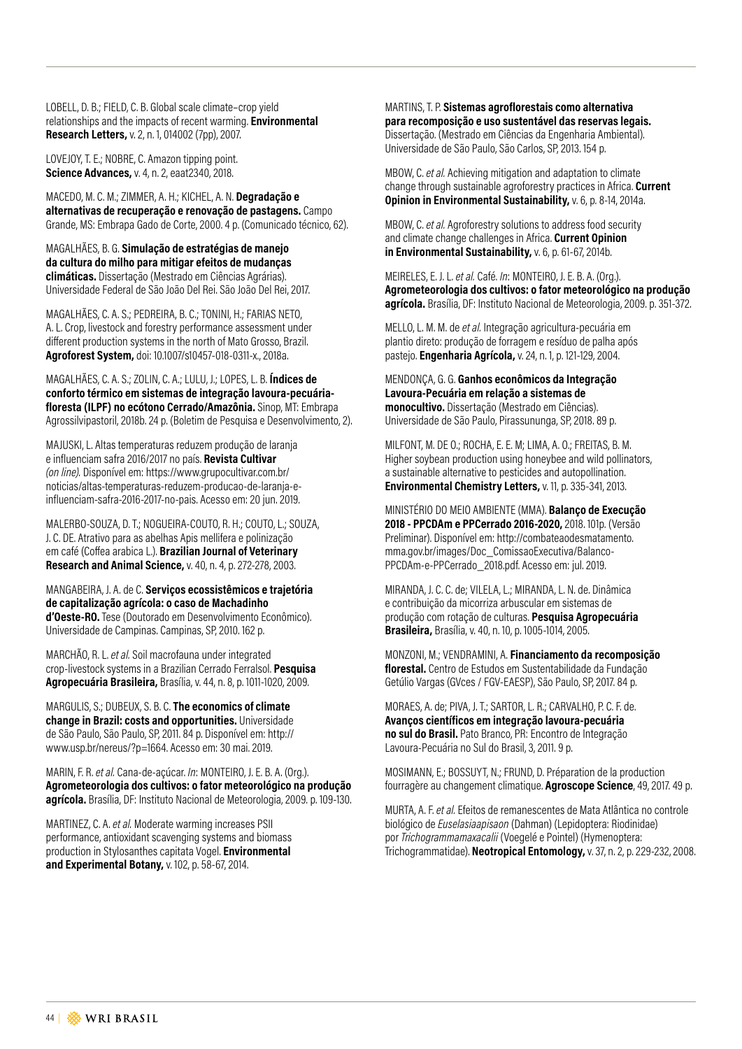LOBELL, D. B.; FIELD, C. B. Global scale climate–crop yield relationships and the impacts of recent warming. **Environmental Research Letters,** v. 2, n. 1, 014002 (7pp), 2007.

LOVEJOY, T. E.; NOBRE, C. Amazon tipping point. **Science Advances,** v. 4, n. 2, eaat2340, 2018.

MACEDO, M. C. M.; ZIMMER, A. H.; KICHEL, A. N. **Degradação e alternativas de recuperação e renovação de pastagens.** Campo Grande, MS: Embrapa Gado de Corte, 2000. 4 p. (Comunicado técnico, 62).

MAGALHÃES, B. G. **Simulação de estratégias de manejo da cultura do milho para mitigar efeitos de mudanças climáticas.** Dissertação (Mestrado em Ciências Agrárias). Universidade Federal de São João Del Rei. São João Del Rei, 2017.

MAGALHÃES, C. A. S.; PEDREIRA, B. C.; TONINI, H.; FARIAS NETO, A. L. Crop, livestock and forestry performance assessment under different production systems in the north of Mato Grosso, Brazil. **Agroforest System,** doi: 10.1007/s10457-018-0311-x., 2018a.

MAGALHÃES, C. A. S.; ZOLIN, C. A.; LULU, J.; LOPES, L. B. **Índices de conforto térmico em sistemas de integração lavoura-pecuária-floresta (ILPF) no ecótono Cerrado/Amazônia.** Sinop, MT: Embrapa Agrossilvipastoril, 2018b. 24 p. (Boletim de Pesquisa e Desenvolvimento, 2).

MAJUSKI, L. Altas temperaturas reduzem produção de laranja e influenciam safra 2016/2017 no país. **Revista Cultivar** *(on line).* Disponível em: https://www.grupocultivar.com.br/noticias/altas-temperaturas-reduzem-producao-de-laranja-e-influenciam-safra-2016-2017-no-pais. Acesso em: 20 jun. 2019.

MALERBO-SOUZA, D. T.; NOGUEIRA-COUTO, R. H.; COUTO, L.; SOUZA, J. C. DE. Atrativo para as abelhas Apis mellifera e polinização em café (Coffea arabica L.). **Brazilian Journal of Veterinary Research and Animal Science,** v. 40, n. 4, p. 272-278, 2003.

MANGABEIRA, J. A. de C. **Serviços ecossistêmicos e trajetória de capitalização agrícola: o caso de Machadinho d'Oeste-RO.** Tese (Doutorado em Desenvolvimento Econômico). Universidade de Campinas. Campinas, SP, 2010. 162 p.

MARCHÃO, R. L. *et al.* Soil macrofauna under integrated crop-livestock systems in a Brazilian Cerrado Ferralsol. **Pesquisa Agropecuária Brasileira,** Brasília, v. 44, n. 8, p. 1011-1020, 2009.

MARGULIS, S.; DUBEUX, S. B. C. **The economics of climate change in Brazil: costs and opportunities.** Universidade de São Paulo, São Paulo, SP, 2011. 84 p. Disponível em: http://www.usp.br/nereus/?p=1664. Acesso em: 30 mai. 2019.

MARIN, F. R. *et al.* Cana-de-açúcar. *In*: MONTEIRO, J. E. B. A. (Org.). **Agrometeorologia dos cultivos: o fator meteorológico na produção agrícola.** Brasília, DF: Instituto Nacional de Meteorologia, 2009. p. 109-130.

MARTINEZ, C. A. *et al.* Moderate warming increases PSII performance, antioxidant scavenging systems and biomass production in Stylosanthes capitata Vogel. **Environmental and Experimental Botany,** v. 102, p. 58-67, 2014.

MARTINS, T. P. **Sistemas agroflorestais como alternativa para recomposição e uso sustentável das reservas legais.** Dissertação. (Mestrado em Ciências da Engenharia Ambiental). Universidade de São Paulo, São Carlos, SP, 2013. 154 p.

MBOW, C. *et al.* Achieving mitigation and adaptation to climate change through sustainable agroforestry practices in Africa. **Current Opinion in Environmental Sustainability,** v. 6, p. 8-14, 2014a.

MBOW, C. *et al.* Agroforestry solutions to address food security and climate change challenges in Africa. **Current Opinion in Environmental Sustainability,** v. 6, p. 61-67, 2014b.

MEIRELES, E. J. L. *et al.* Café. *In*: MONTEIRO, J. E. B. A. (Org.). **Agrometeorologia dos cultivos: o fator meteorológico na produção agrícola.** Brasília, DF: Instituto Nacional de Meteorologia, 2009. p. 351-372.

MELLO, L. M. M. de *et al.* Integração agricultura-pecuária em plantio direto: produção de forragem e resíduo de palha após pastejo. **Engenharia Agrícola,** v. 24, n. 1, p. 121-129, 2004.

MENDONÇA, G. G. **Ganhos econômicos da Integração Lavoura-Pecuária em relação a sistemas de monocultivo.** Dissertação (Mestrado em Ciências). Universidade de São Paulo, Pirassununga, SP, 2018. 89 p.

MILFONT, M. DE O.; ROCHA, E. E. M; LIMA, A. O.; FREITAS, B. M. Higher soybean production using honeybee and wild pollinators, a sustainable alternative to pesticides and autopollination. **Environmental Chemistry Letters,** v. 11, p. 335-341, 2013.

MINISTÉRIO DO MEIO AMBIENTE (MMA). **Balanço de Execução 2018 - PPCDAm e PPCerrado 2016-2020,** 2018. 101p. (Versão Preliminar). Disponível em: http://combateaodesmatamento.mma.gov.br/images/Doc_ComissaoExecutiva/Balanco-PPCDAm-e-PPCerrado_2018.pdf. Acesso em: jul. 2019.

MIRANDA, J. C. C. de; VILELA, L.; MIRANDA, L. N. de. Dinâmica e contribuição da micorriza arbuscular em sistemas de produção com rotação de culturas. **Pesquisa Agropecuária Brasileira,** Brasília, v. 40, n. 10, p. 1005-1014, 2005.

MONZONI, M.; VENDRAMINI, A. **Financiamento da recomposição florestal.** Centro de Estudos em Sustentabilidade da Fundação Getúlio Vargas (GVces / FGV-EAESP), São Paulo, SP, 2017. 84 p.

MORAES, A. de; PIVA, J. T.; SARTOR, L. R.; CARVALHO, P. C. F. de. **Avanços científicos em integração lavoura-pecuária no sul do Brasil.** Pato Branco, PR: Encontro de Integração Lavoura-Pecuária no Sul do Brasil, 3, 2011. 9 p.

MOSIMANN, E.; BOSSUYT, N.; FRUND, D. Préparation de la production fourragère au changement climatique. **Agroscope Science**, 49, 2017. 49 p.

MURTA, A. F. *et al.* Efeitos de remanescentes de Mata Atlântica no controle biológico de *Euselasiaapisaon* (Dahman) (Lepidoptera: Riodinidae) por *Trichogrammamaxacalii* (Voegelé e Pointel) (Hymenoptera: Trichogrammatidae). **Neotropical Entomology,** v. 37, n. 2, p. 229-232, 2008.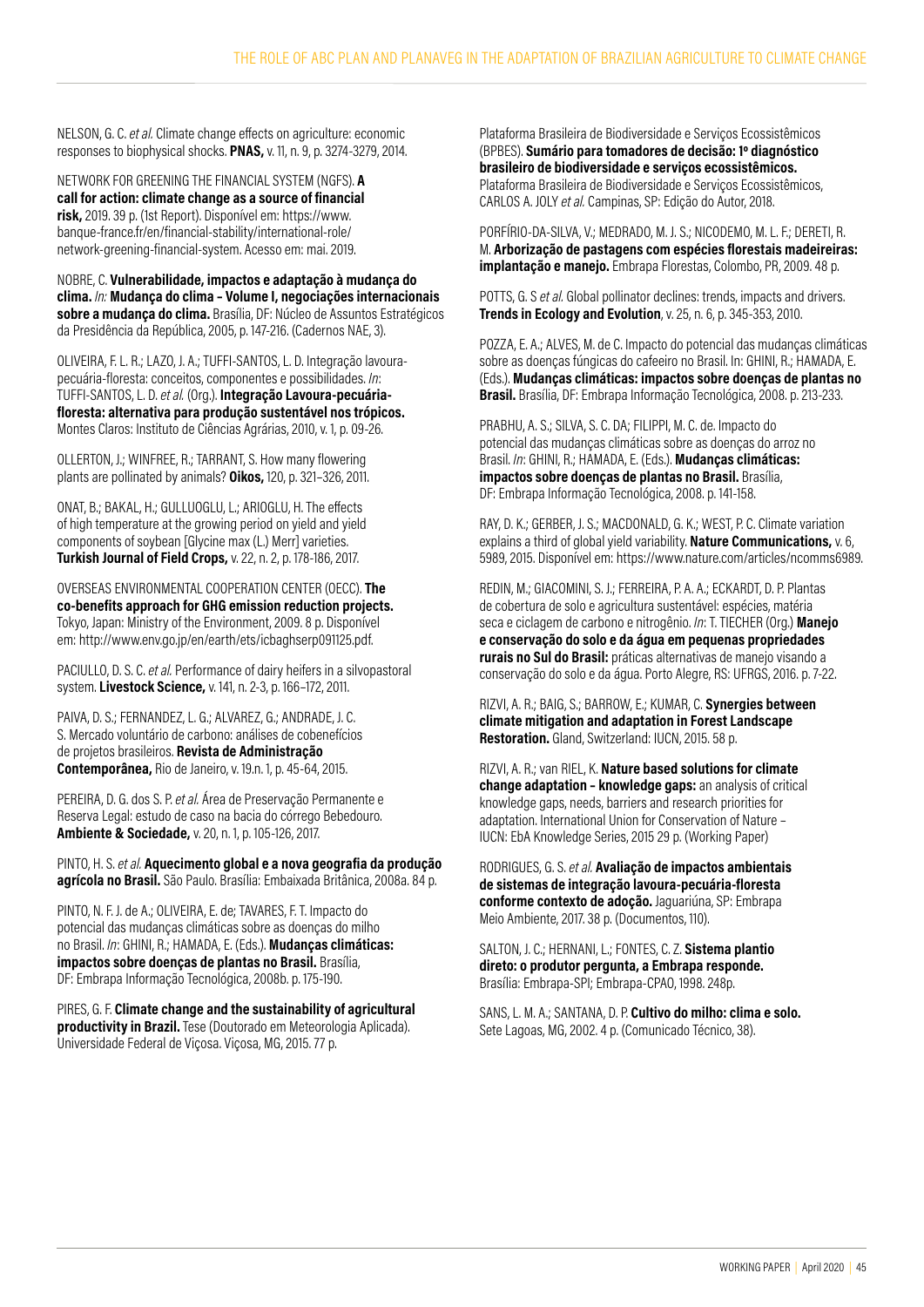NELSON, G. C. *et al.* Climate change effects on agriculture: economic responses to biophysical shocks. **PNAS,** v. 11, n. 9, p. 3274-3279, 2014.

NETWORK FOR GREENING THE FINANCIAL SYSTEM (NGFS). **A call for action: climate change as a source of financial risk,** 2019. 39 p. (1st Report). Disponível em: https://www.banque-france.fr/en/financial-stability/international-role/network-greening-financial-system. Acesso em: mai. 2019.

NOBRE, C. **Vulnerabilidade, impactos e adaptação à mudança do clima.** *In:* **Mudança do clima – Volume I, negociações internacionais sobre a mudança do clima.** Brasília, DF: Núcleo de Assuntos Estratégicos da Presidência da República, 2005, p. 147-216. (Cadernos NAE, 3).

OLIVEIRA, F. L. R.; LAZO, J. A.; TUFFI-SANTOS, L. D. Integração lavoura-pecuária-floresta: conceitos, componentes e possibilidades. *In*: TUFFI-SANTOS, L. D. *et al.* (Org.). **Integração Lavoura-pecuária-floresta: alternativa para produção sustentável nos trópicos.** Montes Claros: Instituto de Ciências Agrárias, 2010, v. 1, p. 09-26.

OLLERTON, J.; WINFREE, R.; TARRANT, S. How many flowering plants are pollinated by animals? **Oikos,** 120, p. 321–326, 2011.

ONAT, B.; BAKAL, H.; GULLUOGLU, L.; ARIOGLU, H. The effects of high temperature at the growing period on yield and yield components of soybean [Glycine max (L.) Merr] varieties. **Turkish Journal of Field Crops,** v. 22, n. 2, p. 178-186, 2017.

OVERSEAS ENVIRONMENTAL COOPERATION CENTER (OECC). **The co-benefits approach for GHG emission reduction projects.** Tokyo, Japan: Ministry of the Environment, 2009. 8 p. Disponível em: http://www.env.go.jp/en/earth/ets/icbaghserp091125.pdf.

PACIULLO, D. S. C. *et al.* Performance of dairy heifers in a silvopastoral system. **Livestock Science,** v. 141, n. 2-3, p. 166–172, 2011.

PAIVA, D. S.; FERNANDEZ, L. G.; ALVAREZ, G.; ANDRADE, J. C. S. Mercado voluntário de carbono: análises de cobenefícios de projetos brasileiros. **Revista de Administração Contemporânea,** Rio de Janeiro, v. 19.n. 1, p. 45-64, 2015.

PEREIRA, D. G. dos S. P. *et al.* Área de Preservação Permanente e Reserva Legal: estudo de caso na bacia do córrego Bebedouro. **Ambiente & Sociedade,** v. 20, n. 1, p. 105-126, 2017.

PINTO, H. S. *et al.* **Aquecimento global e a nova geografia da produção agrícola no Brasil.** São Paulo. Brasília: Embaixada Britânica, 2008a. 84 p.

PINTO, N. F. J. de A.; OLIVEIRA, E. de; TAVARES, F. T. Impacto do potencial das mudanças climáticas sobre as doenças do milho no Brasil. *In*: GHINI, R.; HAMADA, E. (Eds.). **Mudanças climáticas: impactos sobre doenças de plantas no Brasil.** Brasília, DF: Embrapa Informação Tecnológica, 2008b. p. 175-190.

PIRES, G. F. **Climate change and the sustainability of agricultural productivity in Brazil.** Tese (Doutorado em Meteorologia Aplicada). Universidade Federal de Viçosa. Viçosa, MG, 2015. 77 p.

Plataforma Brasileira de Biodiversidade e Serviços Ecossistêmicos (BPBES). **Sumário para tomadores de decisão: 1º diagnóstico brasileiro de biodiversidade e serviços ecossistêmicos.** Plataforma Brasileira de Biodiversidade e Serviços Ecossistêmicos, CARLOS A. JOLY *et al.* Campinas, SP: Edição do Autor, 2018.

PORFÍRIO-DA-SILVA, V.; MEDRADO, M. J. S.; NICODEMO, M. L. F.; DERETI, R. M. **Arborização de pastagens com espécies florestais madeireiras: implantação e manejo.** Embrapa Florestas, Colombo, PR, 2009. 48 p.

POTTS, G. S *et al.* Global pollinator declines: trends, impacts and drivers. **Trends in Ecology and Evolution**, v. 25, n. 6, p. 345-353, 2010.

POZZA, E. A.; ALVES, M. de C. Impacto do potencial das mudanças climáticas sobre as doenças fúngicas do cafeeiro no Brasil. In: GHINI, R.; HAMADA, E. (Eds.). **Mudanças climáticas: impactos sobre doenças de plantas no Brasil.** Brasília, DF: Embrapa Informação Tecnológica, 2008. p. 213-233.

PRABHU, A. S.; SILVA, S. C. DA; FILIPPI, M. C. de. Impacto do potencial das mudanças climáticas sobre as doenças do arroz no Brasil. *In*: GHINI, R.; HAMADA, E. (Eds.). **Mudanças climáticas: impactos sobre doenças de plantas no Brasil.** Brasília, DF: Embrapa Informação Tecnológica, 2008. p. 141-158.

RAY, D. K.; GERBER, J. S.; MACDONALD, G. K.; WEST, P. C. Climate variation explains a third of global yield variability. **Nature Communications,** v. 6, 5989, 2015. Disponível em: https://www.nature.com/articles/ncomms6989.

REDIN, M.; GIACOMINI, S. J.; FERREIRA, P. A. A.; ECKARDT, D. P. Plantas de cobertura de solo e agricultura sustentável: espécies, matéria seca e ciclagem de carbono e nitrogênio. *In*: T. TIECHER (Org.) **Manejo e conservação do solo e da água em pequenas propriedades rurais no Sul do Brasil:** práticas alternativas de manejo visando a conservação do solo e da água. Porto Alegre, RS: UFRGS, 2016. p. 7-22.

RIZVI, A. R.; BAIG, S.; BARROW, E.; KUMAR, C. **Synergies between climate mitigation and adaptation in Forest Landscape Restoration.** Gland, Switzerland: IUCN, 2015. 58 p.

RIZVI, A. R.; van RIEL, K. **Nature based solutions for climate change adaptation – knowledge gaps:** an analysis of critical knowledge gaps, needs, barriers and research priorities for adaptation. International Union for Conservation of Nature – IUCN: EbA Knowledge Series, 2015 29 p. (Working Paper)

RODRIGUES, G. S. *et al.* **Avaliação de impactos ambientais de sistemas de integração lavoura-pecuária-floresta conforme contexto de adoção.** Jaguariúna, SP: Embrapa Meio Ambiente, 2017. 38 p. (Documentos, 110).

SALTON, J. C.; HERNANI, L.; FONTES, C. Z. **Sistema plantio direto: o produtor pergunta, a Embrapa responde.** Brasília: Embrapa-SPI; Embrapa-CPAO, 1998. 248p.

SANS, L. M. A.; SANTANA, D. P. **Cultivo do milho: clima e solo.** Sete Lagoas, MG, 2002. 4 p. (Comunicado Técnico, 38).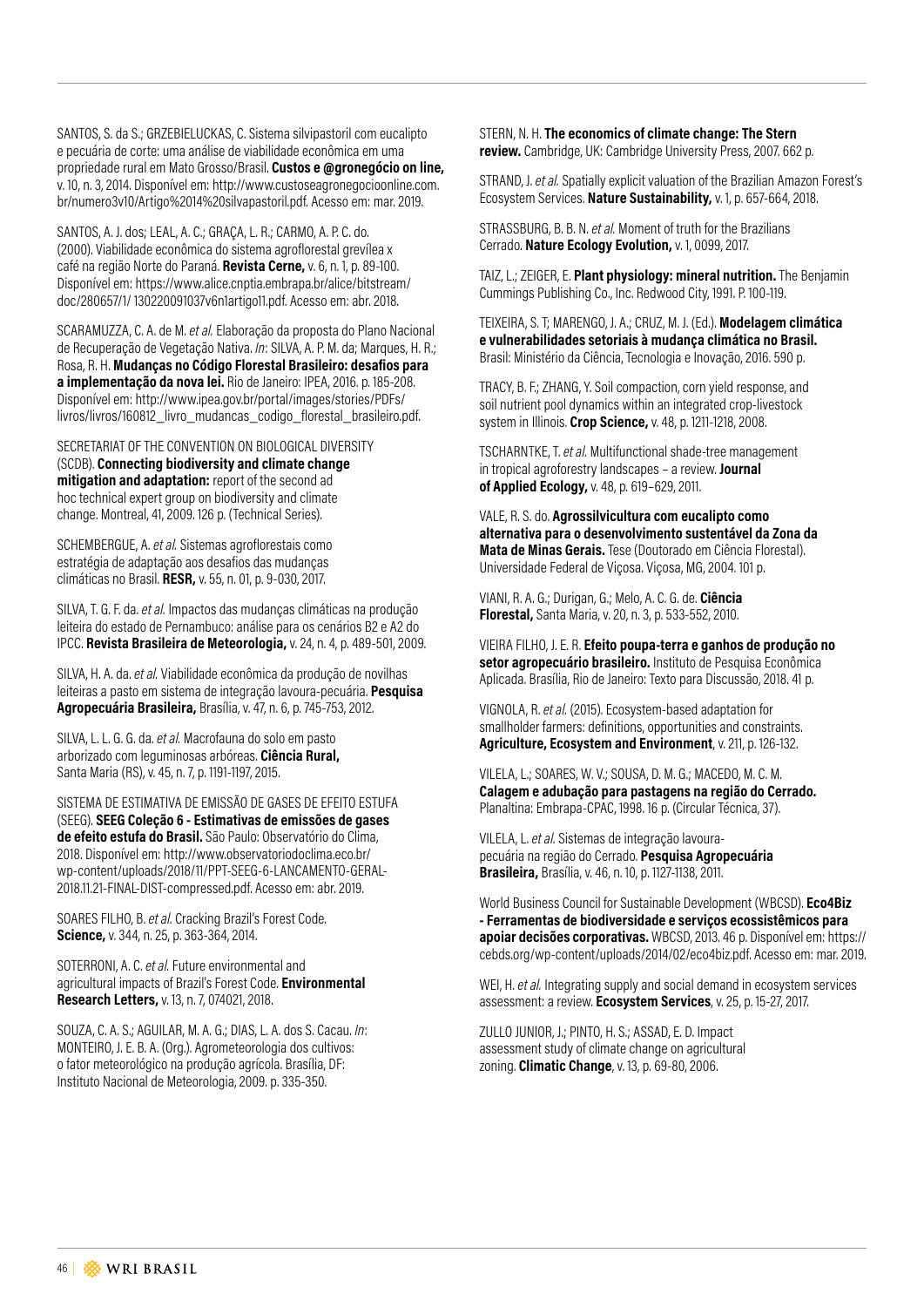SANTOS, S. da S.; GRZEBIELUCKAS, C. Sistema silvipastoril com eucalipto e pecuária de corte: uma análise de viabilidade econômica em uma propriedade rural em Mato Grosso/Brasil. **Custos e @gronegócio on line,** v. 10, n. 3, 2014. Disponível em: http://www.custoseagronegocioonline.com.br/numero3v10/Artigo%2014%20silvapastoril.pdf. Acesso em: mar. 2019.

SANTOS, A. J. dos; LEAL, A. C.; GRAÇA, L. R.; CARMO, A. P. C. do. (2000). Viabilidade econômica do sistema agroflorestal grevílea x café na região Norte do Paraná. **Revista Cerne,** v. 6, n. 1, p. 89-100. Disponível em: https://www.alice.cnptia.embrapa.br/alice/bitstream/doc/280657/1/ 130220091037v6n1artigo11.pdf. Acesso em: abr. 2018.

SCARAMUZZA, C. A. de M. *et al.* Elaboração da proposta do Plano Nacional de Recuperação de Vegetação Nativa. *In*: SILVA, A. P. M. da; Marques, H. R.; Rosa, R. H. **Mudanças no Código Florestal Brasileiro: desafios para a implementação da nova lei.** Rio de Janeiro: IPEA, 2016. p. 185-208. Disponível em: http://www.ipea.gov.br/portal/images/stories/PDFs/livros/livros/160812_livro_mudancas_codigo_florestal_brasileiro.pdf.

SECRETARIAT OF THE CONVENTION ON BIOLOGICAL DIVERSITY (SCDB). **Connecting biodiversity and climate change mitigation and adaptation:** report of the second ad hoc technical expert group on biodiversity and climate change. Montreal, 41, 2009. 126 p. (Technical Series).

SCHEMBERGUE, A. *et al.* Sistemas agroflorestais como estratégia de adaptação aos desafios das mudanças climáticas no Brasil. **RESR,** v. 55, n. 01, p. 9-030, 2017.

SILVA, T. G. F. da. *et al.* Impactos das mudanças climáticas na produção leiteira do estado de Pernambuco: análise para os cenários B2 e A2 do IPCC. **Revista Brasileira de Meteorologia,** v. 24, n. 4, p. 489-501, 2009.

SILVA, H. A. da. *et al.* Viabilidade econômica da produção de novilhas leiteiras a pasto em sistema de integração lavoura-pecuária. **Pesquisa Agropecuária Brasileira,** Brasília, v. 47, n. 6, p. 745-753, 2012.

SILVA, L. L. G. G. da. *et al.* Macrofauna do solo em pasto arborizado com leguminosas arbóreas. **Ciência Rural,** Santa Maria (RS), v. 45, n. 7, p. 1191-1197, 2015.

SISTEMA DE ESTIMATIVA DE EMISSÃO DE GASES DE EFEITO ESTUFA (SEEG). **SEEG Coleção 6 - Estimativas de emissões de gases de efeito estufa do Brasil.** São Paulo: Observatório do Clima, 2018. Disponível em: http://www.observatoriodoclima.eco.br/wp-content/uploads/2018/11/PPT-SEEG-6-LANCAMENTO-GERAL-2018.11.21-FINAL-DIST-compressed.pdf. Acesso em: abr. 2019.

SOARES FILHO, B. *et al.* Cracking Brazil's Forest Code. **Science,** v. 344, n. 25, p. 363-364, 2014.

SOTERRONI, A. C. *et al.* Future environmental and agricultural impacts of Brazil's Forest Code. **Environmental Research Letters,** v. 13, n. 7, 074021, 2018.

SOUZA, C. A. S.; AGUILAR, M. A. G.; DIAS, L. A. dos S. Cacau. *In*: MONTEIRO, J. E. B. A. (Org.). Agrometeorologia dos cultivos: o fator meteorológico na produção agrícola. Brasília, DF: Instituto Nacional de Meteorologia, 2009. p. 335-350.

STERN, N. H. **The economics of climate change: The Stern review.** Cambridge, UK: Cambridge University Press, 2007. 662 p.

STRAND, J. *et al.* Spatially explicit valuation of the Brazilian Amazon Forest's Ecosystem Services. **Nature Sustainability,** v. 1, p. 657-664, 2018.

STRASSBURG, B. B. N. *et al.* Moment of truth for the Brazilians Cerrado. **Nature Ecology Evolution,** v. 1, 0099, 2017.

TAIZ, L.; ZEIGER, E. **Plant physiology: mineral nutrition.** The Benjamin Cummings Publishing Co., Inc. Redwood City, 1991. P. 100-119.

TEIXEIRA, S. T; MARENGO, J. A.; CRUZ, M. J. (Ed.). **Modelagem climática e vulnerabilidades setoriais à mudança climática no Brasil.** Brasil: Ministério da Ciência, Tecnologia e Inovação, 2016. 590 p.

TRACY, B. F.; ZHANG, Y. Soil compaction, corn yield response, and soil nutrient pool dynamics within an integrated crop-livestock system in Illinois. **Crop Science,** v. 48, p. 1211-1218, 2008.

TSCHARNTKE, T. *et al.* Multifunctional shade-tree management in tropical agroforestry landscapes – a review. **Journal of Applied Ecology,** v. 48, p. 619–629, 2011.

VALE, R. S. do. **Agrossilvicultura com eucalipto como alternativa para o desenvolvimento sustentável da Zona da Mata de Minas Gerais.** Tese (Doutorado em Ciência Florestal). Universidade Federal de Viçosa. Viçosa, MG, 2004. 101 p.

VIANI, R. A. G.; Durigan, G.; Melo, A. C. G. de. **Ciência Florestal,** Santa Maria, v. 20, n. 3, p. 533-552, 2010.

VIEIRA FILHO, J. E. R. **Efeito poupa-terra e ganhos de produção no setor agropecuário brasileiro.** Instituto de Pesquisa Econômica Aplicada. Brasília, Rio de Janeiro: Texto para Discussão, 2018. 41 p.

VIGNOLA, R. *et al.* (2015). Ecosystem-based adaptation for smallholder farmers: definitions, opportunities and constraints. **Agriculture, Ecosystem and Environment**, v. 211, p. 126-132.

VILELA, L.; SOARES, W. V.; SOUSA, D. M. G.; MACEDO, M. C. M. **Calagem e adubação para pastagens na região do Cerrado.** Planaltina: Embrapa-CPAC, 1998. 16 p. (Circular Técnica, 37).

VILELA, L. *et al.* Sistemas de integração lavoura-pecuária na região do Cerrado. **Pesquisa Agropecuária Brasileira,** Brasília, v. 46, n. 10, p. 1127-1138, 2011.

World Business Council for Sustainable Development (WBCSD). **Eco4Biz - Ferramentas de biodiversidade e serviços ecossistêmicos para apoiar decisões corporativas.** WBCSD, 2013. 46 p. Disponível em: https://cebds.org/wp-content/uploads/2014/02/eco4biz.pdf. Acesso em: mar. 2019.

WEI, H. *et al.* Integrating supply and social demand in ecosystem services assessment: a review. **Ecosystem Services**, v. 25, p. 15-27, 2017.

ZULLO JUNIOR, J.; PINTO, H. S.; ASSAD, E. D. Impact assessment study of climate change on agricultural zoning. **Climatic Change**, v. 13, p. 69-80, 2006.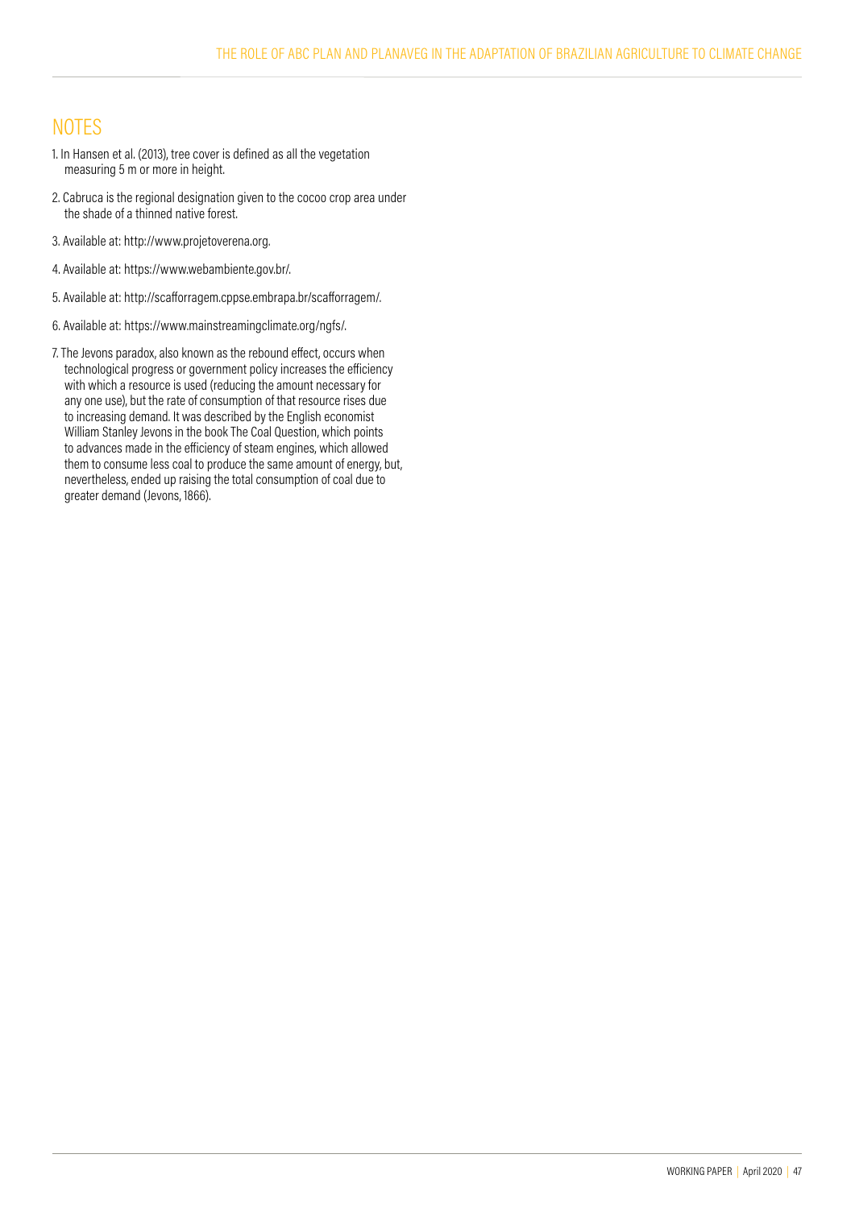## NOTES

1. In Hansen et al. (2013), tree cover is defined as all the vegetation measuring 5 m or more in height.

2. Cabruca is the regional designation given to the cocoo crop area under the shade of a thinned native forest.

3. Available at: http://www.projetoverena.org.

4. Available at: https://www.webambiente.gov.br/.

5. Available at: http://scafforragem.cppse.embrapa.br/scafforragem/.

6. Available at: https://www.mainstreamingclimate.org/ngfs/.

7. The Jevons paradox, also known as the rebound effect, occurs when technological progress or government policy increases the efficiency with which a resource is used (reducing the amount necessary for any one use), but the rate of consumption of that resource rises due to increasing demand. It was described by the English economist William Stanley Jevons in the book The Coal Question, which points to advances made in the efficiency of steam engines, which allowed them to consume less coal to produce the same amount of energy, but, nevertheless, ended up raising the total consumption of coal due to greater demand (Jevons, 1866).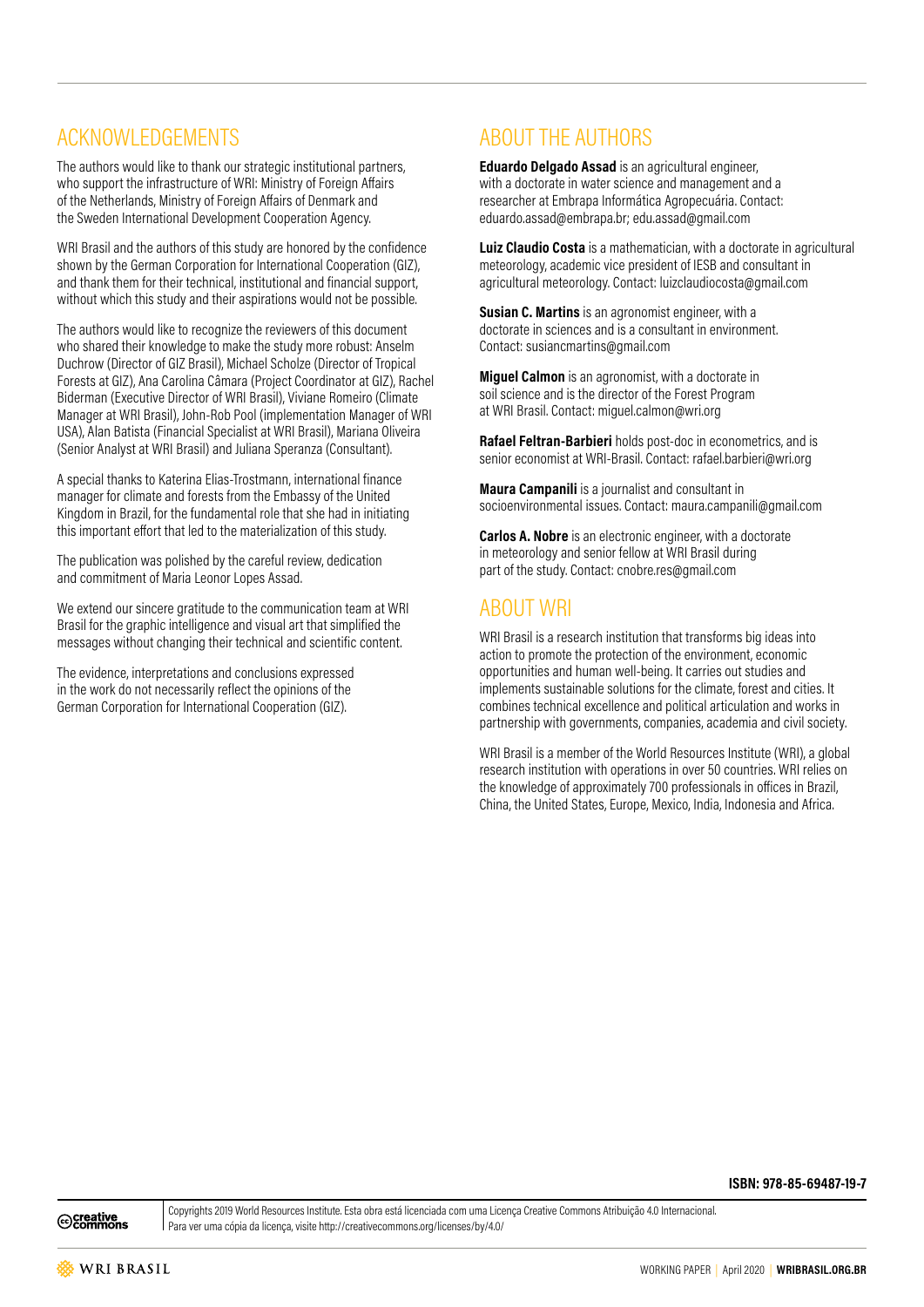## ACKNOWLEDGEMENTS

The authors would like to thank our strategic institutional partners, who support the infrastructure of WRI: Ministry of Foreign Affairs of the Netherlands, Ministry of Foreign Affairs of Denmark and the Sweden International Development Cooperation Agency.

WRI Brasil and the authors of this study are honored by the confidence shown by the German Corporation for International Cooperation (GIZ), and thank them for their technical, institutional and financial support, without which this study and their aspirations would not be possible.

The authors would like to recognize the reviewers of this document who shared their knowledge to make the study more robust: Anselm Duchrow (Director of GIZ Brasil), Michael Scholze (Director of Tropical Forests at GIZ), Ana Carolina Câmara (Project Coordinator at GIZ), Rachel Biderman (Executive Director of WRI Brasil), Viviane Romeiro (Climate Manager at WRI Brasil), John-Rob Pool (implementation Manager of WRI USA), Alan Batista (Financial Specialist at WRI Brasil), Mariana Oliveira (Senior Analyst at WRI Brasil) and Juliana Speranza (Consultant).

A special thanks to Katerina Elias-Trostmann, international finance manager for climate and forests from the Embassy of the United Kingdom in Brazil, for the fundamental role that she had in initiating this important effort that led to the materialization of this study.

The publication was polished by the careful review, dedication and commitment of Maria Leonor Lopes Assad.

We extend our sincere gratitude to the communication team at WRI Brasil for the graphic intelligence and visual art that simplified the messages without changing their technical and scientific content.

The evidence, interpretations and conclusions expressed in the work do not necessarily reflect the opinions of the German Corporation for International Cooperation (GIZ).

## ABOUT THE AUTHORS

**Eduardo Delgado Assad** is an agricultural engineer, with a doctorate in water science and management and a researcher at Embrapa Informática Agropecuária. Contact: eduardo.assad@embrapa.br; edu.assad@gmail.com

**Luiz Claudio Costa** is a mathematician, with a doctorate in agricultural meteorology, academic vice president of IESB and consultant in agricultural meteorology. Contact: luizclaudiocosta@gmail.com

**Susian C. Martins** is an agronomist engineer, with a doctorate in sciences and is a consultant in environment. Contact: susiancmartins@gmail.com

**Miguel Calmon** is an agronomist, with a doctorate in soil science and is the director of the Forest Program at WRI Brasil. Contact: miguel.calmon@wri.org

**Rafael Feltran-Barbieri** holds post-doc in econometrics, and is senior economist at WRI-Brasil. Contact: rafael.barbieri@wri.org

**Maura Campanili** is a journalist and consultant in socioenvironmental issues. Contact: maura.campanili@gmail.com

**Carlos A. Nobre** is an electronic engineer, with a doctorate in meteorology and senior fellow at WRI Brasil during part of the study. Contact: cnobre.res@gmail.com

## ABOUT WRI

WRI Brasil is a research institution that transforms big ideas into action to promote the protection of the environment, economic opportunities and human well-being. It carries out studies and implements sustainable solutions for the climate, forest and cities. It combines technical excellence and political articulation and works in partnership with governments, companies, academia and civil society.

WRI Brasil is a member of the World Resources Institute (WRI), a global research institution with operations in over 50 countries. WRI relies on the knowledge of approximately 700 professionals in offices in Brazil, China, the United States, Europe, Mexico, India, Indonesia and Africa.

**ISBN: 978-85-69487-19-7**

creative commons

Copyrights 2019 World Resources Institute. Esta obra está licenciada com uma Licença Creative Commons Atribuição 4.0 Internacional. Para ver uma cópia da licença, visite http://creativecommons.org/licenses/by/4.0/